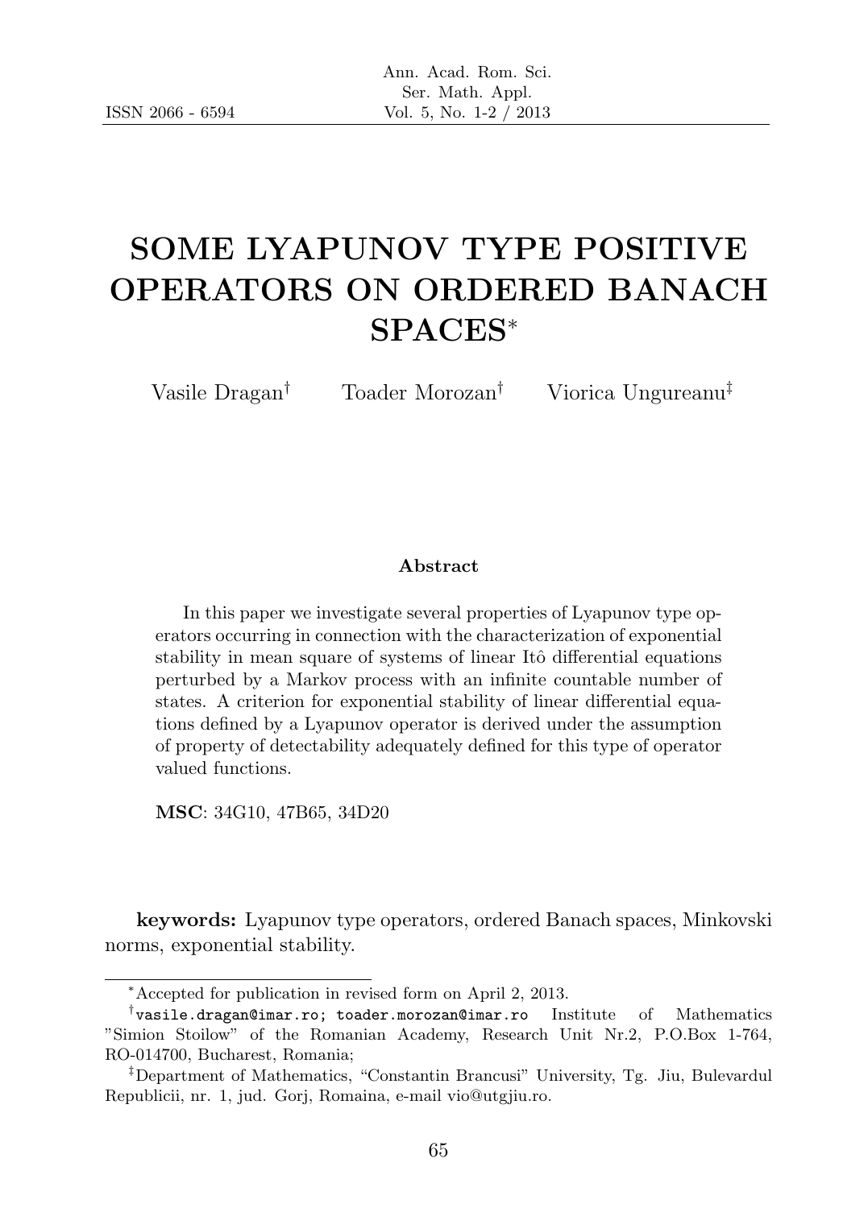# SOME LYAPUNOV TYPE POSITIVE OPERATORS ON ORDERED BANACH SPACES*

Vasile Dragan[†] Toader Morozan[†] Viorica Ungureanu[‡]

### Abstract

In this paper we investigate several properties of Lyapunov type operators occurring in connection with the characterization of exponential stability in mean square of systems of linear Itô differential equations perturbed by a Markov process with an infinite countable number of states. A criterion for exponential stability of linear differential equations defined by a Lyapunov operator is derived under the assumption of property of detectability adequately defined for this type of operator valued functions.

**MSC**: 34G10, 47B65, 34D20

**keywords:** Lyapunov type operators, ordered Banach spaces, Minkovski norms, exponential stability.

---

*Accepted for publication in revised form on April 2, 2013.

[†]`vasile.dragan@imar.ro; toader.morozan@imar.ro` Institute of Mathematics "Simion Stoilow" of the Romanian Academy, Research Unit Nr.2, P.O.Box 1-764, RO-014700, Bucharest, Romania;

[‡]Department of Mathematics, "Constantin Brancusi" University, Tg. Jiu, Bulevardul Republicii, nr. 1, jud. Gorj, Romaina, e-mail vio@utgjiu.ro.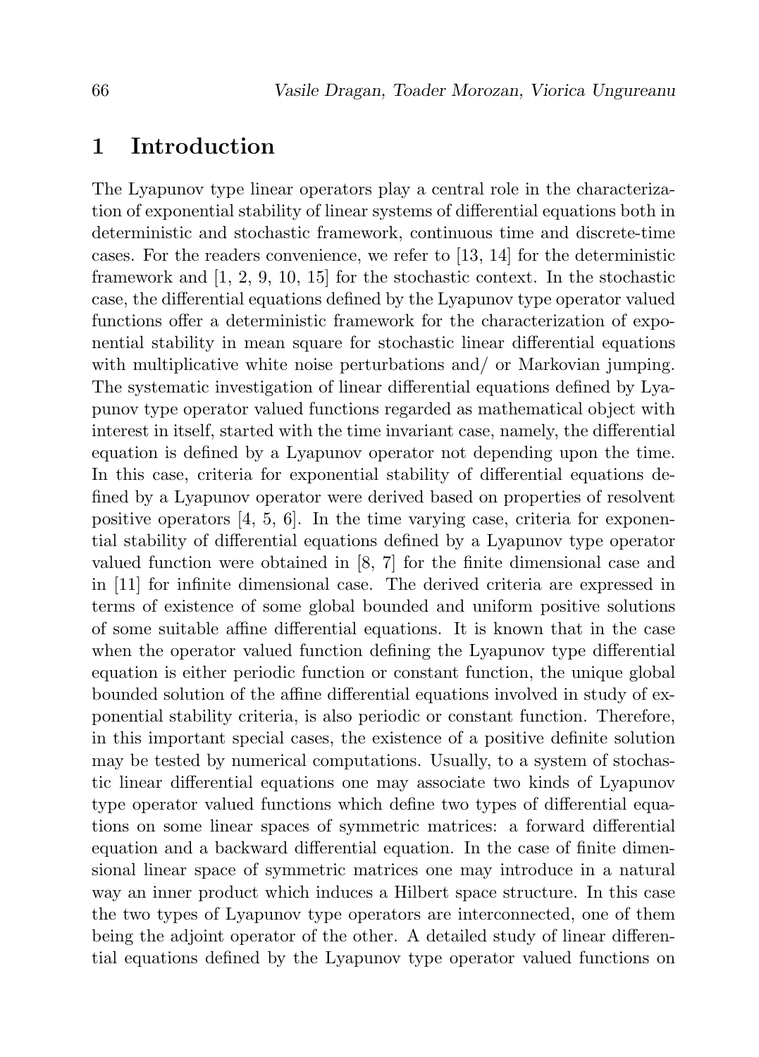## 1 Introduction

The Lyapunov type linear operators play a central role in the characterization of exponential stability of linear systems of differential equations both in deterministic and stochastic framework, continuous time and discrete-time cases. For the readers convenience, we refer to [13, 14] for the deterministic framework and [1, 2, 9, 10, 15] for the stochastic context. In the stochastic case, the differential equations defined by the Lyapunov type operator valued functions offer a deterministic framework for the characterization of exponential stability in mean square for stochastic linear differential equations with multiplicative white noise perturbations and/ or Markovian jumping. The systematic investigation of linear differential equations defined by Lyapunov type operator valued functions regarded as mathematical object with interest in itself, started with the time invariant case, namely, the differential equation is defined by a Lyapunov operator not depending upon the time. In this case, criteria for exponential stability of differential equations defined by a Lyapunov operator were derived based on properties of resolvent positive operators [4, 5, 6]. In the time varying case, criteria for exponential stability of differential equations defined by a Lyapunov type operator valued function were obtained in [8, 7] for the finite dimensional case and in [11] for infinite dimensional case. The derived criteria are expressed in terms of existence of some global bounded and uniform positive solutions of some suitable affine differential equations. It is known that in the case when the operator valued function defining the Lyapunov type differential equation is either periodic function or constant function, the unique global bounded solution of the affine differential equations involved in study of exponential stability criteria, is also periodic or constant function. Therefore, in this important special cases, the existence of a positive definite solution may be tested by numerical computations. Usually, to a system of stochastic linear differential equations one may associate two kinds of Lyapunov type operator valued functions which define two types of differential equations on some linear spaces of symmetric matrices: a forward differential equation and a backward differential equation. In the case of finite dimensional linear space of symmetric matrices one may introduce in a natural way an inner product which induces a Hilbert space structure. In this case the two types of Lyapunov type operators are interconnected, one of them being the adjoint operator of the other. A detailed study of linear differential equations defined by the Lyapunov type operator valued functions on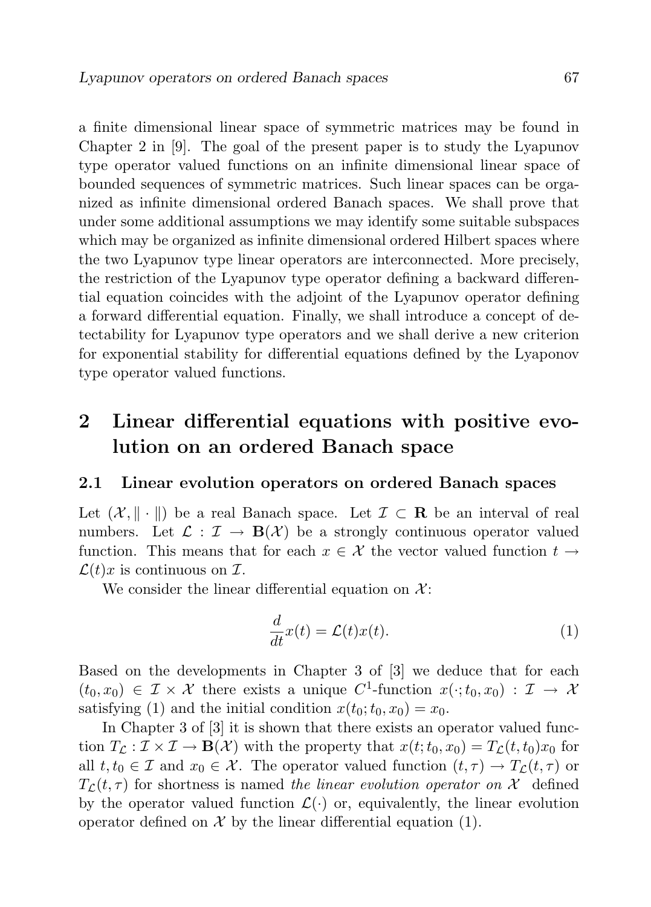a finite dimensional linear space of symmetric matrices may be found in Chapter 2 in [9]. The goal of the present paper is to study the Lyapunov type operator valued functions on an infinite dimensional linear space of bounded sequences of symmetric matrices. Such linear spaces can be organized as infinite dimensional ordered Banach spaces. We shall prove that under some additional assumptions we may identify some suitable subspaces which may be organized as infinite dimensional ordered Hilbert spaces where the two Lyapunov type linear operators are interconnected. More precisely, the restriction of the Lyapunov type operator defining a backward differential equation coincides with the adjoint of the Lyapunov operator defining a forward differential equation. Finally, we shall introduce a concept of detectability for Lyapunov type operators and we shall derive a new criterion for exponential stability for differential equations defined by the Lyaponov type operator valued functions.

## 2 Linear differential equations with positive evolution on an ordered Banach space

### 2.1 Linear evolution operators on ordered Banach spaces

Let $(\mathcal{X}, \|\cdot\|)$ be a real Banach space. Let $\mathcal{I} \subset \mathbf{R}$ be an interval of real numbers. Let $\mathcal{L} : \mathcal{I} \to \mathbf{B}(\mathcal{X})$ be a strongly continuous operator valued function. This means that for each $x \in \mathcal{X}$ the vector valued function $t \to \mathcal{L}(t)x$ is continuous on $\mathcal{I}$.

We consider the linear differential equation on $\mathcal{X}$:

$$\frac{d}{dt}x(t) = \mathcal{L}(t)x(t). \tag{1}$$

Based on the developments in Chapter 3 of [3] we deduce that for each $(t_0, x_0) \in \mathcal{I} \times \mathcal{X}$ there exists a unique $C^1$-function $x(\cdot; t_0, x_0) : \mathcal{I} \to \mathcal{X}$ satisfying (1) and the initial condition $x(t_0; t_0, x_0) = x_0$.

In Chapter 3 of [3] it is shown that there exists an operator valued function $T_{\mathcal{L}} : \mathcal{I} \times \mathcal{I} \to \mathbf{B}(\mathcal{X})$ with the property that $x(t; t_0, x_0) = T_{\mathcal{L}}(t, t_0)x_0$ for all $t, t_0 \in \mathcal{I}$ and $x_0 \in \mathcal{X}$. The operator valued function $(t, \tau) \to T_{\mathcal{L}}(t, \tau)$ or $T_{\mathcal{L}}(t, \tau)$ for shortness is named *the linear evolution operator on* $\mathcal{X}$ defined by the operator valued function $\mathcal{L}(\cdot)$ or, equivalently, the linear evolution operator defined on $\mathcal{X}$ by the linear differential equation (1).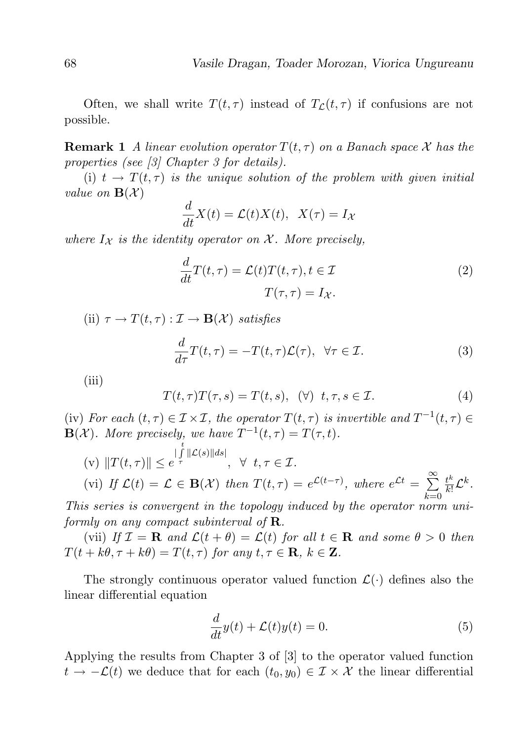Often, we shall write $T(t,\tau)$ instead of $T_{\mathcal{L}}(t,\tau)$ if confusions are not possible.

**Remark 1** *A linear evolution operator $T(t,\tau)$ on a Banach space $\mathcal{X}$ has the properties (see [3] Chapter 3 for details).*

(i) $t \to T(t,\tau)$ *is the unique solution of the problem with given initial value on* $\mathbf{B}(\mathcal{X})$

$$\frac{d}{dt}X(t) = \mathcal{L}(t)X(t), \ \ X(\tau) = I_{\mathcal{X}}$$

*where $I_{\mathcal{X}}$ is the identity operator on $\mathcal{X}$. More precisely,*

$$\frac{d}{dt}T(t,\tau) = \mathcal{L}(t)T(t,\tau), t \in \mathcal{I} \qquad (2)$$
$$T(\tau,\tau) = I_{\mathcal{X}}.$$

(ii) $\tau \to T(t,\tau) : \mathcal{I} \to \mathbf{B}(\mathcal{X})$ *satisfies*

$$\frac{d}{d\tau}T(t,\tau) = -T(t,\tau)\mathcal{L}(\tau), \ \ \forall \tau \in \mathcal{I}. \qquad (3)$$

(iii)

$$T(t,\tau)T(\tau,s) = T(t,s), \ \ (\forall) \ \ t,\tau,s \in \mathcal{I}. \qquad (4)$$

(iv) *For each $(t,\tau) \in \mathcal{I}\times\mathcal{I}$, the operator $T(t,\tau)$ is invertible and $T^{-1}(t,\tau) \in \mathbf{B}(\mathcal{X})$. More precisely, we have $T^{-1}(t,\tau) = T(\tau,t)$.*

(v) $\|T(t,\tau)\| \leq e^{\left|\int_\tau^t \|\mathcal{L}(s)\|ds\right|}$, $\ \forall \ t,\tau \in \mathcal{I}$.

(vi) *If $\mathcal{L}(t) = \mathcal{L} \in \mathbf{B}(\mathcal{X})$ then $T(t,\tau) = e^{\mathcal{L}(t-\tau)}$, where $e^{\mathcal{L}t} = \sum_{k=0}^{\infty} \frac{t^k}{k!}\mathcal{L}^k$. This series is convergent in the topology induced by the operator norm uniformly on any compact subinterval of $\mathbf{R}$.*

(vii) *If $\mathcal{I} = \mathbf{R}$ and $\mathcal{L}(t+\theta) = \mathcal{L}(t)$ for all $t \in \mathbf{R}$ and some $\theta > 0$ then $T(t+k\theta, \tau+k\theta) = T(t,\tau)$ for any $t,\tau \in \mathbf{R}$, $k \in \mathbf{Z}$.*

The strongly continuous operator valued function $\mathcal{L}(\cdot)$ defines also the linear differential equation

$$\frac{d}{dt}y(t) + \mathcal{L}(t)y(t) = 0. \qquad (5)$$

Applying the results from Chapter 3 of [3] to the operator valued function $t \to -\mathcal{L}(t)$ we deduce that for each $(t_0, y_0) \in \mathcal{I}\times\mathcal{X}$ the linear differential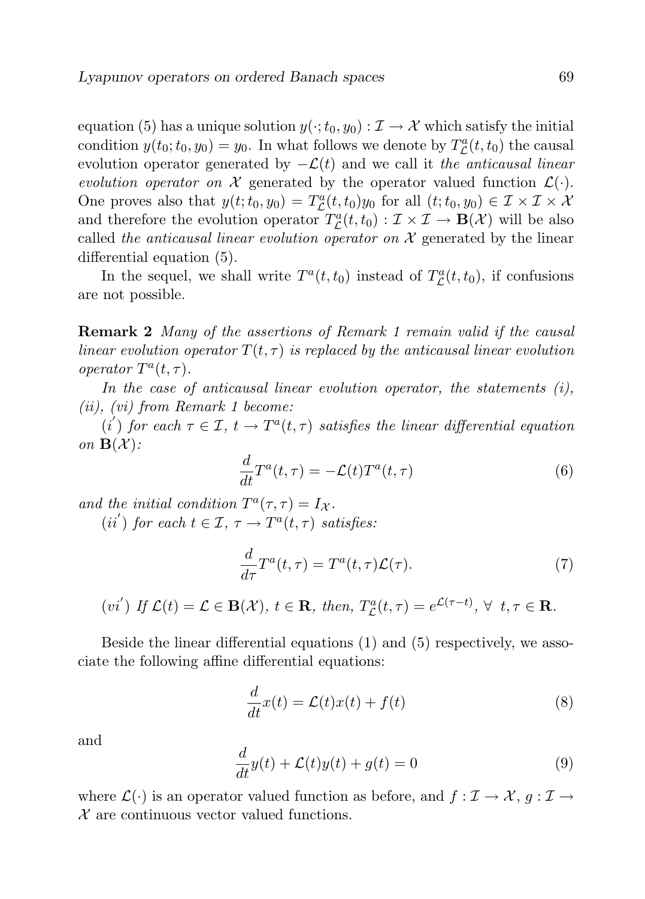equation (5) has a unique solution $y(\cdot; t_0, y_0) : \mathcal{I} \to \mathcal{X}$ which satisfy the initial condition $y(t_0; t_0, y_0) = y_0$. In what follows we denote by $T^a_{\mathcal{L}}(t, t_0)$ the causal evolution operator generated by $-\mathcal{L}(t)$ and we call it *the anticausal linear evolution operator on* $\mathcal{X}$ generated by the operator valued function $\mathcal{L}(\cdot)$. One proves also that $y(t; t_0, y_0) = T^a_{\mathcal{L}}(t, t_0)y_0$ for all $(t; t_0, y_0) \in \mathcal{I} \times \mathcal{I} \times \mathcal{X}$ and therefore the evolution operator $T^a_{\mathcal{L}}(t, t_0) : \mathcal{I} \times \mathcal{I} \to \mathbf{B}(\mathcal{X})$ will be also called *the anticausal linear evolution operator on* $\mathcal{X}$ generated by the linear differential equation (5).

In the sequel, we shall write $T^a(t, t_0)$ instead of $T^a_{\mathcal{L}}(t, t_0)$, if confusions are not possible.

**Remark 2** *Many of the assertions of Remark 1 remain valid if the causal linear evolution operator $T(t, \tau)$ is replaced by the anticausal linear evolution operator $T^a(t, \tau)$.*

*In the case of anticausal linear evolution operator, the statements (i), (ii), (vi) from Remark 1 become:*

$(i')$ *for each $\tau \in \mathcal{I}$, $t \to T^a(t, \tau)$ satisfies the linear differential equation on $\mathbf{B}(\mathcal{X})$:*

$$\frac{d}{dt}T^a(t, \tau) = -\mathcal{L}(t)T^a(t, \tau) \tag{6}$$

*and the initial condition $T^a(\tau, \tau) = I_{\mathcal{X}}$.*

$(ii')$ *for each $t \in \mathcal{I}$, $\tau \to T^a(t, \tau)$ satisfies:*

$$\frac{d}{d\tau}T^a(t, \tau) = T^a(t, \tau)\mathcal{L}(\tau). \tag{7}$$

$(vi')$ *If $\mathcal{L}(t) = \mathcal{L} \in \mathbf{B}(\mathcal{X})$, $t \in \mathbf{R}$, then, $T^a_{\mathcal{L}}(t, \tau) = e^{\mathcal{L}(\tau - t)}$, $\forall \ t, \tau \in \mathbf{R}$.*

Beside the linear differential equations (1) and (5) respectively, we associate the following affine differential equations:

$$\frac{d}{dt}x(t) = \mathcal{L}(t)x(t) + f(t) \tag{8}$$

and

$$\frac{d}{dt}y(t) + \mathcal{L}(t)y(t) + g(t) = 0 \tag{9}$$

where $\mathcal{L}(\cdot)$ is an operator valued function as before, and $f : \mathcal{I} \to \mathcal{X}$, $g : \mathcal{I} \to \mathcal{X}$ are continuous vector valued functions.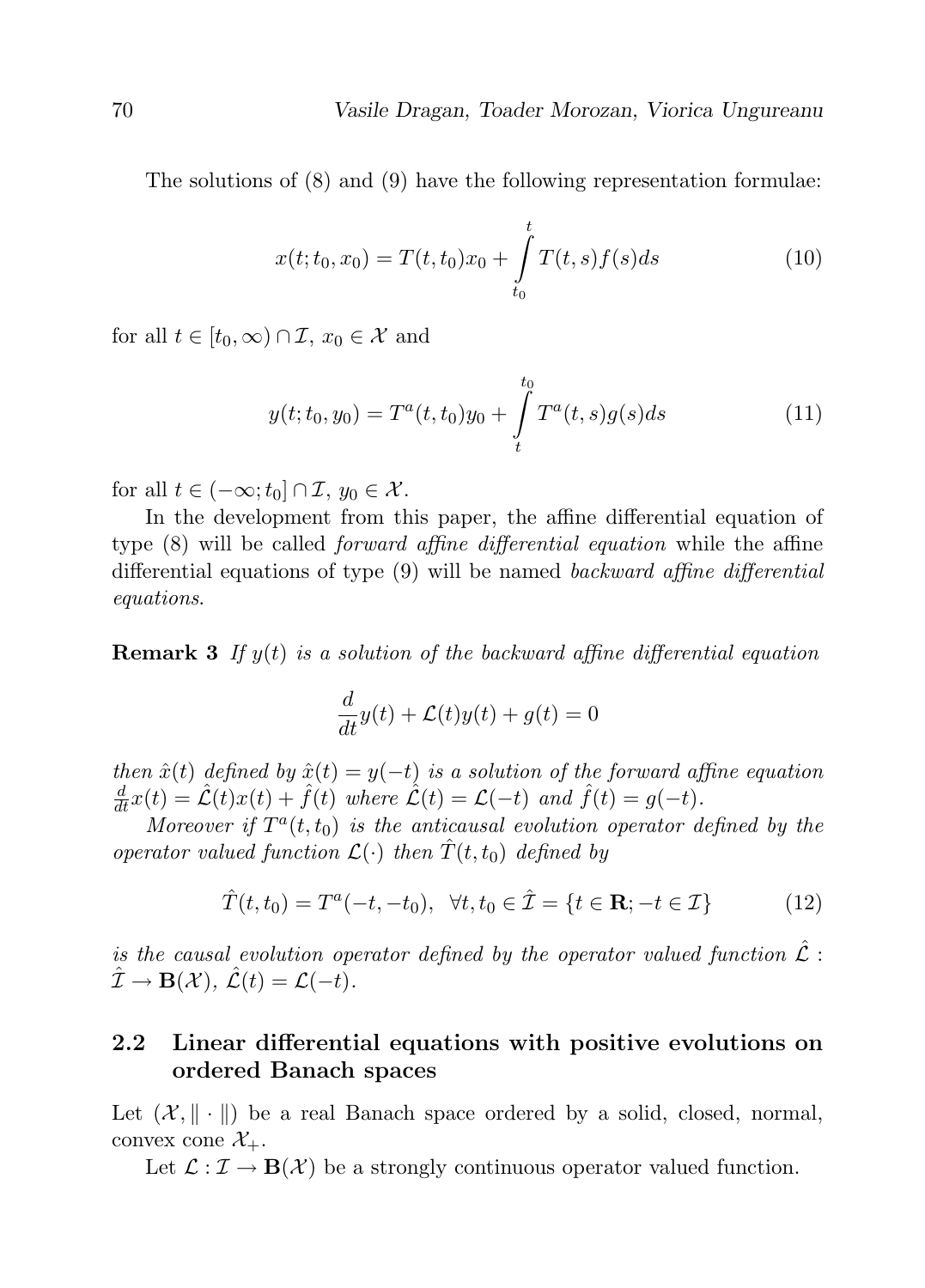The solutions of (8) and (9) have the following representation formulae:

$$x(t;t_0,x_0) = T(t,t_0)x_0 + \int_{t_0}^{t} T(t,s)f(s)ds \tag{10}$$

for all $t \in [t_0, \infty) \cap \mathcal{I}$, $x_0 \in \mathcal{X}$ and

$$y(t;t_0,y_0) = T^a(t,t_0)y_0 + \int_{t}^{t_0} T^a(t,s)g(s)ds \tag{11}$$

for all $t \in (-\infty; t_0] \cap \mathcal{I}$, $y_0 \in \mathcal{X}$.

In the development from this paper, the affine differential equation of type (8) will be called *forward affine differential equation* while the affine differential equations of type (9) will be named *backward affine differential equations*.

**Remark 3** *If $y(t)$ is a solution of the backward affine differential equation*

$$\frac{d}{dt}y(t) + \mathcal{L}(t)y(t) + g(t) = 0$$

*then $\hat{x}(t)$ defined by $\hat{x}(t) = y(-t)$ is a solution of the forward affine equation $\frac{d}{dt}x(t) = \hat{\mathcal{L}}(t)x(t) + \hat{f}(t)$ where $\hat{\mathcal{L}}(t) = \mathcal{L}(-t)$ and $\hat{f}(t) = g(-t)$.*

*Moreover if $T^a(t,t_0)$ is the anticausal evolution operator defined by the operator valued function $\mathcal{L}(\cdot)$ then $\hat{T}(t,t_0)$ defined by*

$$\hat{T}(t,t_0) = T^a(-t,-t_0), \ \ \forall t, t_0 \in \hat{\mathcal{I}} = \{t \in \mathbf{R}; -t \in \mathcal{I}\} \tag{12}$$

*is the causal evolution operator defined by the operator valued function $\hat{\mathcal{L}} : \hat{\mathcal{I}} \to \mathbf{B}(\mathcal{X})$, $\hat{\mathcal{L}}(t) = \mathcal{L}(-t)$.*

## 2.2 Linear differential equations with positive evolutions on ordered Banach spaces

Let $(\mathcal{X}, \|\cdot\|)$ be a real Banach space ordered by a solid, closed, normal, convex cone $\mathcal{X}_+$.

Let $\mathcal{L} : \mathcal{I} \to \mathbf{B}(\mathcal{X})$ be a strongly continuous operator valued function.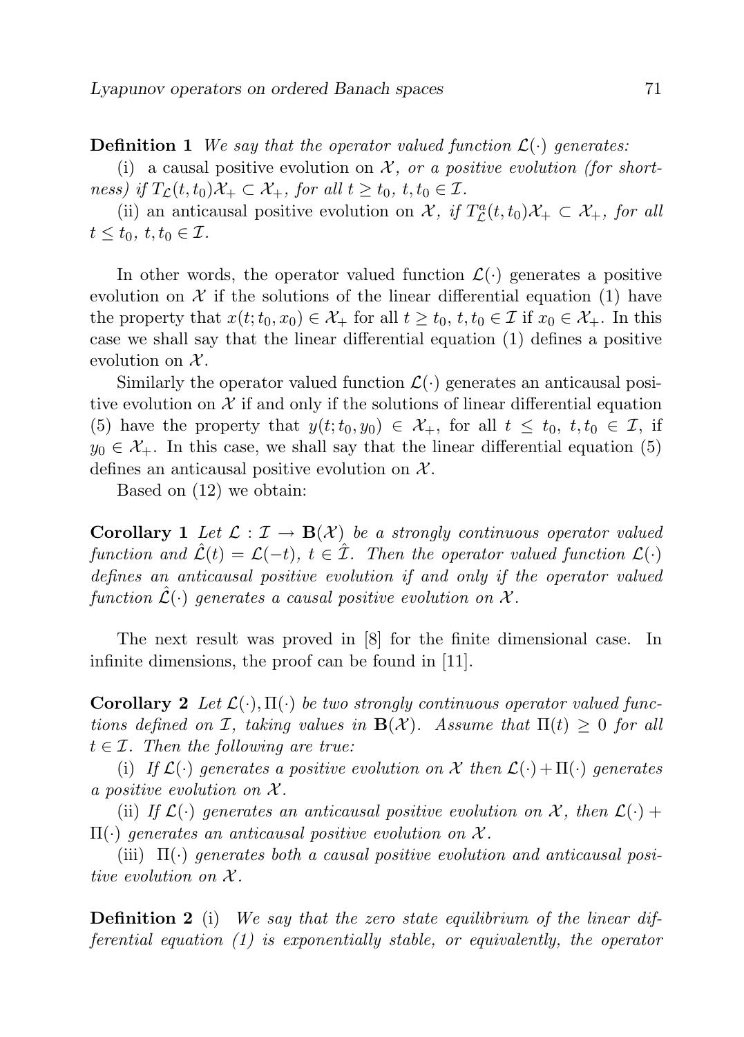**Definition 1** *We say that the operator valued function $\mathcal{L}(\cdot)$ generates:*

(i) a causal positive evolution on $\mathcal{X}$*, or a positive evolution (for shortness) if $T_{\mathcal{L}}(t,t_0)\mathcal{X}_+ \subset \mathcal{X}_+$, for all $t \geq t_0$, $t, t_0 \in \mathcal{I}$.*

(ii) an anticausal positive evolution on $\mathcal{X}$*, if $T^a_{\mathcal{L}}(t,t_0)\mathcal{X}_+ \subset \mathcal{X}_+$, for all $t \leq t_0$, $t, t_0 \in \mathcal{I}$.*

In other words, the operator valued function $\mathcal{L}(\cdot)$ generates a positive evolution on $\mathcal{X}$ if the solutions of the linear differential equation (1) have the property that $x(t;t_0,x_0) \in \mathcal{X}_+$ for all $t \geq t_0$, $t, t_0 \in \mathcal{I}$ if $x_0 \in \mathcal{X}_+$. In this case we shall say that the linear differential equation (1) defines a positive evolution on $\mathcal{X}$.

Similarly the operator valued function $\mathcal{L}(\cdot)$ generates an anticausal positive evolution on $\mathcal{X}$ if and only if the solutions of linear differential equation (5) have the property that $y(t;t_0,y_0) \in \mathcal{X}_+$, for all $t \leq t_0$, $t, t_0 \in \mathcal{I}$, if $y_0 \in \mathcal{X}_+$. In this case, we shall say that the linear differential equation (5) defines an anticausal positive evolution on $\mathcal{X}$.

Based on (12) we obtain:

**Corollary 1** *Let $\mathcal{L} : \mathcal{I} \to \mathbf{B}(\mathcal{X})$ be a strongly continuous operator valued function and $\hat{\mathcal{L}}(t) = \mathcal{L}(-t)$, $t \in \hat{\mathcal{I}}$. Then the operator valued function $\mathcal{L}(\cdot)$ defines an anticausal positive evolution if and only if the operator valued function $\hat{\mathcal{L}}(\cdot)$ generates a causal positive evolution on $\mathcal{X}$.*

The next result was proved in [8] for the finite dimensional case. In infinite dimensions, the proof can be found in [11].

**Corollary 2** *Let $\mathcal{L}(\cdot), \Pi(\cdot)$ be two strongly continuous operator valued functions defined on $\mathcal{I}$, taking values in $\mathbf{B}(\mathcal{X})$. Assume that $\Pi(t) \geq 0$ for all $t \in \mathcal{I}$. Then the following are true:*

(i) *If $\mathcal{L}(\cdot)$ generates a positive evolution on $\mathcal{X}$ then $\mathcal{L}(\cdot) + \Pi(\cdot)$ generates a positive evolution on $\mathcal{X}$.*

(ii) *If $\mathcal{L}(\cdot)$ generates an anticausal positive evolution on $\mathcal{X}$, then $\mathcal{L}(\cdot) + \Pi(\cdot)$ generates an anticausal positive evolution on $\mathcal{X}$.*

(iii) *$\Pi(\cdot)$ generates both a causal positive evolution and anticausal positive evolution on $\mathcal{X}$.*

**Definition 2** (i) *We say that the zero state equilibrium of the linear differential equation (1) is exponentially stable, or equivalently, the operator*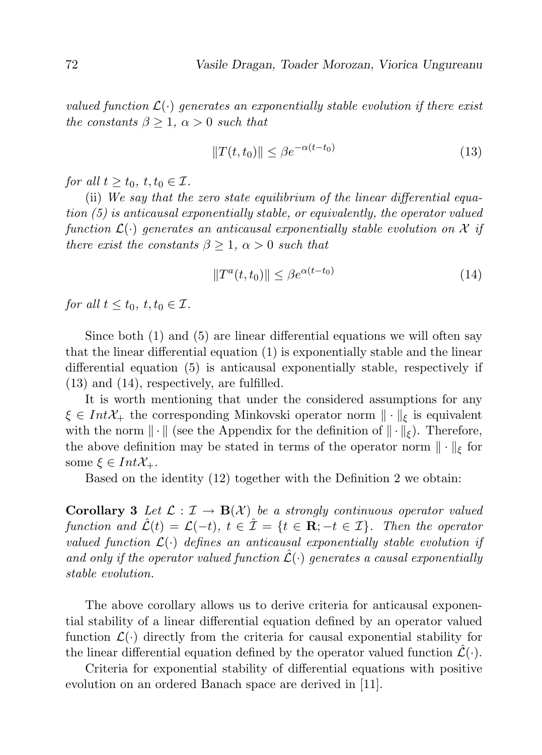*valued function $\mathcal{L}(\cdot)$ generates an exponentially stable evolution if there exist the constants $\beta \geq 1$, $\alpha > 0$ such that*

$$\|T(t, t_0)\| \leq \beta e^{-\alpha(t-t_0)} \tag{13}$$

*for all $t \geq t_0$, $t, t_0 \in \mathcal{I}$.*

(ii) *We say that the zero state equilibrium of the linear differential equation (5) is anticausal exponentially stable, or equivalently, the operator valued function $\mathcal{L}(\cdot)$ generates an anticausal exponentially stable evolution on $\mathcal{X}$ if there exist the constants $\beta \geq 1$, $\alpha > 0$ such that*

$$\|T^a(t, t_0)\| \leq \beta e^{\alpha(t-t_0)} \tag{14}$$

*for all $t \leq t_0$, $t, t_0 \in \mathcal{I}$.*

Since both (1) and (5) are linear differential equations we will often say that the linear differential equation (1) is exponentially stable and the linear differential equation (5) is anticausal exponentially stable, respectively if (13) and (14), respectively, are fulfilled.

It is worth mentioning that under the considered assumptions for any $\xi \in Int\mathcal{X}_+$ the corresponding Minkovski operator norm $\|\cdot\|_\xi$ is equivalent with the norm $\|\cdot\|$ (see the Appendix for the definition of $\|\cdot\|_\xi$). Therefore, the above definition may be stated in terms of the operator norm $\|\cdot\|_\xi$ for some $\xi \in Int\mathcal{X}_+$.

Based on the identity (12) together with the Definition 2 we obtain:

**Corollary 3** *Let $\mathcal{L} : \mathcal{I} \to \mathbf{B}(\mathcal{X})$ be a strongly continuous operator valued function and $\hat{\mathcal{L}}(t) = \mathcal{L}(-t)$, $t \in \hat{\mathcal{I}} = \{t \in \mathbf{R}; -t \in \mathcal{I}\}$. Then the operator valued function $\mathcal{L}(\cdot)$ defines an anticausal exponentially stable evolution if and only if the operator valued function $\hat{\mathcal{L}}(\cdot)$ generates a causal exponentially stable evolution.*

The above corollary allows us to derive criteria for anticausal exponential stability of a linear differential equation defined by an operator valued function $\mathcal{L}(\cdot)$ directly from the criteria for causal exponential stability for the linear differential equation defined by the operator valued function $\hat{\mathcal{L}}(\cdot)$.

Criteria for exponential stability of differential equations with positive evolution on an ordered Banach space are derived in [11].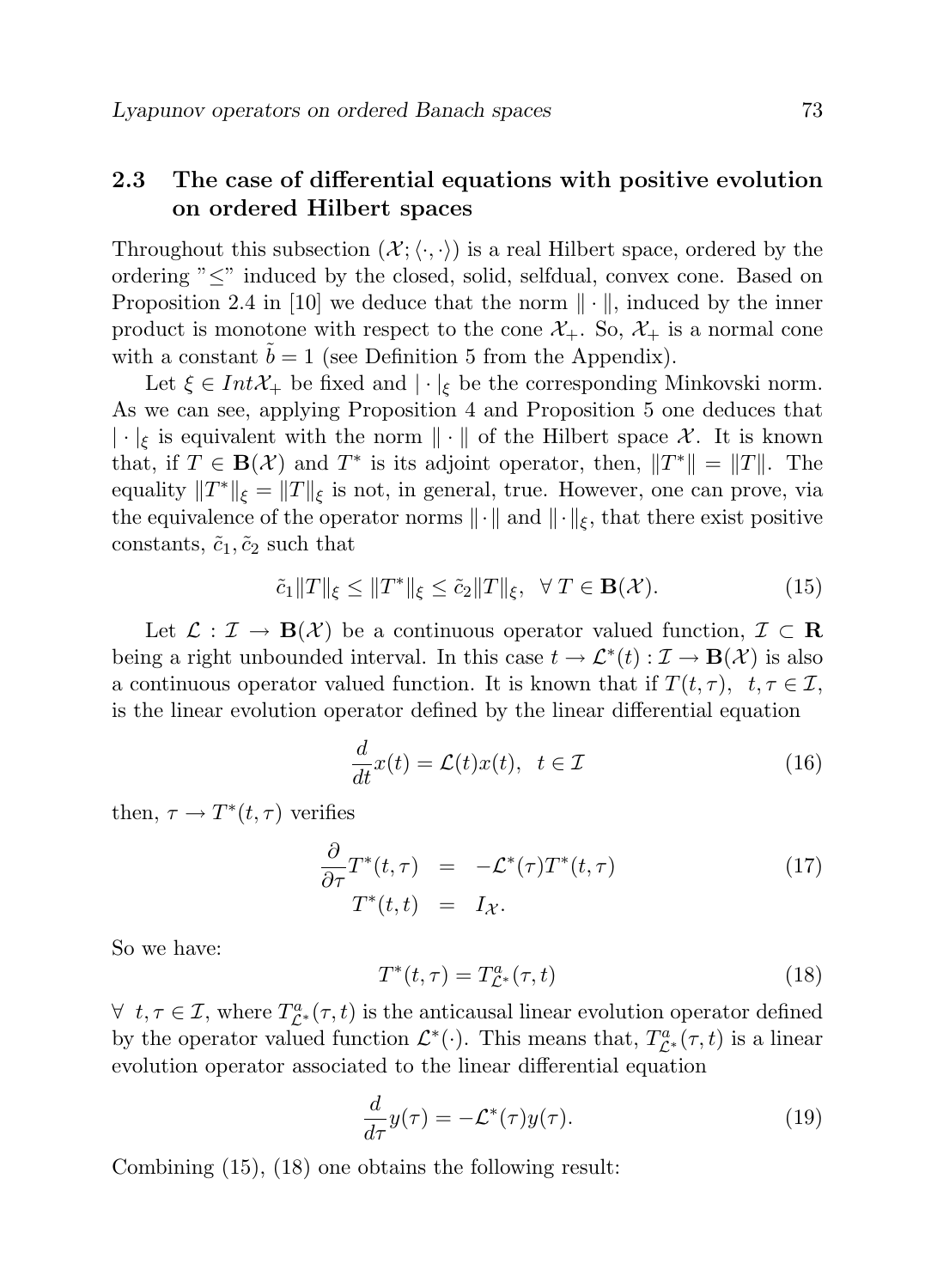## 2.3 The case of differential equations with positive evolution on ordered Hilbert spaces

Throughout this subsection $(\mathcal{X}; \langle\cdot,\cdot\rangle)$ is a real Hilbert space, ordered by the ordering "$\leq$" induced by the closed, solid, selfdual, convex cone. Based on Proposition 2.4 in [10] we deduce that the norm $\|\cdot\|$, induced by the inner product is monotone with respect to the cone $\mathcal{X}_+$. So, $\mathcal{X}_+$ is a normal cone with a constant $\tilde{b} = 1$ (see Definition 5 from the Appendix).

Let $\xi \in Int\mathcal{X}_+$ be fixed and $|\cdot|_\xi$ be the corresponding Minkovski norm. As we can see, applying Proposition 4 and Proposition 5 one deduces that $|\cdot|_\xi$ is equivalent with the norm $\|\cdot\|$ of the Hilbert space $\mathcal{X}$. It is known that, if $T \in \mathbf{B}(\mathcal{X})$ and $T^*$ is its adjoint operator, then, $\|T^*\| = \|T\|$. The equality $\|T^*\|_\xi = \|T\|_\xi$ is not, in general, true. However, one can prove, via the equivalence of the operator norms $\|\cdot\|$ and $\|\cdot\|_\xi$, that there exist positive constants, $\tilde{c}_1, \tilde{c}_2$ such that

$$\tilde{c}_1\|T\|_\xi \leq \|T^*\|_\xi \leq \tilde{c}_2\|T\|_\xi, \ \ \forall\, T \in \mathbf{B}(\mathcal{X}). \tag{15}$$

Let $\mathcal{L} : \mathcal{I} \to \mathbf{B}(\mathcal{X})$ be a continuous operator valued function, $\mathcal{I} \subset \mathbf{R}$ being a right unbounded interval. In this case $t \to \mathcal{L}^*(t) : \mathcal{I} \to \mathbf{B}(\mathcal{X})$ is also a continuous operator valued function. It is known that if $T(t,\tau), \ t,\tau \in \mathcal{I}$, is the linear evolution operator defined by the linear differential equation

$$\frac{d}{dt}x(t) = \mathcal{L}(t)x(t), \ \ t \in \mathcal{I} \tag{16}$$

then, $\tau \to T^*(t,\tau)$ verifies

$$\begin{aligned} \frac{\partial}{\partial\tau}T^*(t,\tau) &= -\mathcal{L}^*(\tau)T^*(t,\tau) \\ T^*(t,t) &= I_{\mathcal{X}}. \end{aligned} \tag{17}$$

So we have:

$$T^*(t,\tau) = T^a_{\mathcal{L}^*}(\tau,t) \tag{18}$$

$\forall \ t,\tau \in \mathcal{I}$, where $T^a_{\mathcal{L}^*}(\tau,t)$ is the anticausal linear evolution operator defined by the operator valued function $\mathcal{L}^*(\cdot)$. This means that, $T^a_{\mathcal{L}^*}(\tau,t)$ is a linear evolution operator associated to the linear differential equation

$$\frac{d}{d\tau}y(\tau) = -\mathcal{L}^*(\tau)y(\tau). \tag{19}$$

Combining (15), (18) one obtains the following result: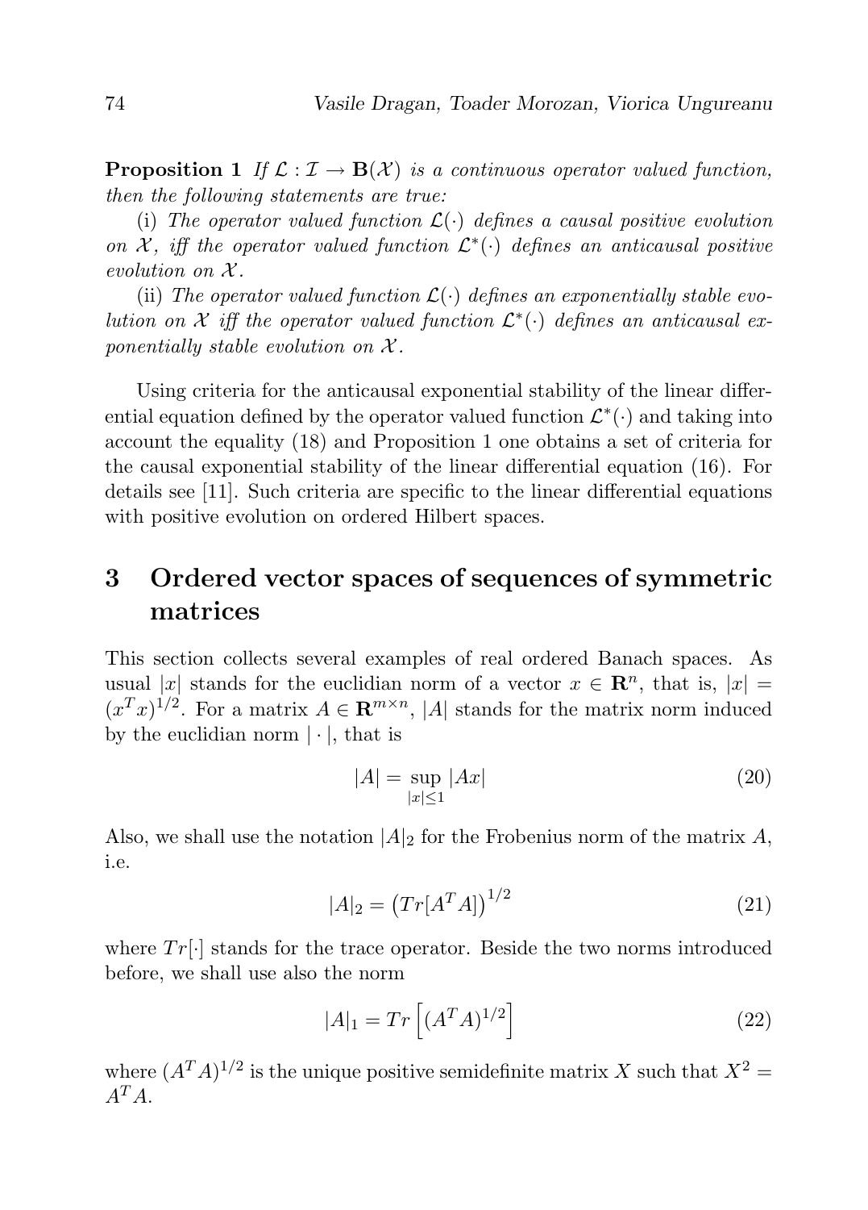**Proposition 1** *If $\mathcal{L} : \mathcal{I} \to \mathbf{B}(\mathcal{X})$ is a continuous operator valued function, then the following statements are true:*

(i) *The operator valued function $\mathcal{L}(\cdot)$ defines a causal positive evolution on $\mathcal{X}$, iff the operator valued function $\mathcal{L}^*(\cdot)$ defines an anticausal positive evolution on $\mathcal{X}$.*

(ii) *The operator valued function $\mathcal{L}(\cdot)$ defines an exponentially stable evolution on $\mathcal{X}$ iff the operator valued function $\mathcal{L}^*(\cdot)$ defines an anticausal exponentially stable evolution on $\mathcal{X}$.*

Using criteria for the anticausal exponential stability of the linear differential equation defined by the operator valued function $\mathcal{L}^*(\cdot)$ and taking into account the equality (18) and Proposition 1 one obtains a set of criteria for the causal exponential stability of the linear differential equation (16). For details see [11]. Such criteria are specific to the linear differential equations with positive evolution on ordered Hilbert spaces.

# 3 Ordered vector spaces of sequences of symmetric matrices

This section collects several examples of real ordered Banach spaces. As usual $|x|$ stands for the euclidian norm of a vector $x \in \mathbf{R}^n$, that is, $|x| = (x^T x)^{1/2}$. For a matrix $A \in \mathbf{R}^{m \times n}$, $|A|$ stands for the matrix norm induced by the euclidian norm $|\cdot|$, that is

$$|A| = \sup_{|x| \leq 1} |Ax| \tag{20}$$

Also, we shall use the notation $|A|_2$ for the Frobenius norm of the matrix $A$, i.e.

$$|A|_2 = \left(Tr[A^T A]\right)^{1/2} \tag{21}$$

where $Tr[\cdot]$ stands for the trace operator. Beside the two norms introduced before, we shall use also the norm

$$|A|_1 = Tr\left[(A^T A)^{1/2}\right] \tag{22}$$

where $(A^T A)^{1/2}$ is the unique positive semidefinite matrix $X$ such that $X^2 = A^T A$.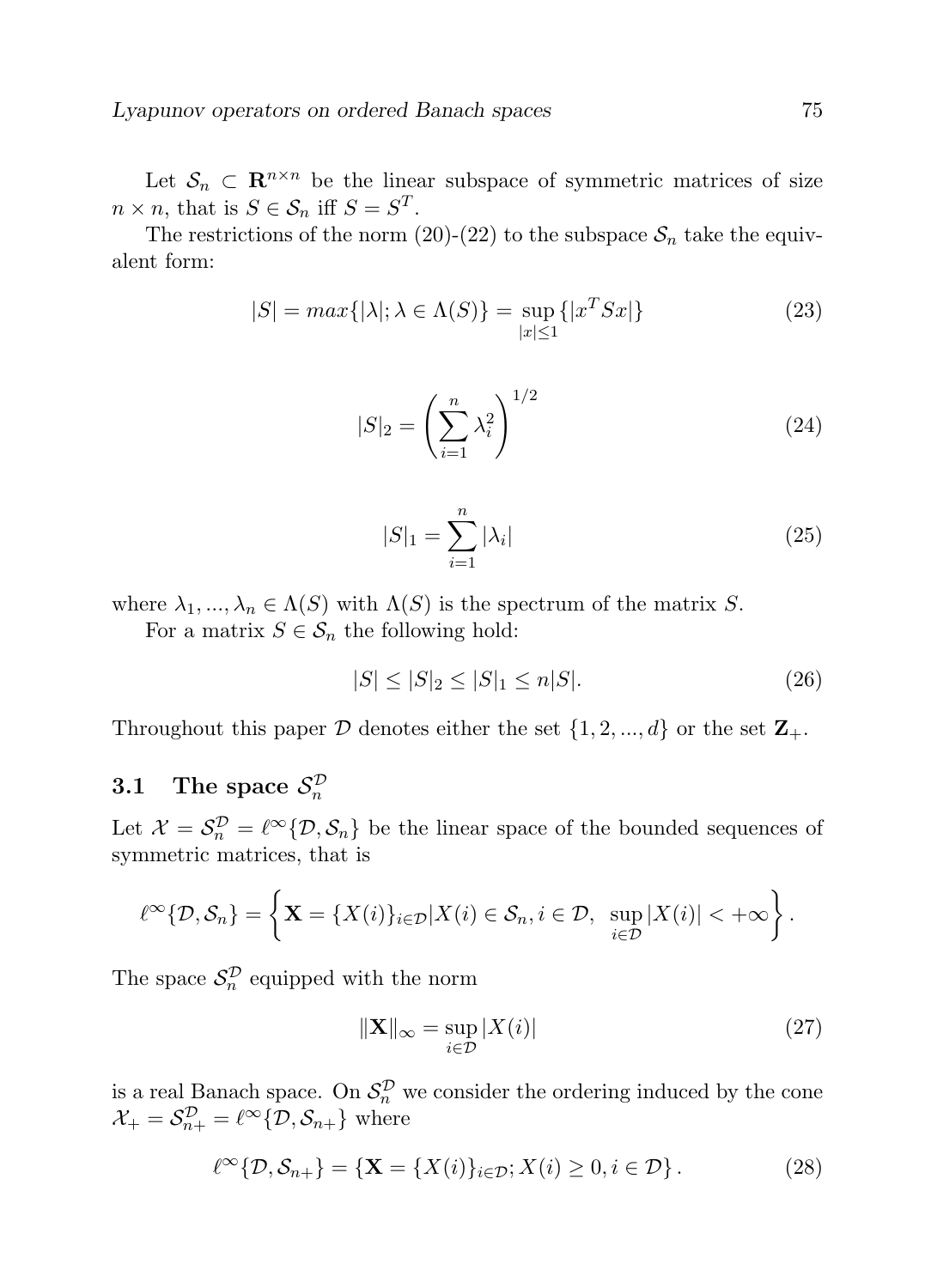Let $\mathcal{S}_n \subset \mathbf{R}^{n\times n}$ be the linear subspace of symmetric matrices of size $n \times n$, that is $S \in \mathcal{S}_n$ iff $S = S^T$.

The restrictions of the norm (20)-(22) to the subspace $\mathcal{S}_n$ take the equivalent form:

$$|S| = max\{|\lambda|; \lambda \in \Lambda(S)\} = \sup_{|x|\leq 1}\{|x^T S x|\} \tag{23}$$

$$|S|_2 = \left(\sum_{i=1}^{n} \lambda_i^2\right)^{1/2} \tag{24}$$

$$|S|_1 = \sum_{i=1}^{n} |\lambda_i| \tag{25}$$

where $\lambda_1, ..., \lambda_n \in \Lambda(S)$ with $\Lambda(S)$ is the spectrum of the matrix $S$.

For a matrix $S \in \mathcal{S}_n$ the following hold:

$$|S| \leq |S|_2 \leq |S|_1 \leq n|S|. \tag{26}$$

Throughout this paper $\mathcal{D}$ denotes either the set $\{1, 2, ..., d\}$ or the set $\mathbf{Z}_+$.

### 3.1 The space $\mathcal{S}_n^{\mathcal{D}}$

Let $\mathcal{X} = \mathcal{S}_n^{\mathcal{D}} = \ell^\infty\{\mathcal{D}, \mathcal{S}_n\}$ be the linear space of the bounded sequences of symmetric matrices, that is

$$\ell^\infty\{\mathcal{D}, \mathcal{S}_n\} = \left\{\mathbf{X} = \{X(i)\}_{i\in\mathcal{D}} | X(i) \in \mathcal{S}_n, i \in \mathcal{D}, \ \sup_{i\in\mathcal{D}} |X(i)| < +\infty\right\}.$$

The space $\mathcal{S}_n^{\mathcal{D}}$ equipped with the norm

$$\|\mathbf{X}\|_\infty = \sup_{i\in\mathcal{D}} |X(i)| \tag{27}$$

is a real Banach space. On $\mathcal{S}_n^{\mathcal{D}}$ we consider the ordering induced by the cone $\mathcal{X}_+ = \mathcal{S}_{n+}^{\mathcal{D}} = \ell^\infty\{\mathcal{D}, \mathcal{S}_{n+}\}$ where

$$\ell^\infty\{\mathcal{D}, \mathcal{S}_{n+}\} = \{\mathbf{X} = \{X(i)\}_{i\in\mathcal{D}}; X(i) \geq 0, i \in \mathcal{D}\}. \tag{28}$$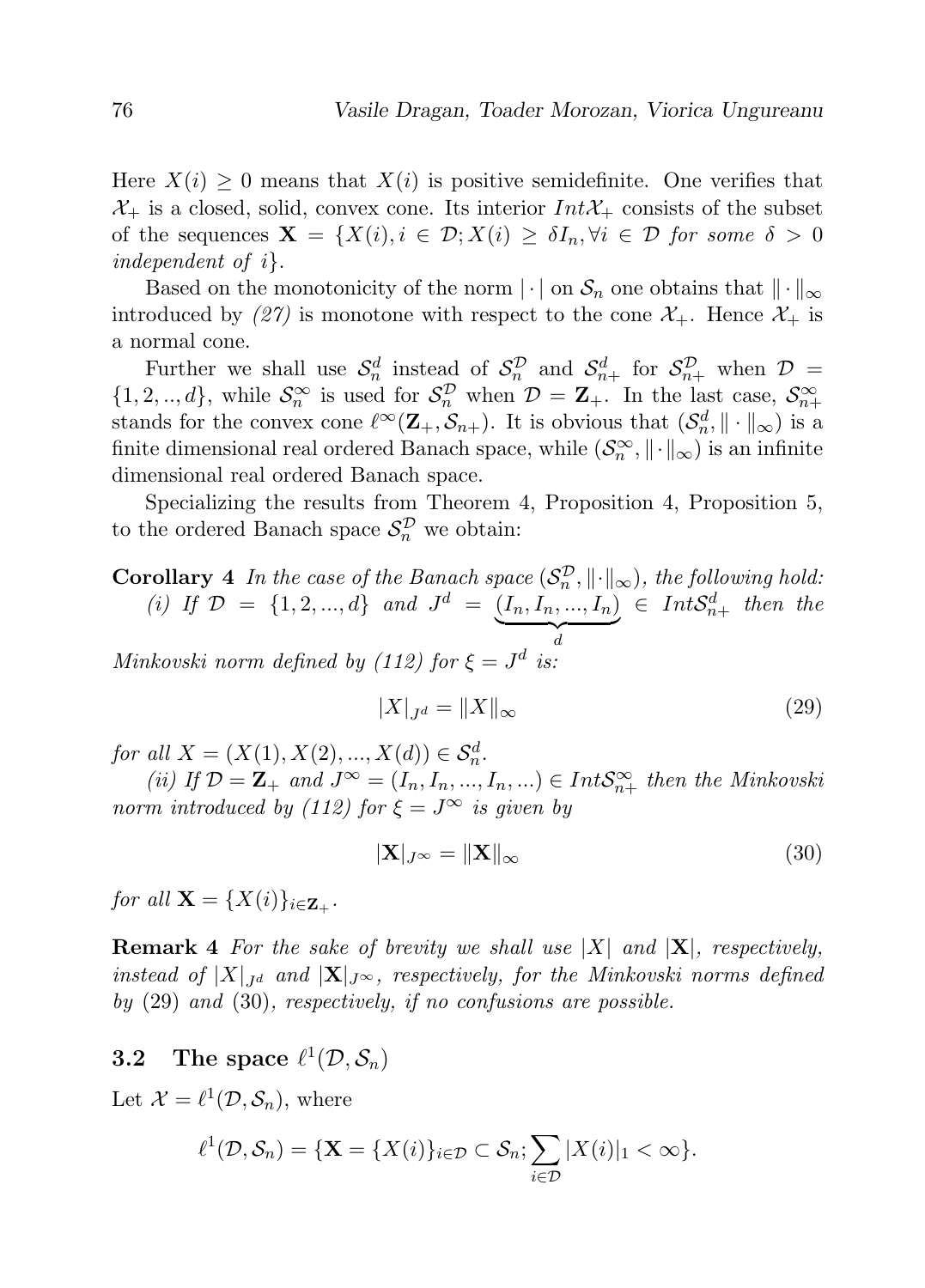Here $X(i) \geq 0$ means that $X(i)$ is positive semidefinite. One verifies that $\mathcal{X}_+$ is a closed, solid, convex cone. Its interior $Int\mathcal{X}_+$ consists of the subset of the sequences $\mathbf{X} = \{X(i), i \in \mathcal{D}; X(i) \geq \delta I_n, \forall i \in \mathcal{D}$ *for some* $\delta > 0$ *independent of* $i\}$.

Based on the monotonicity of the norm $|\cdot|$ on $\mathcal{S}_n$ one obtains that $\|\cdot\|_\infty$ introduced by *(27)* is monotone with respect to the cone $\mathcal{X}_+$. Hence $\mathcal{X}_+$ is a normal cone.

Further we shall use $\mathcal{S}_n^d$ instead of $\mathcal{S}_n^{\mathcal{D}}$ and $\mathcal{S}_{n+}^d$ for $\mathcal{S}_{n+}^{\mathcal{D}}$ when $\mathcal{D} = \{1, 2, .., d\}$, while $\mathcal{S}_n^\infty$ is used for $\mathcal{S}_n^{\mathcal{D}}$ when $\mathcal{D} = \mathbf{Z}_+$. In the last case, $\mathcal{S}_{n+}^\infty$ stands for the convex cone $\ell^\infty(\mathbf{Z}_+, \mathcal{S}_{n+})$. It is obvious that $(\mathcal{S}_n^d, \|\cdot\|_\infty)$ is a finite dimensional real ordered Banach space, while $(\mathcal{S}_n^\infty, \|\cdot\|_\infty)$ is an infinite dimensional real ordered Banach space.

Specializing the results from Theorem 4, Proposition 4, Proposition 5, to the ordered Banach space $\mathcal{S}_n^{\mathcal{D}}$ we obtain:

**Corollary 4** *In the case of the Banach space* $(\mathcal{S}_n^{\mathcal{D}}, \|\cdot\|_\infty)$, *the following hold:*

*(i) If* $\mathcal{D} = \{1, 2, ..., d\}$ *and* $J^d = \underbrace{(I_n, I_n, ..., I_n)}_{d} \in Int\mathcal{S}_{n+}^d$ *then the Minkovski norm defined by (112) for* $\xi = J^d$ *is:*

$$|X|_{J^d} = \|X\|_\infty \tag{29}$$

*for all* $X = (X(1), X(2), ..., X(d)) \in \mathcal{S}_n^d$.

*(ii) If* $\mathcal{D} = \mathbf{Z}_+$ *and* $J^\infty = (I_n, I_n, ..., I_n, ...) \in Int\mathcal{S}_{n+}^\infty$ *then the Minkovski norm introduced by (112) for* $\xi = J^\infty$ *is given by*

$$|\mathbf{X}|_{J^\infty} = \|\mathbf{X}\|_\infty \tag{30}$$

*for all* $\mathbf{X} = \{X(i)\}_{i \in \mathbf{Z}_+}$.

**Remark 4** *For the sake of brevity we shall use* $|X|$ *and* $|\mathbf{X}|$, *respectively, instead of* $|X|_{J^d}$ *and* $|\mathbf{X}|_{J^\infty}$, *respectively, for the Minkovski norms defined by* (29) *and* (30), *respectively, if no confusions are possible.*

### 3.2 The space $\ell^1(\mathcal{D}, \mathcal{S}_n)$

Let $\mathcal{X} = \ell^1(\mathcal{D}, \mathcal{S}_n)$, where

$$\ell^1(\mathcal{D}, \mathcal{S}_n) = \{\mathbf{X} = \{X(i)\}_{i \in \mathcal{D}} \subset \mathcal{S}_n; \sum_{i \in \mathcal{D}} |X(i)|_1 < \infty\}.$$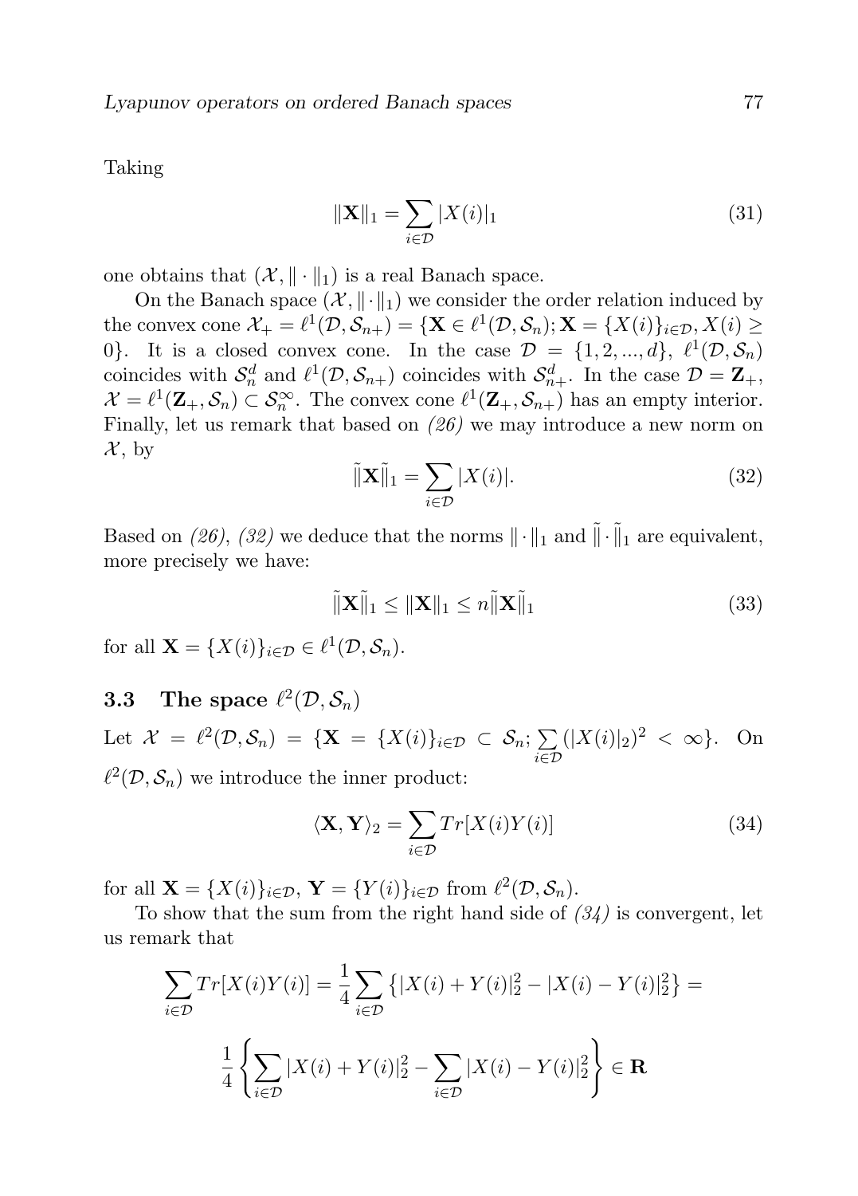Taking

$$\|\mathbf{X}\|_1 = \sum_{i\in\mathcal{D}} |X(i)|_1 \tag{31}$$

one obtains that $(\mathcal{X}, \|\cdot\|_1)$ is a real Banach space.

On the Banach space $(\mathcal{X}, \|\cdot\|_1)$ we consider the order relation induced by the convex cone $\mathcal{X}_+ = \ell^1(\mathcal{D}, \mathcal{S}_{n+}) = \{\mathbf{X} \in \ell^1(\mathcal{D}, \mathcal{S}_n); \mathbf{X} = \{X(i)\}_{i\in\mathcal{D}}, X(i) \geq 0\}$. It is a closed convex cone. In the case $\mathcal{D} = \{1, 2, ..., d\}$, $\ell^1(\mathcal{D}, \mathcal{S}_n)$ coincides with $\mathcal{S}_n^d$ and $\ell^1(\mathcal{D}, \mathcal{S}_{n+})$ coincides with $\mathcal{S}_{n+}^d$. In the case $\mathcal{D} = \mathbf{Z}_+$, $\mathcal{X} = \ell^1(\mathbf{Z}_+, \mathcal{S}_n) \subset \mathcal{S}_n^\infty$. The convex cone $\ell^1(\mathbf{Z}_+, \mathcal{S}_{n+})$ has an empty interior. Finally, let us remark that based on *(26)* we may introduce a new norm on $\mathcal{X}$, by

$$\tilde{\|}\mathbf{X}\tilde{\|}_1 = \sum_{i\in\mathcal{D}} |X(i)|. \tag{32}$$

Based on *(26)*, *(32)* we deduce that the norms $\|\cdot\|_1$ and $\tilde{\|}\cdot\tilde{\|}_1$ are equivalent, more precisely we have:

$$\tilde{\|}\mathbf{X}\tilde{\|}_1 \leq \|\mathbf{X}\|_1 \leq n\tilde{\|}\mathbf{X}\tilde{\|}_1 \tag{33}$$

for all $\mathbf{X} = \{X(i)\}_{i\in\mathcal{D}} \in \ell^1(\mathcal{D}, \mathcal{S}_n)$.

### 3.3 The space $\ell^2(\mathcal{D}, \mathcal{S}_n)$

Let $\mathcal{X} = \ell^2(\mathcal{D}, \mathcal{S}_n) = \{\mathbf{X} = \{X(i)\}_{i\in\mathcal{D}} \subset \mathcal{S}_n; \sum_{i\in\mathcal{D}} (|X(i)|_2)^2 < \infty\}$. On $\ell^2(\mathcal{D}, \mathcal{S}_n)$ we introduce the inner product:

$$\langle \mathbf{X}, \mathbf{Y} \rangle_2 = \sum_{i\in\mathcal{D}} Tr[X(i)Y(i)] \tag{34}$$

for all $\mathbf{X} = \{X(i)\}_{i\in\mathcal{D}}$, $\mathbf{Y} = \{Y(i)\}_{i\in\mathcal{D}}$ from $\ell^2(\mathcal{D}, \mathcal{S}_n)$.

To show that the sum from the right hand side of *(34)* is convergent, let us remark that

$$\sum_{i\in\mathcal{D}} Tr[X(i)Y(i)] = \frac{1}{4}\sum_{i\in\mathcal{D}} \left\{ |X(i) + Y(i)|_2^2 - |X(i) - Y(i)|_2^2 \right\} =$$

$$\frac{1}{4}\left\{ \sum_{i\in\mathcal{D}} |X(i) + Y(i)|_2^2 - \sum_{i\in\mathcal{D}} |X(i) - Y(i)|_2^2 \right\} \in \mathbf{R}$$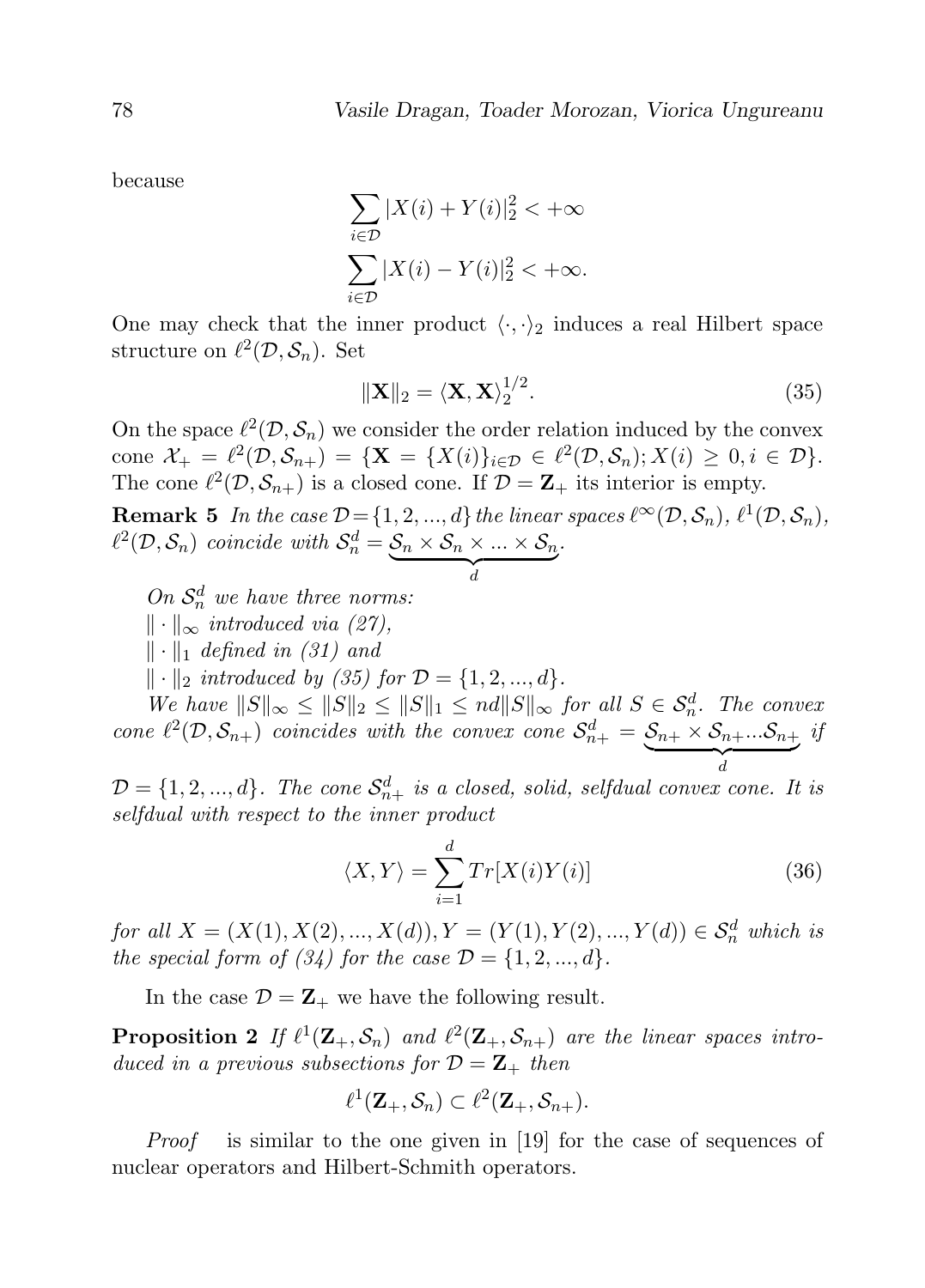because

$$\sum_{i\in\mathcal{D}} |X(i)+Y(i)|_2^2 < +\infty$$

$$\sum_{i\in\mathcal{D}} |X(i)-Y(i)|_2^2 < +\infty.$$

One may check that the inner product $\langle\cdot,\cdot\rangle_2$ induces a real Hilbert space structure on $\ell^2(\mathcal{D},\mathcal{S}_n)$. Set

$$\|\mathbf{X}\|_2 = \langle \mathbf{X},\mathbf{X}\rangle_2^{1/2}. \tag{35}$$

On the space $\ell^2(\mathcal{D},\mathcal{S}_n)$ we consider the order relation induced by the convex cone $\mathcal{X}_+ = \ell^2(\mathcal{D},\mathcal{S}_{n+}) = \{\mathbf{X} = \{X(i)\}_{i\in\mathcal{D}} \in \ell^2(\mathcal{D},\mathcal{S}_n); X(i) \geq 0, i \in \mathcal{D}\}$. The cone $\ell^2(\mathcal{D},\mathcal{S}_{n+})$ is a closed cone. If $\mathcal{D} = \mathbf{Z}_+$ its interior is empty.

**Remark 5** *In the case $\mathcal{D}=\{1,2,...,d\}$ the linear spaces $\ell^\infty(\mathcal{D},\mathcal{S}_n)$, $\ell^1(\mathcal{D},\mathcal{S}_n)$, $\ell^2(\mathcal{D},\mathcal{S}_n)$ coincide with $\mathcal{S}_n^d = \underbrace{\mathcal{S}_n \times \mathcal{S}_n \times ... \times \mathcal{S}_n}_{d}$.*

*On $\mathcal{S}_n^d$ we have three norms:*

*$\|\cdot\|_\infty$ introduced via (27),*

*$\|\cdot\|_1$ defined in (31) and*

*$\|\cdot\|_2$ introduced by (35) for $\mathcal{D} = \{1,2,...,d\}$.*

*We have $\|S\|_\infty \leq \|S\|_2 \leq \|S\|_1 \leq nd\|S\|_\infty$ for all $S \in \mathcal{S}_n^d$. The convex cone $\ell^2(\mathcal{D},\mathcal{S}_{n+})$ coincides with the convex cone $\mathcal{S}_{n+}^d = \underbrace{\mathcal{S}_{n+} \times \mathcal{S}_{n+} ... \mathcal{S}_{n+}}_{d}$ if $\mathcal{D} = \{1,2,...,d\}$. The cone $\mathcal{S}_{n+}^d$ is a closed, solid, selfdual convex cone. It is selfdual with respect to the inner product*

$$\langle X,Y\rangle = \sum_{i=1}^{d} Tr[X(i)Y(i)] \tag{36}$$

*for all $X = (X(1),X(2),...,X(d)), Y = (Y(1),Y(2),...,Y(d)) \in \mathcal{S}_n^d$ which is the special form of (34) for the case $\mathcal{D} = \{1,2,...,d\}$.*

In the case $\mathcal{D} = \mathbf{Z}_+$ we have the following result.

**Proposition 2** *If $\ell^1(\mathbf{Z}_+,\mathcal{S}_n)$ and $\ell^2(\mathbf{Z}_+,\mathcal{S}_{n+})$ are the linear spaces introduced in a previous subsections for $\mathcal{D} = \mathbf{Z}_+$ then*

$$\ell^1(\mathbf{Z}_+,\mathcal{S}_n) \subset \ell^2(\mathbf{Z}_+,\mathcal{S}_{n+}).$$

*Proof* is similar to the one given in [19] for the case of sequences of nuclear operators and Hilbert-Schmith operators.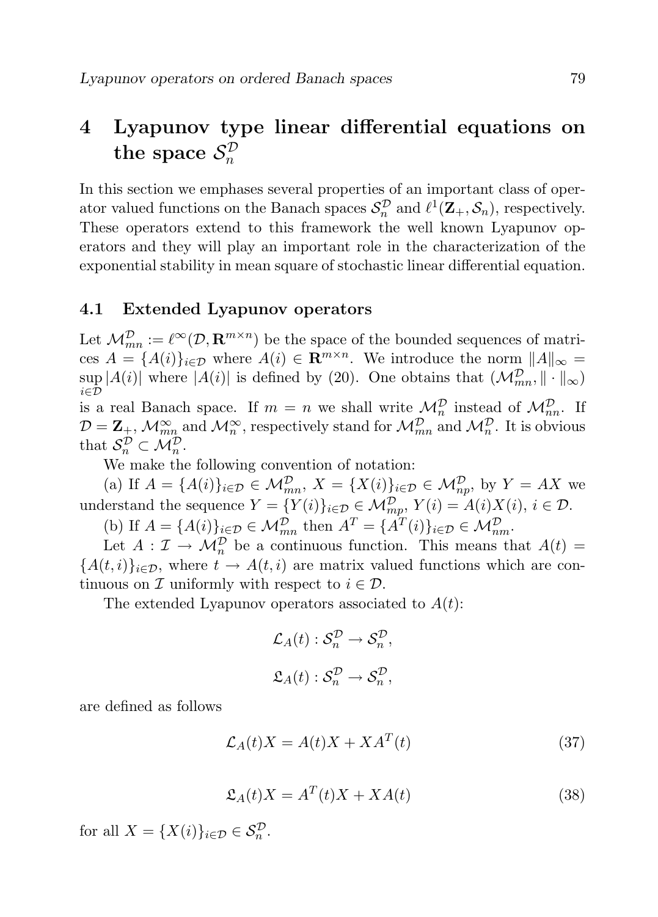# 4 Lyapunov type linear differential equations on the space $\mathcal{S}_n^{\mathcal{D}}$

In this section we emphases several properties of an important class of operator valued functions on the Banach spaces $\mathcal{S}_n^{\mathcal{D}}$ and $\ell^1(\mathbf{Z}_+, \mathcal{S}_n)$, respectively. These operators extend to this framework the well known Lyapunov operators and they will play an important role in the characterization of the exponential stability in mean square of stochastic linear differential equation.

## 4.1 Extended Lyapunov operators

Let $\mathcal{M}_{mn}^{\mathcal{D}} := \ell^\infty(\mathcal{D}, \mathbf{R}^{m\times n})$ be the space of the bounded sequences of matrices $A = \{A(i)\}_{i\in\mathcal{D}}$ where $A(i) \in \mathbf{R}^{m\times n}$. We introduce the norm $\|A\|_\infty = \sup\limits_{i\in\mathcal{D}} |A(i)|$ where $|A(i)|$ is defined by (20). One obtains that $(\mathcal{M}_{mn}^{\mathcal{D}}, \|\cdot\|_\infty)$ is a real Banach space. If $m = n$ we shall write $\mathcal{M}_n^{\mathcal{D}}$ instead of $\mathcal{M}_{nn}^{\mathcal{D}}$. If $\mathcal{D} = \mathbf{Z}_+$, $\mathcal{M}_{mn}^{\infty}$ and $\mathcal{M}_n^{\infty}$, respectively stand for $\mathcal{M}_{mn}^{\mathcal{D}}$ and $\mathcal{M}_n^{\mathcal{D}}$. It is obvious that $\mathcal{S}_n^{\mathcal{D}} \subset \mathcal{M}_n^{\mathcal{D}}$.

We make the following convention of notation:

(a) If $A = \{A(i)\}_{i\in\mathcal{D}} \in \mathcal{M}_{mn}^{\mathcal{D}}$, $X = \{X(i)\}_{i\in\mathcal{D}} \in \mathcal{M}_{np}^{\mathcal{D}}$, by $Y = AX$ we understand the sequence $Y = \{Y(i)\}_{i\in\mathcal{D}} \in \mathcal{M}_{mp}^{\mathcal{D}}$, $Y(i) = A(i)X(i)$, $i \in \mathcal{D}$.

(b) If $A = \{A(i)\}_{i\in\mathcal{D}} \in \mathcal{M}_{mn}^{\mathcal{D}}$ then $A^T = \{A^T(i)\}_{i\in\mathcal{D}} \in \mathcal{M}_{nm}^{\mathcal{D}}$.

Let $A : \mathcal{I} \to \mathcal{M}_n^{\mathcal{D}}$ be a continuous function. This means that $A(t) = \{A(t,i)\}_{i\in\mathcal{D}}$, where $t \to A(t,i)$ are matrix valued functions which are continuous on $\mathcal{I}$ uniformly with respect to $i \in \mathcal{D}$.

The extended Lyapunov operators associated to $A(t)$:

$$\mathcal{L}_A(t) : \mathcal{S}_n^{\mathcal{D}} \to \mathcal{S}_n^{\mathcal{D}},$$

$$\mathfrak{L}_A(t) : \mathcal{S}_n^{\mathcal{D}} \to \mathcal{S}_n^{\mathcal{D}},$$

are defined as follows

$$\mathcal{L}_A(t)X = A(t)X + XA^T(t) \tag{37}$$

$$\mathfrak{L}_A(t)X = A^T(t)X + XA(t) \tag{38}$$

for all $X = \{X(i)\}_{i\in\mathcal{D}} \in \mathcal{S}_n^{\mathcal{D}}$.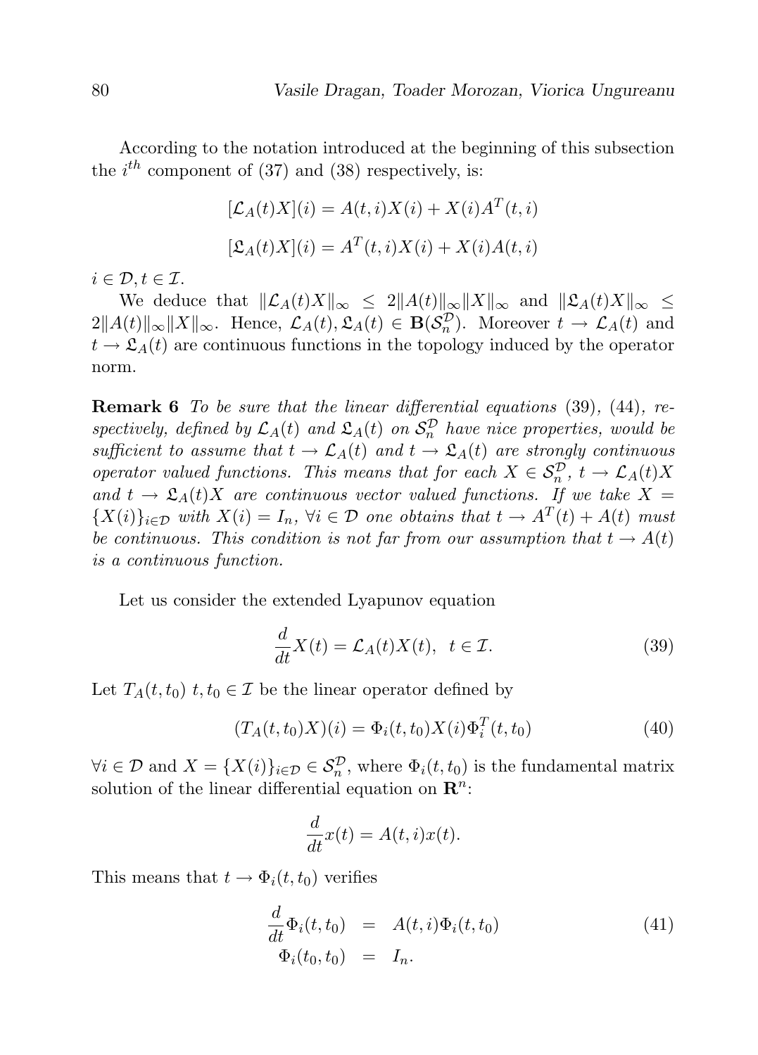According to the notation introduced at the beginning of this subsection the $i^{th}$ component of (37) and (38) respectively, is:

$$[\mathcal{L}_A(t)X](i) = A(t,i)X(i) + X(i)A^T(t,i)$$

$$[\mathfrak{L}_A(t)X](i) = A^T(t,i)X(i) + X(i)A(t,i)$$

$i \in \mathcal{D}, t \in \mathcal{I}$.

We deduce that $\|\mathcal{L}_A(t)X\|_\infty \leq 2\|A(t)\|_\infty \|X\|_\infty$ and $\|\mathfrak{L}_A(t)X\|_\infty \leq 2\|A(t)\|_\infty \|X\|_\infty$. Hence, $\mathcal{L}_A(t), \mathfrak{L}_A(t) \in \mathbf{B}(\mathcal{S}_n^{\mathcal{D}})$. Moreover $t \to \mathcal{L}_A(t)$ and $t \to \mathfrak{L}_A(t)$ are continuous functions in the topology induced by the operator norm.

**Remark 6** *To be sure that the linear differential equations* (39), (44)*, respectively, defined by* $\mathcal{L}_A(t)$ *and* $\mathfrak{L}_A(t)$ *on* $\mathcal{S}_n^{\mathcal{D}}$ *have nice properties, would be sufficient to assume that* $t \to \mathcal{L}_A(t)$ *and* $t \to \mathfrak{L}_A(t)$ *are strongly continuous operator valued functions. This means that for each* $X \in \mathcal{S}_n^{\mathcal{D}}$*,* $t \to \mathcal{L}_A(t)X$ *and* $t \to \mathfrak{L}_A(t)X$ *are continuous vector valued functions. If we take* $X = \{X(i)\}_{i \in \mathcal{D}}$ *with* $X(i) = I_n$*,* $\forall i \in \mathcal{D}$ *one obtains that* $t \to A^T(t) + A(t)$ *must be continuous. This condition is not far from our assumption that* $t \to A(t)$ *is a continuous function.*

Let us consider the extended Lyapunov equation

$$\frac{d}{dt}X(t) = \mathcal{L}_A(t)X(t), \quad t \in \mathcal{I}. \tag{39}$$

Let $T_A(t,t_0)$ $t, t_0 \in \mathcal{I}$ be the linear operator defined by

$$(T_A(t,t_0)X)(i) = \Phi_i(t,t_0)X(i)\Phi_i^T(t,t_0) \tag{40}$$

$\forall i \in \mathcal{D}$ and $X = \{X(i)\}_{i \in \mathcal{D}} \in \mathcal{S}_n^{\mathcal{D}}$, where $\Phi_i(t,t_0)$ is the fundamental matrix solution of the linear differential equation on $\mathbf{R}^n$:

$$\frac{d}{dt}x(t) = A(t,i)x(t).$$

This means that $t \to \Phi_i(t,t_0)$ verifies

$$\begin{aligned}
\frac{d}{dt}\Phi_i(t,t_0) &= A(t,i)\Phi_i(t,t_0) \\
\Phi_i(t_0,t_0) &= I_n.
\end{aligned} \tag{41}$$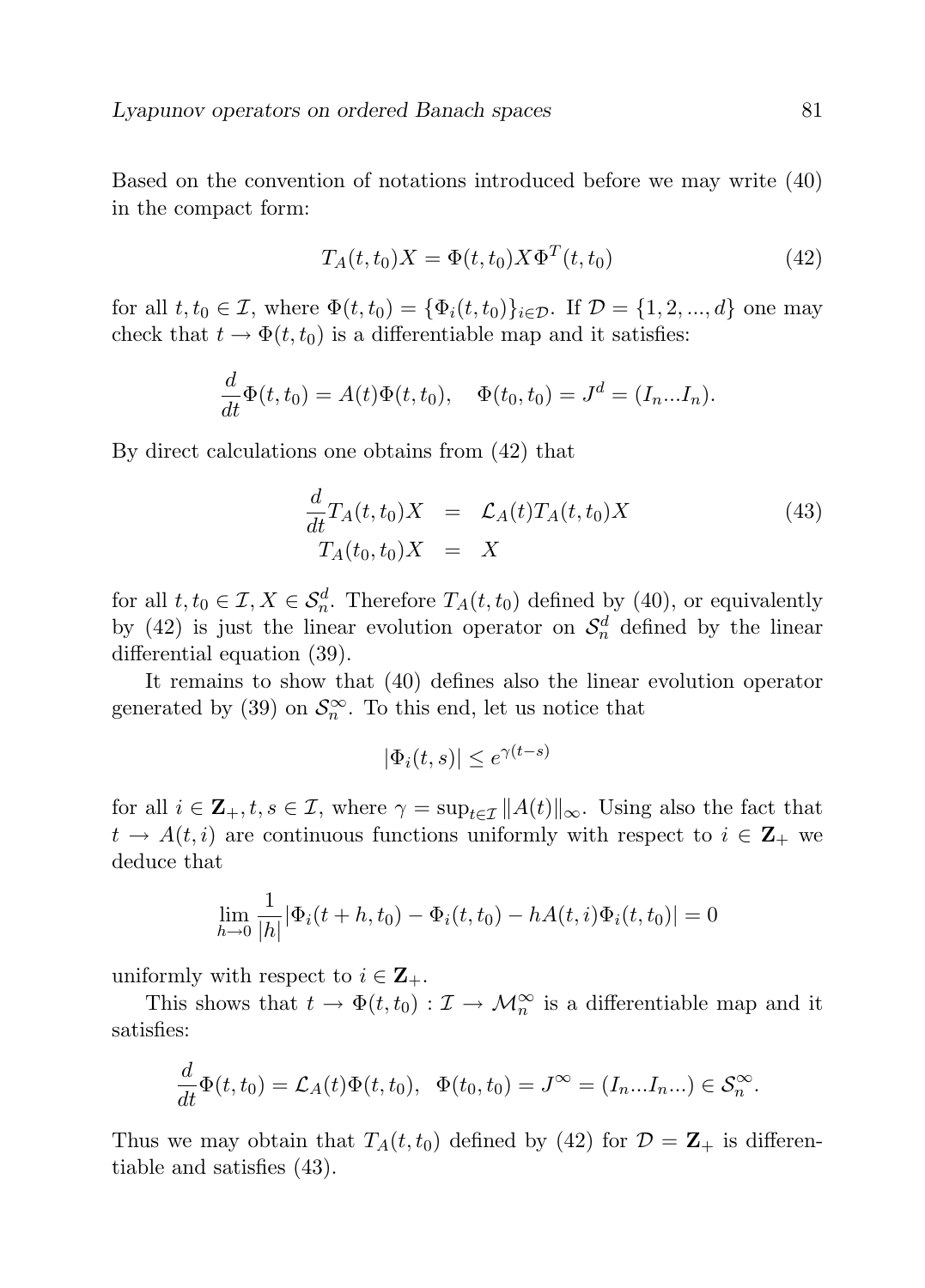Based on the convention of notations introduced before we may write (40) in the compact form:

$$T_A(t,t_0)X = \Phi(t,t_0)X\Phi^T(t,t_0) \tag{42}$$

for all $t, t_0 \in \mathcal{I}$, where $\Phi(t,t_0) = \{\Phi_i(t,t_0)\}_{i\in\mathcal{D}}$. If $\mathcal{D} = \{1,2,...,d\}$ one may check that $t \to \Phi(t,t_0)$ is a differentiable map and it satisfies:

$$\frac{d}{dt}\Phi(t,t_0) = A(t)\Phi(t,t_0), \quad \Phi(t_0,t_0) = J^d = (I_n...I_n).$$

By direct calculations one obtains from (42) that

$$\begin{aligned} \frac{d}{dt}T_A(t,t_0)X &= \mathcal{L}_A(t)T_A(t,t_0)X \\ T_A(t_0,t_0)X &= X \end{aligned} \tag{43}$$

for all $t, t_0 \in \mathcal{I}, X \in \mathcal{S}_n^d$. Therefore $T_A(t,t_0)$ defined by (40), or equivalently by (42) is just the linear evolution operator on $\mathcal{S}_n^d$ defined by the linear differential equation (39).

It remains to show that (40) defines also the linear evolution operator generated by (39) on $\mathcal{S}_n^\infty$. To this end, let us notice that

$$|\Phi_i(t,s)| \le e^{\gamma(t-s)}$$

for all $i \in \mathbf{Z}_+, t, s \in \mathcal{I}$, where $\gamma = \sup_{t\in\mathcal{I}} \|A(t)\|_\infty$. Using also the fact that $t \to A(t,i)$ are continuous functions uniformly with respect to $i \in \mathbf{Z}_+$ we deduce that

$$\lim_{h\to 0} \frac{1}{|h|}|\Phi_i(t+h,t_0) - \Phi_i(t,t_0) - hA(t,i)\Phi_i(t,t_0)| = 0$$

uniformly with respect to $i \in \mathbf{Z}_+$.

This shows that $t \to \Phi(t,t_0) : \mathcal{I} \to \mathcal{M}_n^\infty$ is a differentiable map and it satisfies:

$$\frac{d}{dt}\Phi(t,t_0) = \mathcal{L}_A(t)\Phi(t,t_0), \;\; \Phi(t_0,t_0) = J^\infty = (I_n...I_n...) \in \mathcal{S}_n^\infty.$$

Thus we may obtain that $T_A(t,t_0)$ defined by (42) for $\mathcal{D} = \mathbf{Z}_+$ is differentiable and satisfies (43).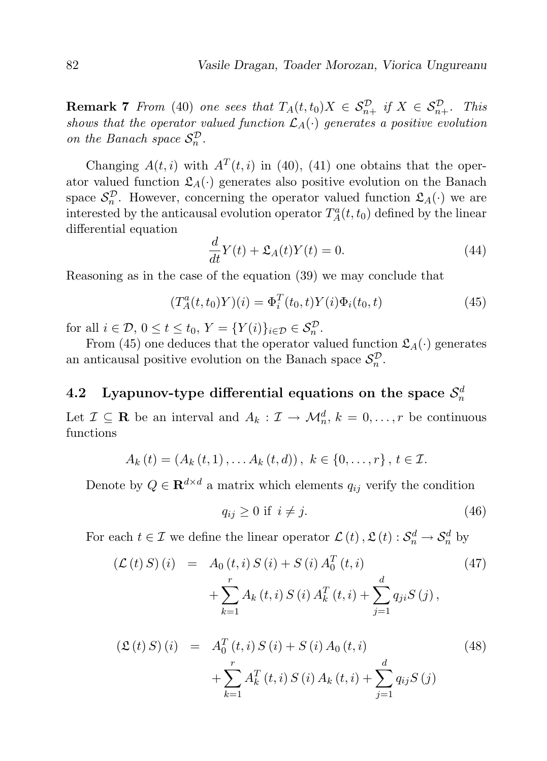**Remark 7** *From* (40) *one sees that $T_A(t,t_0)X \in \mathcal{S}_{n+}^{\mathcal{D}}$ if $X \in \mathcal{S}_{n+}^{\mathcal{D}}$. This shows that the operator valued function $\mathcal{L}_A(\cdot)$ generates a positive evolution on the Banach space $\mathcal{S}_n^{\mathcal{D}}$.*

Changing $A(t,i)$ with $A^T(t,i)$ in (40), (41) one obtains that the operator valued function $\mathfrak{L}_A(\cdot)$ generates also positive evolution on the Banach space $\mathcal{S}_n^{\mathcal{D}}$. However, concerning the operator valued function $\mathfrak{L}_A(\cdot)$ we are interested by the anticausal evolution operator $T_A^a(t,t_0)$ defined by the linear differential equation

$$\frac{d}{dt}Y(t) + \mathfrak{L}_A(t)Y(t) = 0. \tag{44}$$

Reasoning as in the case of the equation (39) we may conclude that

$$(T_A^a(t,t_0)Y)(i) = \Phi_i^T(t_0,t)Y(i)\Phi_i(t_0,t) \tag{45}$$

for all $i \in \mathcal{D}$, $0 \le t \le t_0$, $Y = \{Y(i)\}_{i\in\mathcal{D}} \in \mathcal{S}_n^{\mathcal{D}}$.

From (45) one deduces that the operator valued function $\mathfrak{L}_A(\cdot)$ generates an anticausal positive evolution on the Banach space $\mathcal{S}_n^{\mathcal{D}}$.

## 4.2 Lyapunov-type differential equations on the space $\mathcal{S}_n^d$

Let $\mathcal{I} \subseteq \mathbf{R}$ be an interval and $A_k : \mathcal{I} \to \mathcal{M}_n^d$, $k = 0,\ldots,r$ be continuous functions

$$A_k(t) = (A_k(t,1),\ldots A_k(t,d)),\ k \in \{0,\ldots,r\},\ t \in \mathcal{I}.$$

Denote by $Q \in \mathbf{R}^{d\times d}$ a matrix which elements $q_{ij}$ verify the condition

$$q_{ij} \ge 0 \text{ if } i \ne j. \tag{46}$$

For each $t \in \mathcal{I}$ we define the linear operator $\mathcal{L}(t), \mathfrak{L}(t) : \mathcal{S}_n^d \to \mathcal{S}_n^d$ by

$$\begin{aligned}(\mathcal{L}(t)S)(i) &= A_0(t,i)S(i) + S(i)A_0^T(t,i) \\ &\quad + \sum_{k=1}^{r} A_k(t,i)S(i)A_k^T(t,i) + \sum_{j=1}^{d} q_{ji}S(j),\end{aligned} \tag{47}$$

$$\begin{aligned}(\mathfrak{L}(t)S)(i) &= A_0^T(t,i)S(i) + S(i)A_0(t,i) \\ &\quad + \sum_{k=1}^{r} A_k^T(t,i)S(i)A_k(t,i) + \sum_{j=1}^{d} q_{ij}S(j)\end{aligned} \tag{48}$$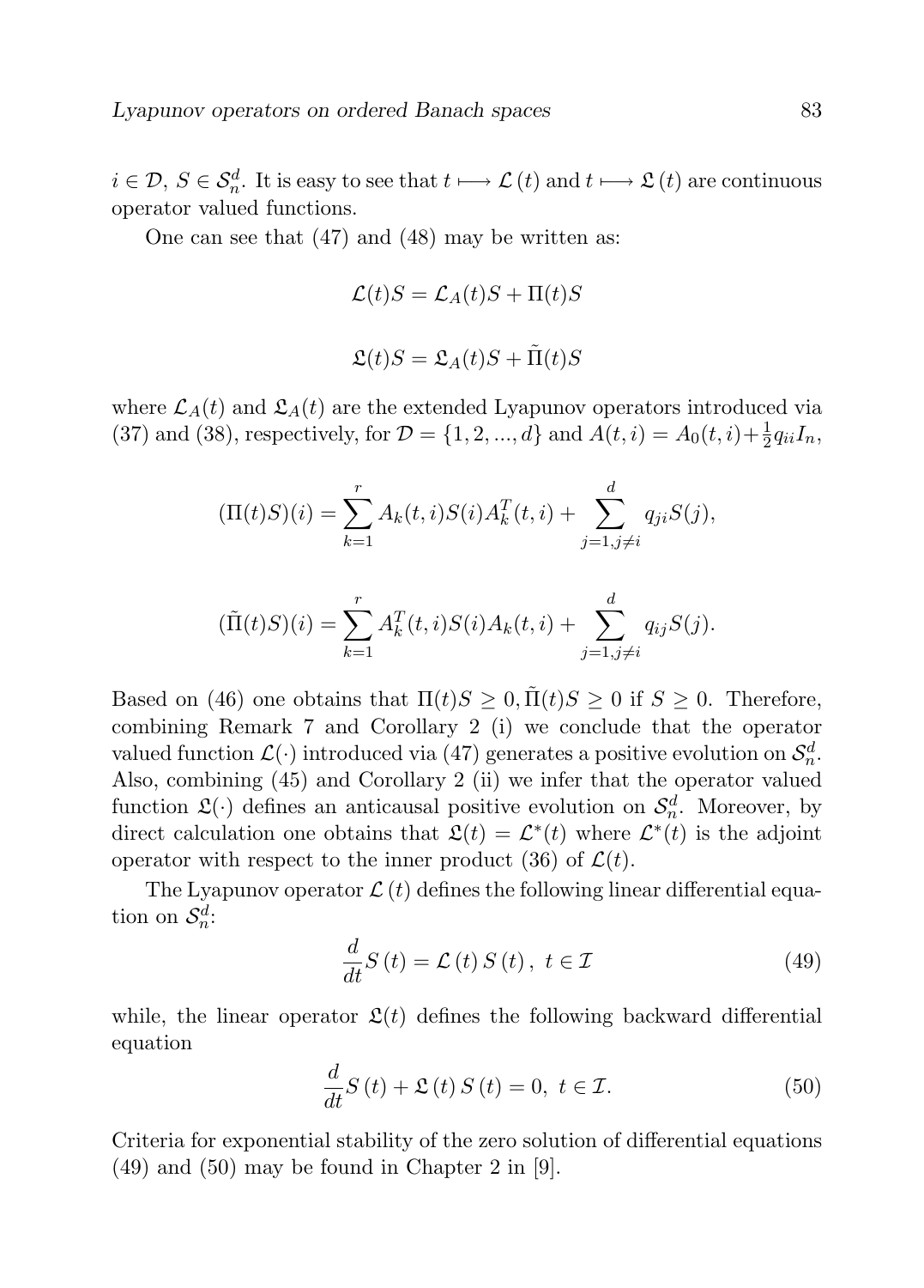$i \in \mathcal{D}$, $S \in \mathcal{S}_n^d$. It is easy to see that $t \longmapsto \mathcal{L}(t)$ and $t \longmapsto \mathfrak{L}(t)$ are continuous operator valued functions.

One can see that (47) and (48) may be written as:

$$\mathcal{L}(t)S = \mathcal{L}_A(t)S + \Pi(t)S$$

$$\mathfrak{L}(t)S = \mathfrak{L}_A(t)S + \tilde{\Pi}(t)S$$

where $\mathcal{L}_A(t)$ and $\mathfrak{L}_A(t)$ are the extended Lyapunov operators introduced via (37) and (38), respectively, for $\mathcal{D} = \{1, 2, ..., d\}$ and $A(t,i) = A_0(t,i) + \frac{1}{2}q_{ii}I_n$,

$$(\Pi(t)S)(i) = \sum_{k=1}^{r} A_k(t,i)S(i)A_k^T(t,i) + \sum_{j=1, j\neq i}^{d} q_{ji}S(j),$$

$$(\tilde{\Pi}(t)S)(i) = \sum_{k=1}^{r} A_k^T(t,i)S(i)A_k(t,i) + \sum_{j=1, j\neq i}^{d} q_{ij}S(j).$$

Based on (46) one obtains that $\Pi(t)S \geq 0, \tilde{\Pi}(t)S \geq 0$ if $S \geq 0$. Therefore, combining Remark 7 and Corollary 2 (i) we conclude that the operator valued function $\mathcal{L}(\cdot)$ introduced via (47) generates a positive evolution on $\mathcal{S}_n^d$. Also, combining (45) and Corollary 2 (ii) we infer that the operator valued function $\mathfrak{L}(\cdot)$ defines an anticausal positive evolution on $\mathcal{S}_n^d$. Moreover, by direct calculation one obtains that $\mathfrak{L}(t) = \mathcal{L}^*(t)$ where $\mathcal{L}^*(t)$ is the adjoint operator with respect to the inner product (36) of $\mathcal{L}(t)$.

The Lyapunov operator $\mathcal{L}(t)$ defines the following linear differential equation on $\mathcal{S}_n^d$:

$$\frac{d}{dt}S(t) = \mathcal{L}(t)S(t), \ t \in \mathcal{I} \tag{49}$$

while, the linear operator $\mathfrak{L}(t)$ defines the following backward differential equation

$$\frac{d}{dt}S(t) + \mathfrak{L}(t)S(t) = 0, \ t \in \mathcal{I}. \tag{50}$$

Criteria for exponential stability of the zero solution of differential equations (49) and (50) may be found in Chapter 2 in [9].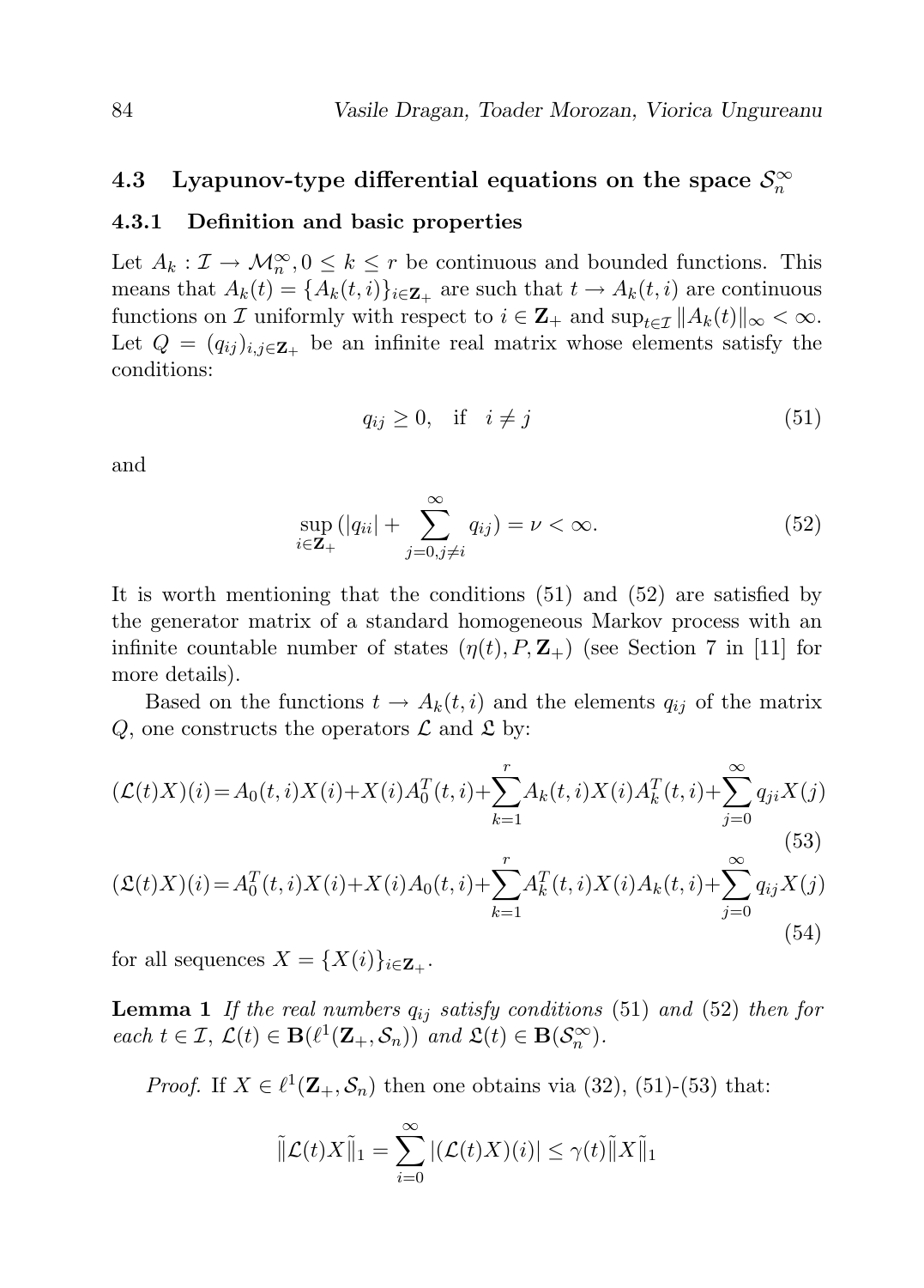## 4.3 Lyapunov-type differential equations on the space $\mathcal{S}_n^\infty$

### 4.3.1 Definition and basic properties

Let $A_k : \mathcal{I} \to \mathcal{M}_n^\infty, 0 \leq k \leq r$ be continuous and bounded functions. This means that $A_k(t) = \{A_k(t,i)\}_{i \in \mathbf{Z}_+}$ are such that $t \to A_k(t,i)$ are continuous functions on $\mathcal{I}$ uniformly with respect to $i \in \mathbf{Z}_+$ and $\sup_{t \in \mathcal{I}} \|A_k(t)\|_\infty < \infty$. Let $Q = (q_{ij})_{i,j \in \mathbf{Z}_+}$ be an infinite real matrix whose elements satisfy the conditions:

$$q_{ij} \geq 0, \quad \text{if} \quad i \neq j \tag{51}$$

and

$$\sup_{i \in \mathbf{Z}_+} (|q_{ii}| + \sum_{j=0, j \neq i}^{\infty} q_{ij}) = \nu < \infty. \tag{52}$$

It is worth mentioning that the conditions (51) and (52) are satisfied by the generator matrix of a standard homogeneous Markov process with an infinite countable number of states $(\eta(t), P, \mathbf{Z}_+)$ (see Section 7 in [11] for more details).

Based on the functions $t \to A_k(t,i)$ and the elements $q_{ij}$ of the matrix $Q$, one constructs the operators $\mathcal{L}$ and $\mathfrak{L}$ by:

$$(\mathcal{L}(t)X)(i) = A_0(t,i)X(i) + X(i)A_0^T(t,i) + \sum_{k=1}^{r} A_k(t,i)X(i)A_k^T(t,i) + \sum_{j=0}^{\infty} q_{ji}X(j) \tag{53}$$

$$(\mathfrak{L}(t)X)(i) = A_0^T(t,i)X(i) + X(i)A_0(t,i) + \sum_{k=1}^{r} A_k^T(t,i)X(i)A_k(t,i) + \sum_{j=0}^{\infty} q_{ij}X(j) \tag{54}$$

for all sequences $X = \{X(i)\}_{i \in \mathbf{Z}_+}$.

**Lemma 1** *If the real numbers $q_{ij}$ satisfy conditions* (51) *and* (52) *then for each $t \in \mathcal{I}$, $\mathcal{L}(t) \in \mathbf{B}(\ell^1(\mathbf{Z}_+, \mathcal{S}_n))$ and $\mathfrak{L}(t) \in \mathbf{B}(\mathcal{S}_n^\infty)$.*

*Proof.* If $X \in \ell^1(\mathbf{Z}_+, \mathcal{S}_n)$ then one obtains via (32), (51)-(53) that:

$$\tilde{\|}\mathcal{L}(t)X\tilde{\|}_1 = \sum_{i=0}^{\infty} |(\mathcal{L}(t)X)(i)| \leq \gamma(t) \tilde{\|}X\tilde{\|}_1$$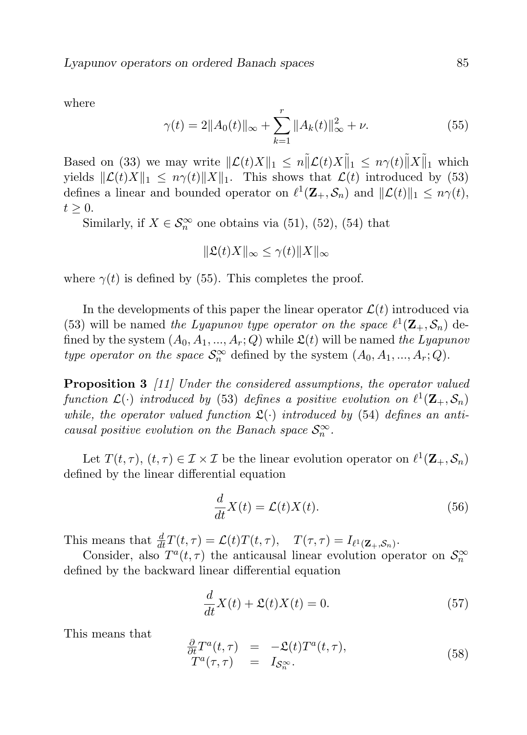where

$$\gamma(t) = 2\|A_0(t)\|_\infty + \sum_{k=1}^{r} \|A_k(t)\|_\infty^2 + \nu. \tag{55}$$

Based on (33) we may write $\|\mathcal{L}(t)X\|_1 \leq n\tilde{\|}\mathcal{L}(t)X\tilde{\|}_1 \leq n\gamma(t)\tilde{\|}X\tilde{\|}_1$ which yields $\|\mathcal{L}(t)X\|_1 \leq n\gamma(t)\|X\|_1$. This shows that $\mathcal{L}(t)$ introduced by (53) defines a linear and bounded operator on $\ell^1(\mathbf{Z}_+, \mathcal{S}_n)$ and $\|\mathcal{L}(t)\|_1 \leq n\gamma(t)$, $t \geq 0$.

Similarly, if $X \in \mathcal{S}_n^\infty$ one obtains via (51), (52), (54) that

$$\|\mathfrak{L}(t)X\|_\infty \leq \gamma(t)\|X\|_\infty$$

where $\gamma(t)$ is defined by (55). This completes the proof.

In the developments of this paper the linear operator $\mathcal{L}(t)$ introduced via (53) will be named *the Lyapunov type operator on the space* $\ell^1(\mathbf{Z}_+, \mathcal{S}_n)$ defined by the system $(A_0, A_1, ..., A_r; Q)$ while $\mathfrak{L}(t)$ will be named *the Lyapunov type operator on the space* $\mathcal{S}_n^\infty$ defined by the system $(A_0, A_1, ..., A_r; Q)$.

**Proposition 3** *[11] Under the considered assumptions, the operator valued function $\mathcal{L}(\cdot)$ introduced by (53) defines a positive evolution on $\ell^1(\mathbf{Z}_+, \mathcal{S}_n)$ while, the operator valued function $\mathfrak{L}(\cdot)$ introduced by (54) defines an anticausal positive evolution on the Banach space $\mathcal{S}_n^\infty$.*

Let $T(t, \tau)$, $(t, \tau) \in \mathcal{I} \times \mathcal{I}$ be the linear evolution operator on $\ell^1(\mathbf{Z}_+, \mathcal{S}_n)$ defined by the linear differential equation

$$\frac{d}{dt}X(t) = \mathcal{L}(t)X(t). \tag{56}$$

This means that $\frac{d}{dt}T(t, \tau) = \mathcal{L}(t)T(t, \tau), \quad T(\tau, \tau) = I_{\ell^1(\mathbf{Z}_+, \mathcal{S}_n)}$.

Consider, also $T^a(t, \tau)$ the anticausal linear evolution operator on $\mathcal{S}_n^\infty$ defined by the backward linear differential equation

$$\frac{d}{dt}X(t) + \mathfrak{L}(t)X(t) = 0. \tag{57}$$

This means that

$$\begin{array}{rcl} \frac{\partial}{\partial t}T^a(t, \tau) & = & -\mathfrak{L}(t)T^a(t, \tau), \\ T^a(\tau, \tau) & = & I_{\mathcal{S}_n^\infty}. \end{array} \tag{58}$$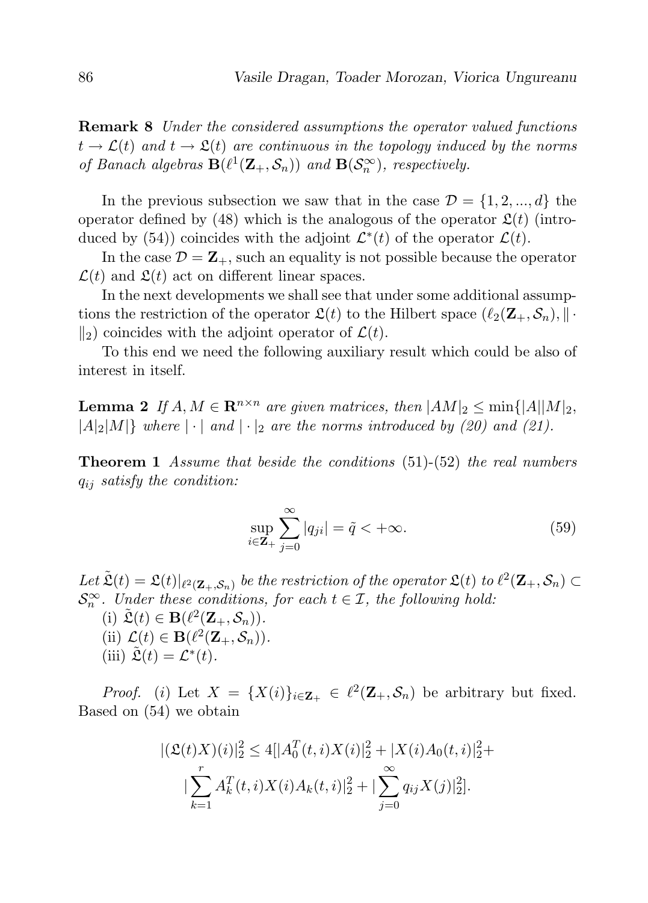**Remark 8** *Under the considered assumptions the operator valued functions $t \to \mathcal{L}(t)$ and $t \to \mathfrak{L}(t)$ are continuous in the topology induced by the norms of Banach algebras $\mathbf{B}(\ell^1(\mathbf{Z}_+, \mathcal{S}_n))$ and $\mathbf{B}(\mathcal{S}_n^\infty)$, respectively.*

In the previous subsection we saw that in the case $\mathcal{D} = \{1, 2, ..., d\}$ the operator defined by (48) which is the analogous of the operator $\mathfrak{L}(t)$ (introduced by (54)) coincides with the adjoint $\mathcal{L}^*(t)$ of the operator $\mathcal{L}(t)$.

In the case $\mathcal{D} = \mathbf{Z}_+$, such an equality is not possible because the operator $\mathcal{L}(t)$ and $\mathfrak{L}(t)$ act on different linear spaces.

In the next developments we shall see that under some additional assumptions the restriction of the operator $\mathfrak{L}(t)$ to the Hilbert space $(\ell_2(\mathbf{Z}_+, \mathcal{S}_n), \|\cdot\|_2)$ coincides with the adjoint operator of $\mathcal{L}(t)$.

To this end we need the following auxiliary result which could be also of interest in itself.

**Lemma 2** *If $A, M \in \mathbf{R}^{n \times n}$ are given matrices, then $|AM|_2 \leq \min\{|A||M|_2, |A|_2|M|\}$ where $|\cdot|$ and $|\cdot|_2$ are the norms introduced by (20) and (21).*

**Theorem 1** *Assume that beside the conditions* (51)-(52) *the real numbers $q_{ij}$ satisfy the condition:*

$$\sup_{i \in \mathbf{Z}_+} \sum_{j=0}^{\infty} |q_{ji}| = \tilde{q} < +\infty. \tag{59}$$

*Let $\tilde{\mathfrak{L}}(t) = \mathfrak{L}(t)|_{\ell^2(\mathbf{Z}_+, \mathcal{S}_n)}$ be the restriction of the operator $\mathfrak{L}(t)$ to $\ell^2(\mathbf{Z}_+, \mathcal{S}_n) \subset \mathcal{S}_n^\infty$. Under these conditions, for each $t \in \mathcal{I}$, the following hold:*

(i) $\tilde{\mathfrak{L}}(t) \in \mathbf{B}(\ell^2(\mathbf{Z}_+, \mathcal{S}_n))$.

(ii) $\mathcal{L}(t) \in \mathbf{B}(\ell^2(\mathbf{Z}_+, \mathcal{S}_n))$.

(iii) $\tilde{\mathfrak{L}}(t) = \mathcal{L}^*(t)$.

*Proof.* $(i)$ Let $X = \{X(i)\}_{i \in \mathbf{Z}_+} \in \ell^2(\mathbf{Z}_+, \mathcal{S}_n)$ be arbitrary but fixed. Based on (54) we obtain

$$|(\mathfrak{L}(t)X)(i)|_2^2 \leq 4[|A_0^T(t,i)X(i)|_2^2 + |X(i)A_0(t,i)|_2^2 + \\ |\sum_{k=1}^{r} A_k^T(t,i)X(i)A_k(t,i)|_2^2 + |\sum_{j=0}^{\infty} q_{ij}X(j)|_2^2].$$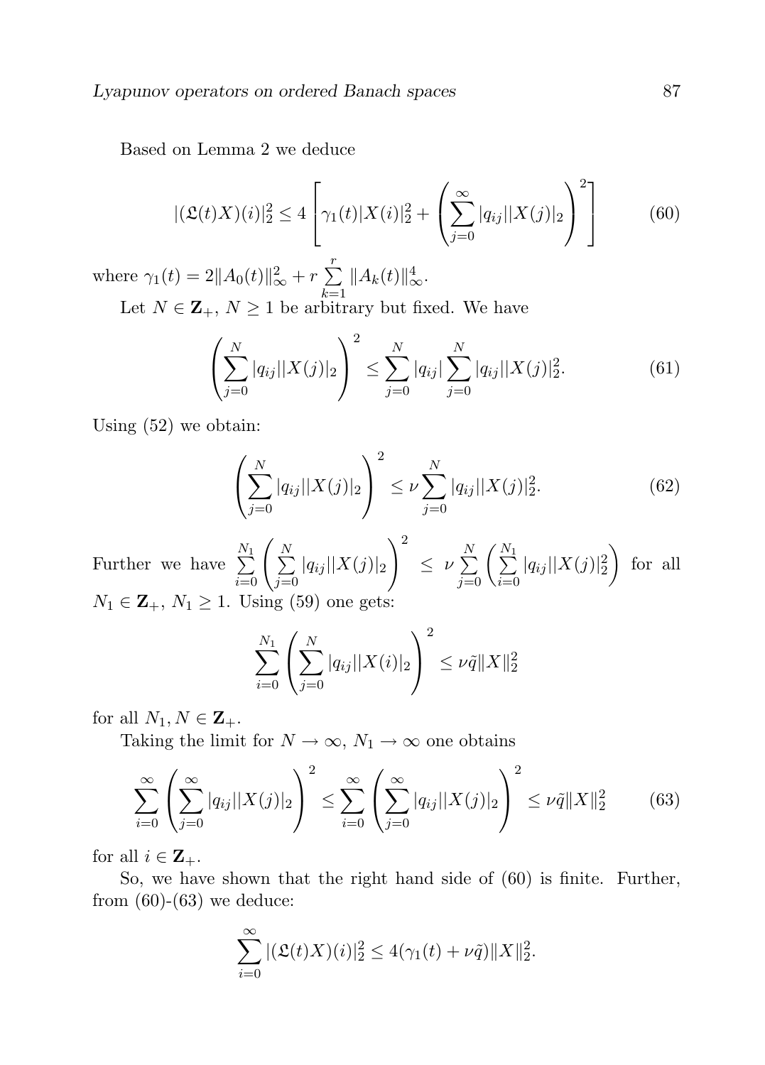Based on Lemma 2 we deduce

$$|(\mathfrak{L}(t)X)(i)|_2^2 \leq 4\left[\gamma_1(t)|X(i)|_2^2 + \left(\sum_{j=0}^{\infty}|q_{ij}||X(j)|_2\right)^2\right] \tag{60}$$

where $\gamma_1(t) = 2\|A_0(t)\|_\infty^2 + r\sum_{k=1}^{r}\|A_k(t)\|_\infty^4$.

Let $N \in \mathbf{Z}_+$, $N \geq 1$ be arbitrary but fixed. We have

$$\left(\sum_{j=0}^{N}|q_{ij}||X(j)|_2\right)^2 \leq \sum_{j=0}^{N}|q_{ij}|\sum_{j=0}^{N}|q_{ij}||X(j)|_2^2. \tag{61}$$

Using (52) we obtain:

$$\left(\sum_{j=0}^{N}|q_{ij}||X(j)|_2\right)^2 \leq \nu\sum_{j=0}^{N}|q_{ij}||X(j)|_2^2. \tag{62}$$

Further we have $\sum_{i=0}^{N_1}\left(\sum_{j=0}^{N}|q_{ij}||X(j)|_2\right)^2 \leq \nu\sum_{j=0}^{N}\left(\sum_{i=0}^{N_1}|q_{ij}||X(j)|_2^2\right)$ for all $N_1 \in \mathbf{Z}_+$, $N_1 \geq 1$. Using (59) one gets:

$$\sum_{i=0}^{N_1}\left(\sum_{j=0}^{N}|q_{ij}||X(i)|_2\right)^2 \leq \nu\tilde{q}\|X\|_2^2$$

for all $N_1, N \in \mathbf{Z}_+$.

Taking the limit for $N \to \infty$, $N_1 \to \infty$ one obtains

$$\sum_{i=0}^{\infty}\left(\sum_{j=0}^{\infty}|q_{ij}||X(j)|_2\right)^2 \leq \sum_{i=0}^{\infty}\left(\sum_{j=0}^{\infty}|q_{ij}||X(j)|_2\right)^2 \leq \nu\tilde{q}\|X\|_2^2 \tag{63}$$

for all $i \in \mathbf{Z}_+$.

So, we have shown that the right hand side of (60) is finite. Further, from (60)-(63) we deduce:

$$\sum_{i=0}^{\infty}|(\mathfrak{L}(t)X)(i)|_2^2 \leq 4(\gamma_1(t) + \nu\tilde{q})\|X\|_2^2.$$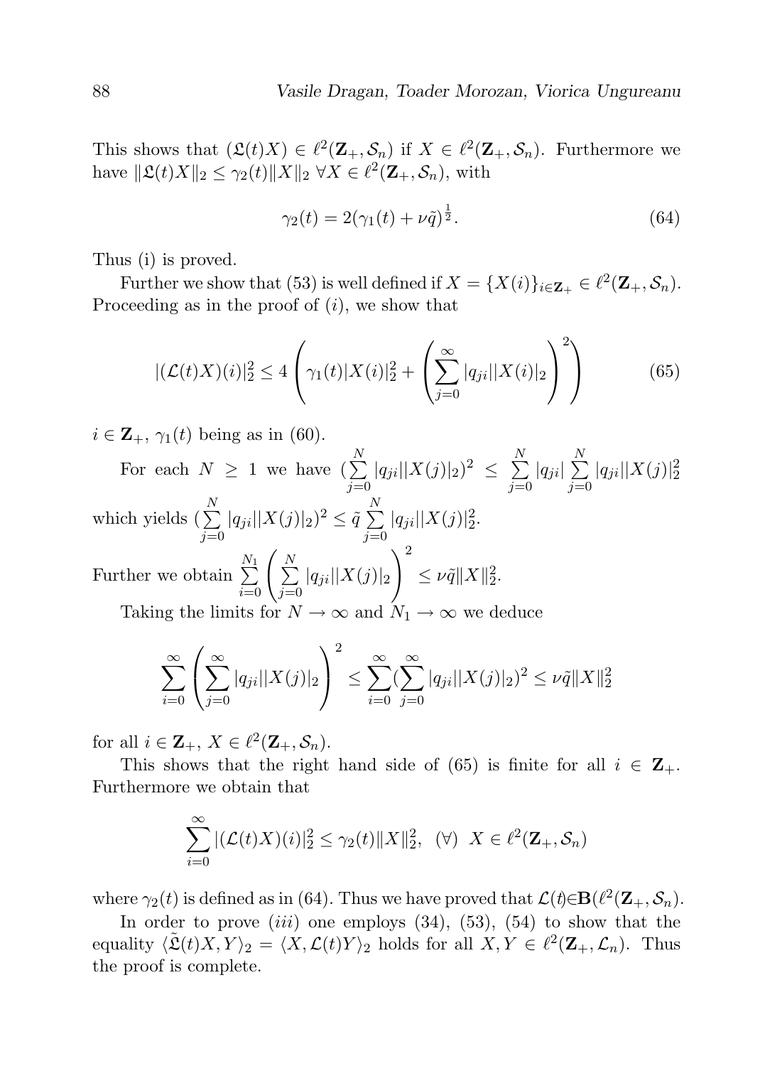This shows that $(\mathfrak{L}(t)X) \in \ell^2(\mathbf{Z}_+, \mathcal{S}_n)$ if $X \in \ell^2(\mathbf{Z}_+, \mathcal{S}_n)$. Furthermore we have $\|\mathfrak{L}(t)X\|_2 \leq \gamma_2(t)\|X\|_2 \; \forall X \in \ell^2(\mathbf{Z}_+, \mathcal{S}_n)$, with

$$\gamma_2(t) = 2(\gamma_1(t) + \nu\tilde{q})^{\frac{1}{2}}. \tag{64}$$

Thus (i) is proved.

Further we show that (53) is well defined if $X = \{X(i)\}_{i \in \mathbf{Z}_+} \in \ell^2(\mathbf{Z}_+, \mathcal{S}_n)$. Proceeding as in the proof of $(i)$, we show that

$$|(\mathcal{L}(t)X)(i)|_2^2 \leq 4\left(\gamma_1(t)|X(i)|_2^2 + \left(\sum_{j=0}^{\infty} |q_{ji}||X(i)|_2\right)^2\right) \tag{65}$$

$i \in \mathbf{Z}_+$, $\gamma_1(t)$ being as in (60).

For each $N \geq 1$ we have $(\sum\limits_{j=0}^{N} |q_{ji}||X(j)|_2)^2 \leq \sum\limits_{j=0}^{N} |q_{ji}| \sum\limits_{j=0}^{N} |q_{ji}||X(j)|_2^2$ which yields $(\sum\limits_{j=0}^{N} |q_{ji}||X(j)|_2)^2 \leq \tilde{q} \sum\limits_{j=0}^{N} |q_{ji}||X(j)|_2^2$.

Further we obtain $\sum\limits_{i=0}^{N_1} \left(\sum\limits_{j=0}^{N} |q_{ji}||X(j)|_2\right)^2 \leq \nu\tilde{q}\|X\|_2^2$.

Taking the limits for $N \to \infty$ and $N_1 \to \infty$ we deduce

$$\sum_{i=0}^{\infty} \left(\sum_{j=0}^{\infty} |q_{ji}||X(j)|_2\right)^2 \leq \sum_{i=0}^{\infty} (\sum_{j=0}^{\infty} |q_{ji}||X(j)|_2)^2 \leq \nu\tilde{q}\|X\|_2^2$$

for all $i \in \mathbf{Z}_+$, $X \in \ell^2(\mathbf{Z}_+, \mathcal{S}_n)$.

This shows that the right hand side of (65) is finite for all $i \in \mathbf{Z}_+$. Furthermore we obtain that

$$\sum_{i=0}^{\infty} |(\mathcal{L}(t)X)(i)|_2^2 \leq \gamma_2(t)\|X\|_2^2, \;\; (\forall) \;\; X \in \ell^2(\mathbf{Z}_+, \mathcal{S}_n)$$

where $\gamma_2(t)$ is defined as in (64). Thus we have proved that $\mathcal{L}(t) \in \mathbf{B}(\ell^2(\mathbf{Z}_+, \mathcal{S}_n)$.

In order to prove $(iii)$ one employs (34), (53), (54) to show that the equality $\langle \tilde{\mathfrak{L}}(t)X, Y\rangle_2 = \langle X, \mathcal{L}(t)Y\rangle_2$ holds for all $X, Y \in \ell^2(\mathbf{Z}_+, \mathcal{L}_n)$. Thus the proof is complete.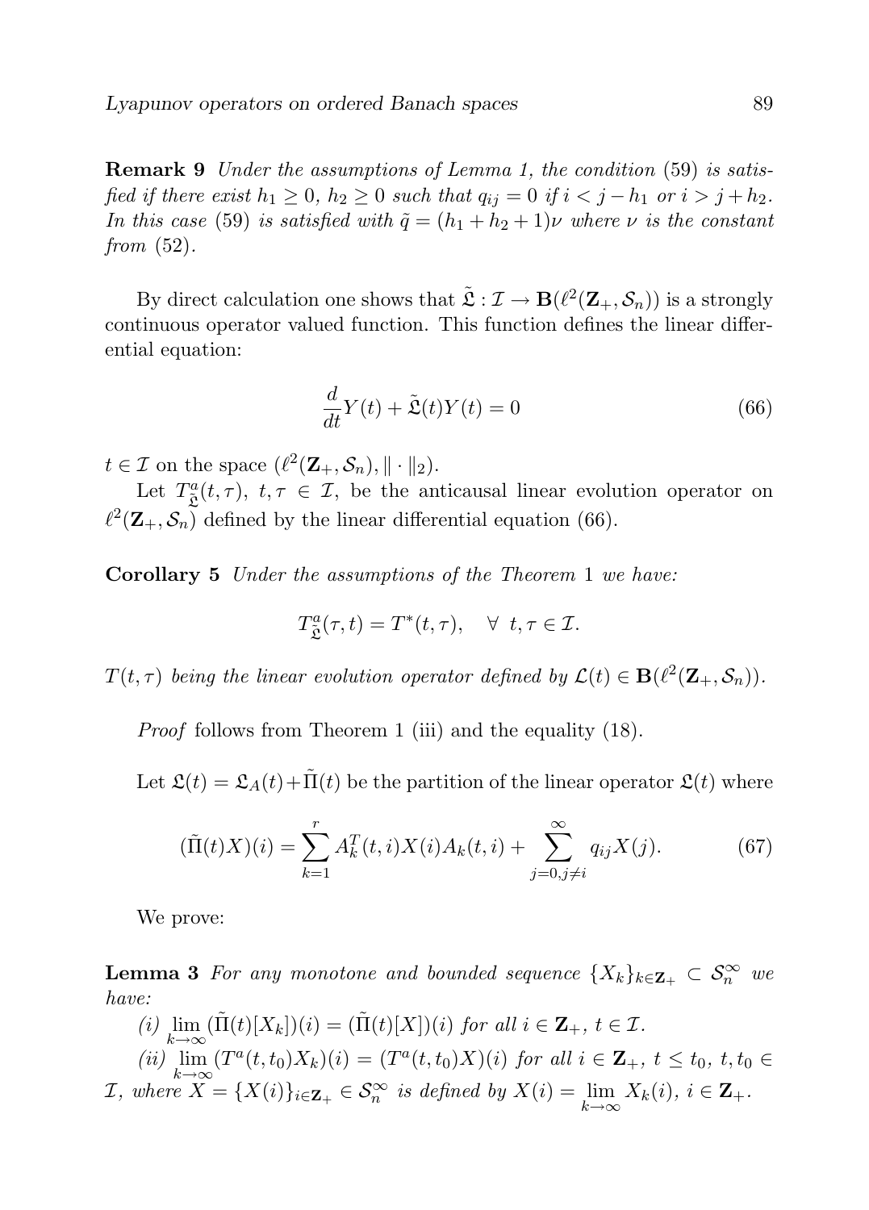**Remark 9** *Under the assumptions of Lemma 1, the condition* (59) *is satisfied if there exist $h_1 \geq 0$, $h_2 \geq 0$ such that $q_{ij} = 0$ if $i < j - h_1$ or $i > j + h_2$. In this case* (59) *is satisfied with $\tilde{q} = (h_1 + h_2 + 1)\nu$ where $\nu$ is the constant from* (52).

By direct calculation one shows that $\tilde{\mathfrak{L}} : \mathcal{I} \to \mathbf{B}(\ell^2(\mathbf{Z}_+, \mathcal{S}_n))$ is a strongly continuous operator valued function. This function defines the linear differential equation:

$$\frac{d}{dt}Y(t) + \tilde{\mathfrak{L}}(t)Y(t) = 0 \tag{66}$$

$t \in \mathcal{I}$ on the space $(\ell^2(\mathbf{Z}_+, \mathcal{S}_n), \|\cdot\|_2)$.

Let $T^a_{\tilde{\mathfrak{L}}}(t, \tau)$, $t, \tau \in \mathcal{I}$, be the anticausal linear evolution operator on $\ell^2(\mathbf{Z}_+, \mathcal{S}_n)$ defined by the linear differential equation (66).

**Corollary 5** *Under the assumptions of the Theorem* 1 *we have:*

$$T^a_{\tilde{\mathfrak{L}}}(\tau, t) = T^*(t, \tau), \quad \forall\ t, \tau \in \mathcal{I}.$$

*$T(t, \tau)$ being the linear evolution operator defined by $\mathcal{L}(t) \in \mathbf{B}(\ell^2(\mathbf{Z}_+, \mathcal{S}_n))$.*

*Proof* follows from Theorem 1 (iii) and the equality (18).

Let $\mathfrak{L}(t) = \mathfrak{L}_A(t) + \tilde{\Pi}(t)$ be the partition of the linear operator $\mathfrak{L}(t)$ where

$$(\tilde{\Pi}(t)X)(i) = \sum_{k=1}^{r} A_k^T(t, i)X(i)A_k(t, i) + \sum_{j=0, j\neq i}^{\infty} q_{ij}X(j). \tag{67}$$

We prove:

**Lemma 3** *For any monotone and bounded sequence $\{X_k\}_{k\in\mathbf{Z}_+} \subset \mathcal{S}_n^{\infty}$ we have:*

*(i) $\lim\limits_{k\to\infty}(\tilde{\Pi}(t)[X_k])(i) = (\tilde{\Pi}(t)[X])(i)$ for all $i \in \mathbf{Z}_+$, $t \in \mathcal{I}$.*

*(ii) $\lim\limits_{k\to\infty}(T^a(t, t_0)X_k)(i) = (T^a(t, t_0)X)(i)$ for all $i \in \mathbf{Z}_+$, $t \leq t_0$, $t, t_0 \in \mathcal{I}$, where $X = \{X(i)\}_{i\in\mathbf{Z}_+} \in \mathcal{S}_n^{\infty}$ is defined by $X(i) = \lim\limits_{k\to\infty} X_k(i)$, $i \in \mathbf{Z}_+$.*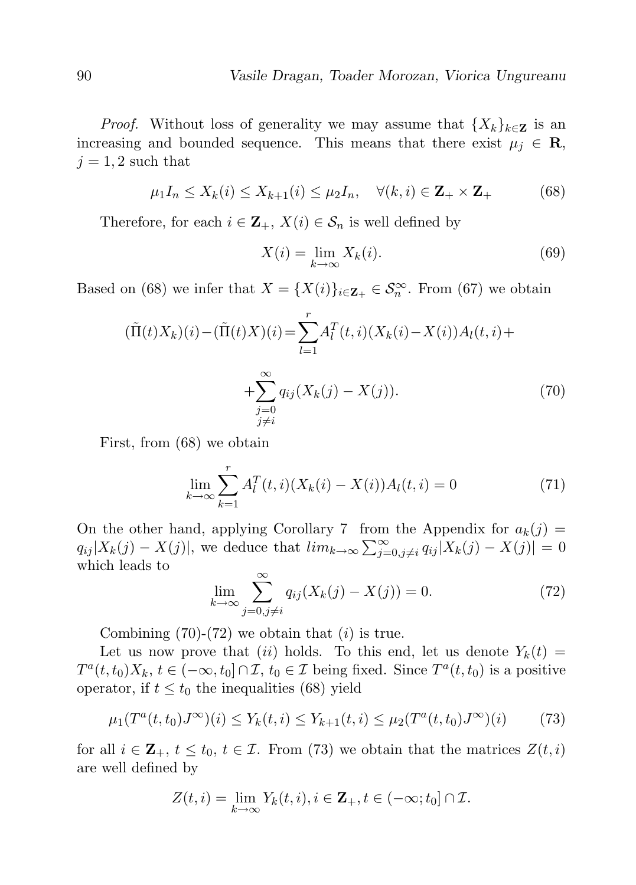*Proof.* Without loss of generality we may assume that $\{X_k\}_{k\in\mathbf{Z}}$ is an increasing and bounded sequence. This means that there exist $\mu_j \in \mathbf{R}$, $j = 1, 2$ such that

$$\mu_1 I_n \leq X_k(i) \leq X_{k+1}(i) \leq \mu_2 I_n, \quad \forall (k,i) \in \mathbf{Z}_+ \times \mathbf{Z}_+ \tag{68}$$

Therefore, for each $i \in \mathbf{Z}_+$, $X(i) \in \mathcal{S}_n$ is well defined by

$$X(i) = \lim_{k\to\infty} X_k(i). \tag{69}$$

Based on (68) we infer that $X = \{X(i)\}_{i\in\mathbf{Z}_+} \in \mathcal{S}_n^{\infty}$. From (67) we obtain

$$(\tilde{\Pi}(t)X_k)(i) - (\tilde{\Pi}(t)X)(i) = \sum_{l=1}^{r} A_l^T(t,i)(X_k(i) - X(i))A_l(t,i) + \sum_{\substack{j=0\\ j\neq i}}^{\infty} q_{ij}(X_k(j) - X(j)). \tag{70}$$

First, from (68) we obtain

$$\lim_{k\to\infty} \sum_{k=1}^{r} A_l^T(t,i)(X_k(i) - X(i))A_l(t,i) = 0 \tag{71}$$

On the other hand, applying Corollary 7 from the Appendix for $a_k(j) = q_{ij}|X_k(j) - X(j)|$, we deduce that $lim_{k\to\infty} \sum_{j=0,j\neq i}^{\infty} q_{ij}|X_k(j) - X(j)| = 0$ which leads to

$$\lim_{k\to\infty} \sum_{j=0,j\neq i}^{\infty} q_{ij}(X_k(j) - X(j)) = 0. \tag{72}$$

Combining (70)-(72) we obtain that $(i)$ is true.

Let us now prove that $(ii)$ holds. To this end, let us denote $Y_k(t) = T^a(t,t_0)X_k$, $t \in (-\infty, t_0] \cap \mathcal{I}$, $t_0 \in \mathcal{I}$ being fixed. Since $T^a(t,t_0)$ is a positive operator, if $t \leq t_0$ the inequalities (68) yield

$$\mu_1(T^a(t,t_0)J^{\infty})(i) \leq Y_k(t,i) \leq Y_{k+1}(t,i) \leq \mu_2(T^a(t,t_0)J^{\infty})(i) \tag{73}$$

for all $i \in \mathbf{Z}_+$, $t \leq t_0$, $t \in \mathcal{I}$. From (73) we obtain that the matrices $Z(t,i)$ are well defined by

$$Z(t,i) = \lim_{k\to\infty} Y_k(t,i), i \in \mathbf{Z}_+, t \in (-\infty; t_0] \cap \mathcal{I}.$$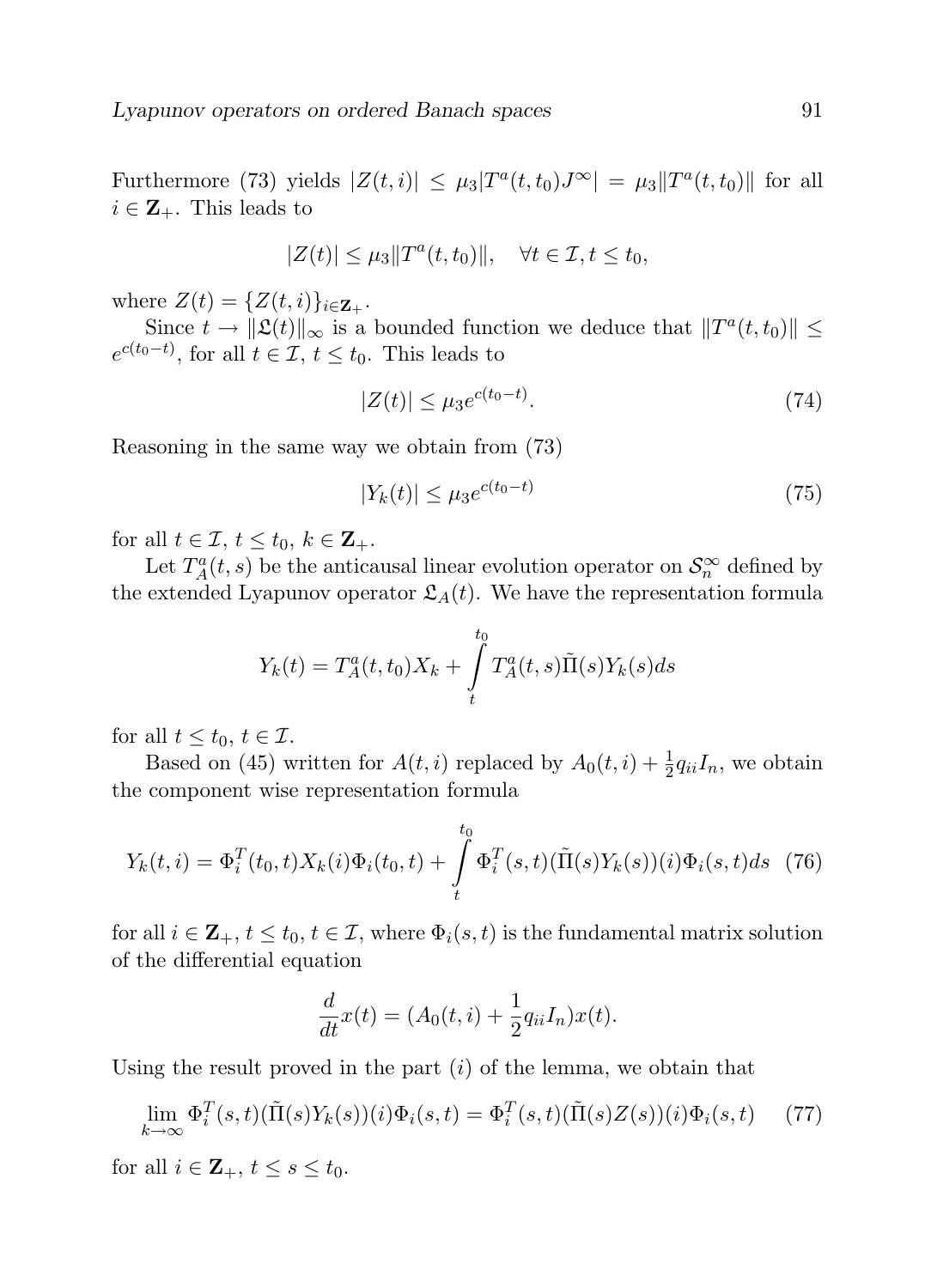Furthermore (73) yields $|Z(t,i)| \leq \mu_3 |T^a(t,t_0)J^\infty| = \mu_3 \|T^a(t,t_0)\|$ for all $i \in \mathbf{Z}_+$. This leads to

$$|Z(t)| \leq \mu_3 \|T^a(t,t_0)\|, \quad \forall t \in \mathcal{I}, t \leq t_0,$$

where $Z(t) = \{Z(t,i)\}_{i \in \mathbf{Z}_+}$.

Since $t \to \|\mathfrak{L}(t)\|_\infty$ is a bounded function we deduce that $\|T^a(t,t_0)\| \leq e^{c(t_0-t)}$, for all $t \in \mathcal{I}$, $t \leq t_0$. This leads to

$$|Z(t)| \leq \mu_3 e^{c(t_0-t)}. \tag{74}$$

Reasoning in the same way we obtain from (73)

$$|Y_k(t)| \leq \mu_3 e^{c(t_0-t)} \tag{75}$$

for all $t \in \mathcal{I}$, $t \leq t_0$, $k \in \mathbf{Z}_+$.

Let $T^a_A(t,s)$ be the anticausal linear evolution operator on $\mathcal{S}_n^\infty$ defined by the extended Lyapunov operator $\mathfrak{L}_A(t)$. We have the representation formula

$$Y_k(t) = T^a_A(t,t_0)X_k + \int_t^{t_0} T^a_A(t,s)\tilde{\Pi}(s)Y_k(s)ds$$

for all $t \leq t_0$, $t \in \mathcal{I}$.

Based on (45) written for $A(t,i)$ replaced by $A_0(t,i) + \frac{1}{2}q_{ii}I_n$, we obtain the component wise representation formula

$$Y_k(t,i) = \Phi_i^T(t_0,t)X_k(i)\Phi_i(t_0,t) + \int_t^{t_0} \Phi_i^T(s,t)(\tilde{\Pi}(s)Y_k(s))(i)\Phi_i(s,t)ds \tag{76}$$

for all $i \in \mathbf{Z}_+$, $t \leq t_0$, $t \in \mathcal{I}$, where $\Phi_i(s,t)$ is the fundamental matrix solution of the differential equation

$$\frac{d}{dt}x(t) = (A_0(t,i) + \frac{1}{2}q_{ii}I_n)x(t).$$

Using the result proved in the part $(i)$ of the lemma, we obtain that

$$\lim_{k\to\infty} \Phi_i^T(s,t)(\tilde{\Pi}(s)Y_k(s))(i)\Phi_i(s,t) = \Phi_i^T(s,t)(\tilde{\Pi}(s)Z(s))(i)\Phi_i(s,t) \tag{77}$$

for all $i \in \mathbf{Z}_+$, $t \leq s \leq t_0$.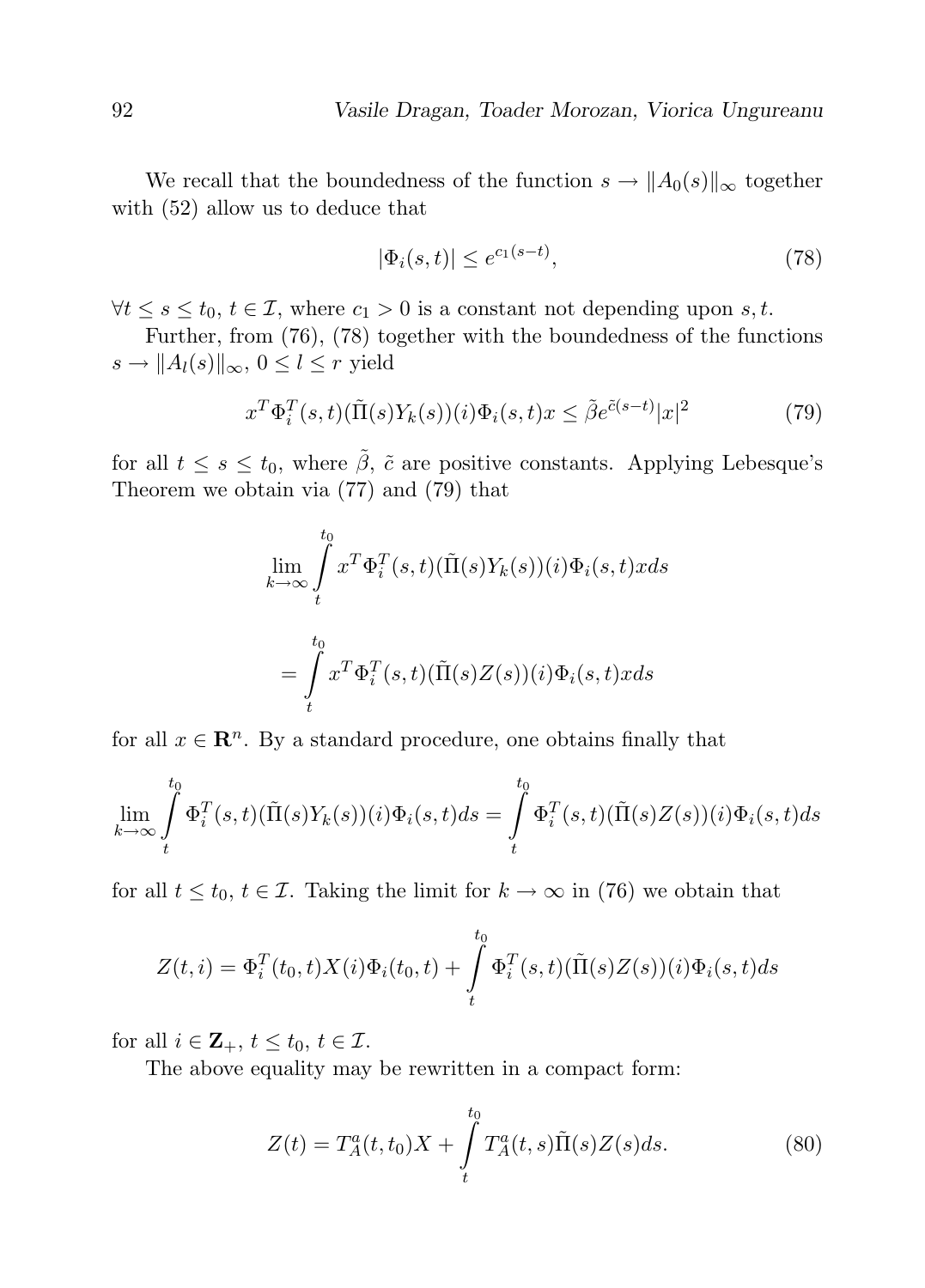We recall that the boundedness of the function $s \to \|A_0(s)\|_\infty$ together with (52) allow us to deduce that

$$|\Phi_i(s,t)| \leq e^{c_1(s-t)}, \tag{78}$$

$\forall t \leq s \leq t_0$, $t \in \mathcal{I}$, where $c_1 > 0$ is a constant not depending upon $s, t$.

Further, from (76), (78) together with the boundedness of the functions $s \to \|A_l(s)\|_\infty$, $0 \leq l \leq r$ yield

$$x^T \Phi_i^T(s,t)(\tilde{\Pi}(s)Y_k(s))(i)\Phi_i(s,t)x \leq \tilde{\beta} e^{\tilde{c}(s-t)}|x|^2 \tag{79}$$

for all $t \leq s \leq t_0$, where $\tilde{\beta}$, $\tilde{c}$ are positive constants. Applying Lebesque's Theorem we obtain via (77) and (79) that

$$\lim_{k\to\infty} \int_t^{t_0} x^T \Phi_i^T(s,t)(\tilde{\Pi}(s)Y_k(s))(i)\Phi_i(s,t)x ds$$

$$= \int_t^{t_0} x^T \Phi_i^T(s,t)(\tilde{\Pi}(s)Z(s))(i)\Phi_i(s,t)x ds$$

for all $x \in \mathbf{R}^n$. By a standard procedure, one obtains finally that

$$\lim_{k\to\infty} \int_t^{t_0} \Phi_i^T(s,t)(\tilde{\Pi}(s)Y_k(s))(i)\Phi_i(s,t) ds = \int_t^{t_0} \Phi_i^T(s,t)(\tilde{\Pi}(s)Z(s))(i)\Phi_i(s,t) ds$$

for all $t \leq t_0$, $t \in \mathcal{I}$. Taking the limit for $k \to \infty$ in (76) we obtain that

$$Z(t,i) = \Phi_i^T(t_0,t)X(i)\Phi_i(t_0,t) + \int_t^{t_0} \Phi_i^T(s,t)(\tilde{\Pi}(s)Z(s))(i)\Phi_i(s,t) ds$$

for all $i \in \mathbf{Z}_+$, $t \leq t_0$, $t \in \mathcal{I}$.

The above equality may be rewritten in a compact form:

$$Z(t) = T_A^a(t,t_0)X + \int_t^{t_0} T_A^a(t,s)\tilde{\Pi}(s)Z(s) ds. \tag{80}$$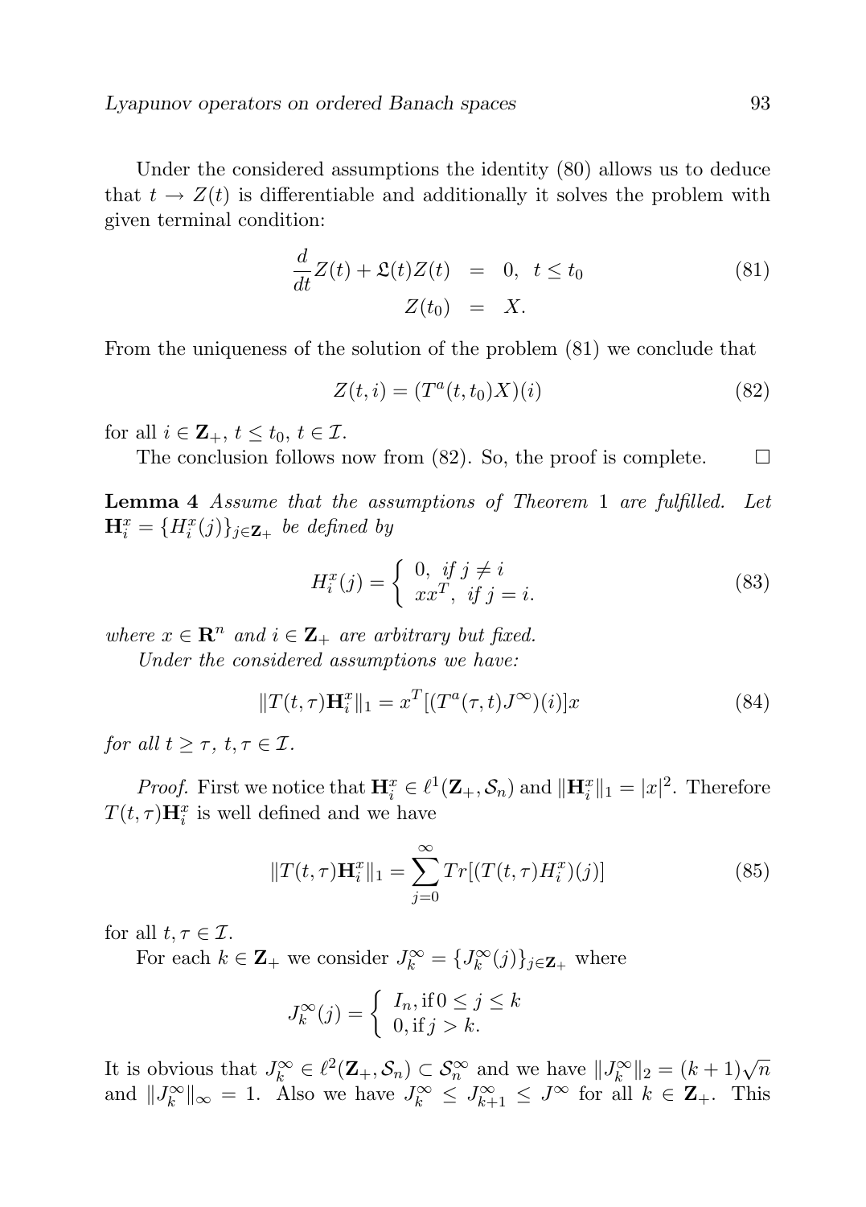Under the considered assumptions the identity (80) allows us to deduce that $t \to Z(t)$ is differentiable and additionally it solves the problem with given terminal condition:

$$
\begin{aligned}
\frac{d}{dt}Z(t) + \mathfrak{L}(t)Z(t) &= 0, \quad t \leq t_0 \\
Z(t_0) &= X.
\end{aligned} \tag{81}
$$

From the uniqueness of the solution of the problem (81) we conclude that

$$
Z(t,i) = (T^a(t,t_0)X)(i) \tag{82}
$$

for all $i \in \mathbf{Z}_+$, $t \leq t_0$, $t \in \mathcal{I}$.

The conclusion follows now from (82). So, the proof is complete. $\square$

**Lemma 4** *Assume that the assumptions of Theorem* 1 *are fulfilled. Let* $\mathbf{H}_i^x = \{H_i^x(j)\}_{j \in \mathbf{Z}_+}$ *be defined by*

$$
H_i^x(j) = \begin{cases} 0, & \text{if } j \neq i \\ xx^T, & \text{if } j = i. \end{cases} \tag{83}
$$

*where* $x \in \mathbf{R}^n$ *and* $i \in \mathbf{Z}_+$ *are arbitrary but fixed.*

*Under the considered assumptions we have:*

$$
\|T(t,\tau)\mathbf{H}_i^x\|_1 = x^T[(T^a(\tau,t)J^\infty)(i)]x \tag{84}
$$

*for all* $t \geq \tau$, $t, \tau \in \mathcal{I}$.

*Proof.* First we notice that $\mathbf{H}_i^x \in \ell^1(\mathbf{Z}_+, \mathcal{S}_n)$ and $\|\mathbf{H}_i^x\|_1 = |x|^2$. Therefore $T(t,\tau)\mathbf{H}_i^x$ is well defined and we have

$$
\|T(t,\tau)\mathbf{H}_i^x\|_1 = \sum_{j=0}^{\infty} Tr[(T(t,\tau)H_i^x)(j)] \tag{85}
$$

for all $t, \tau \in \mathcal{I}$.

For each $k \in \mathbf{Z}_+$ we consider $J_k^\infty = \{J_k^\infty(j)\}_{j \in \mathbf{Z}_+}$ where

$$
J_k^\infty(j) = \begin{cases} I_n, \text{if } 0 \leq j \leq k \\ 0, \text{if } j > k. \end{cases}
$$

It is obvious that $J_k^\infty \in \ell^2(\mathbf{Z}_+, \mathcal{S}_n) \subset \mathcal{S}_n^\infty$ and we have $\|J_k^\infty\|_2 = (k+1)\sqrt{n}$ and $\|J_k^\infty\|_\infty = 1$. Also we have $J_k^\infty \leq J_{k+1}^\infty \leq J^\infty$ for all $k \in \mathbf{Z}_+$. This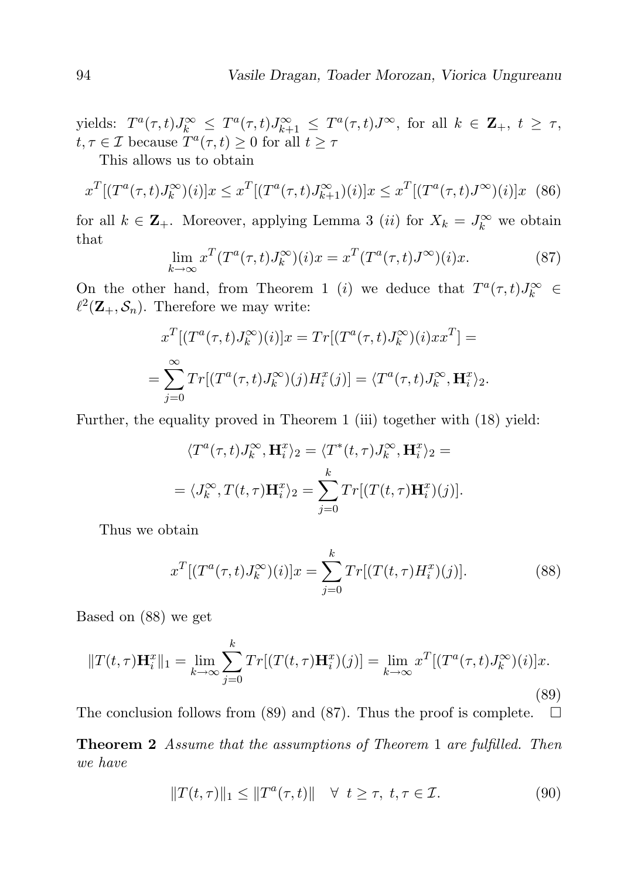yields: $T^a(\tau,t)J_k^\infty \leq T^a(\tau,t)J_{k+1}^\infty \leq T^a(\tau,t)J^\infty$, for all $k \in \mathbf{Z}_+$, $t \geq \tau$, $t,\tau \in \mathcal{I}$ because $T^a(\tau,t) \geq 0$ for all $t \geq \tau$

This allows us to obtain

$$x^T[(T^a(\tau,t)J_k^\infty)(i)]x \leq x^T[(T^a(\tau,t)J_{k+1}^\infty)(i)]x \leq x^T[(T^a(\tau,t)J^\infty)(i)]x \quad (86)$$

for all $k \in \mathbf{Z}_+$. Moreover, applying Lemma 3 $(ii)$ for $X_k = J_k^\infty$ we obtain that

$$\lim_{k\to\infty} x^T(T^a(\tau,t)J_k^\infty)(i)x = x^T(T^a(\tau,t)J^\infty)(i)x. \quad (87)$$

On the other hand, from Theorem 1 $(i)$ we deduce that $T^a(\tau,t)J_k^\infty \in \ell^2(\mathbf{Z}_+, \mathcal{S}_n)$. Therefore we may write:

$$x^T[(T^a(\tau,t)J_k^\infty)(i)]x = Tr[(T^a(\tau,t)J_k^\infty)(i)xx^T] =$$

$$= \sum_{j=0}^{\infty} Tr[(T^a(\tau,t)J_k^\infty)(j)H_i^x(j)] = \langle T^a(\tau,t)J_k^\infty, \mathbf{H}_i^x\rangle_2.$$

Further, the equality proved in Theorem 1 (iii) together with (18) yield:

$$\langle T^a(\tau,t)J_k^\infty, \mathbf{H}_i^x\rangle_2 = \langle T^*(t,\tau)J_k^\infty, \mathbf{H}_i^x\rangle_2 =$$

$$= \langle J_k^\infty, T(t,\tau)\mathbf{H}_i^x\rangle_2 = \sum_{j=0}^{k} Tr[(T(t,\tau)\mathbf{H}_i^x)(j)].$$

Thus we obtain

$$x^T[(T^a(\tau,t)J_k^\infty)(i)]x = \sum_{j=0}^{k} Tr[(T(t,\tau)H_i^x)(j)]. \quad (88)$$

Based on (88) we get

$$\|T(t,\tau)\mathbf{H}_i^x\|_1 = \lim_{k\to\infty}\sum_{j=0}^{k} Tr[(T(t,\tau)\mathbf{H}_i^x)(j)] = \lim_{k\to\infty} x^T[(T^a(\tau,t)J_k^\infty)(i)]x. \quad (89)$$

The conclusion follows from (89) and (87). Thus the proof is complete. $\square$

**Theorem 2** *Assume that the assumptions of Theorem* 1 *are fulfilled. Then we have*

$$\|T(t,\tau)\|_1 \leq \|T^a(\tau,t)\| \quad \forall\ t \geq \tau,\ t,\tau \in \mathcal{I}. \quad (90)$$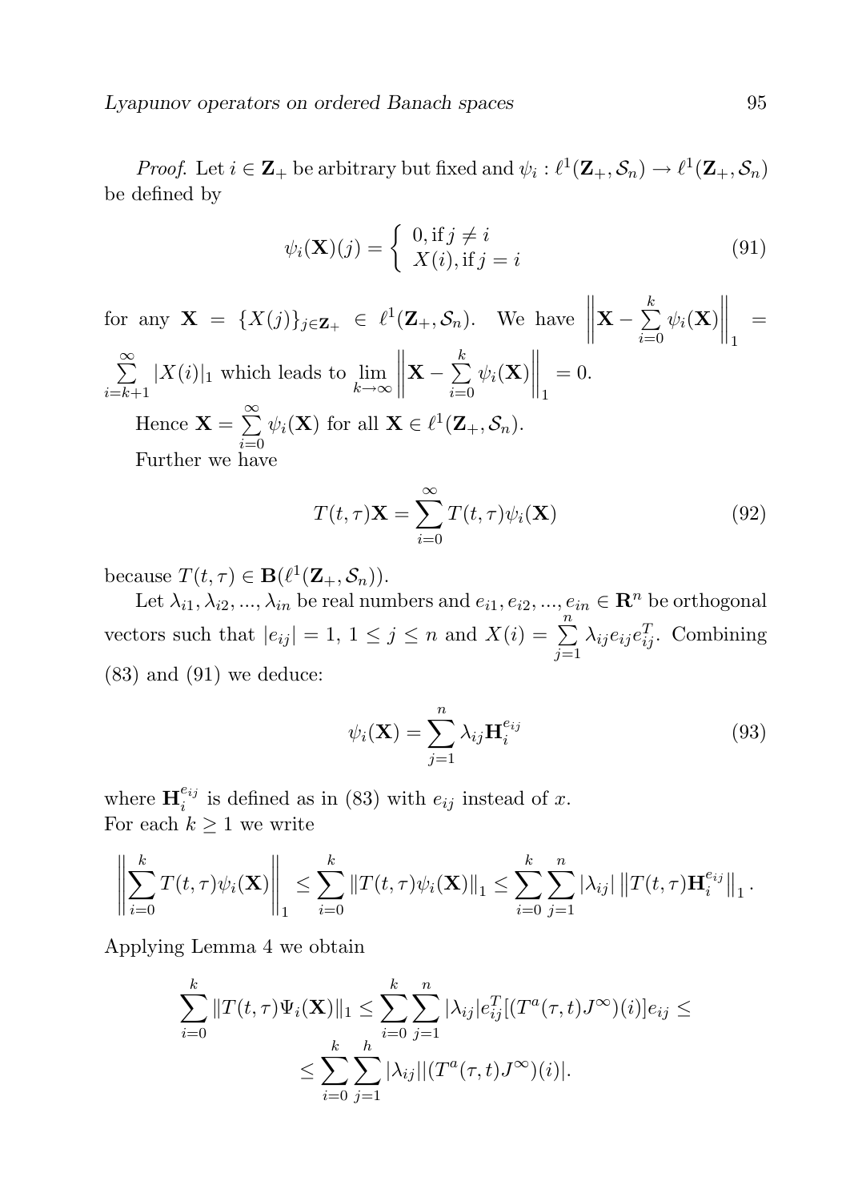*Proof.* Let $i \in \mathbf{Z}_+$ be arbitrary but fixed and $\psi_i : \ell^1(\mathbf{Z}_+, \mathcal{S}_n) \to \ell^1(\mathbf{Z}_+, \mathcal{S}_n)$ be defined by

$$\psi_i(\mathbf{X})(j) = \begin{cases} 0, \text{if } j \neq i \\ X(i), \text{if } j = i \end{cases} \tag{91}$$

for any $\mathbf{X} = \{X(j)\}_{j \in \mathbf{Z}_+} \in \ell^1(\mathbf{Z}_+, \mathcal{S}_n)$. We have $\left\| \mathbf{X} - \sum\limits_{i=0}^{k} \psi_i(\mathbf{X}) \right\|_1 = \sum\limits_{i=k+1}^{\infty} |X(i)|_1$ which leads to $\lim\limits_{k \to \infty} \left\| \mathbf{X} - \sum\limits_{i=0}^{k} \psi_i(\mathbf{X}) \right\|_1 = 0$.

Hence $\mathbf{X} = \sum\limits_{i=0}^{\infty} \psi_i(\mathbf{X})$ for all $\mathbf{X} \in \ell^1(\mathbf{Z}_+, \mathcal{S}_n)$.

Further we have

$$T(t, \tau)\mathbf{X} = \sum_{i=0}^{\infty} T(t, \tau)\psi_i(\mathbf{X}) \tag{92}$$

because $T(t, \tau) \in \mathbf{B}(\ell^1(\mathbf{Z}_+, \mathcal{S}_n))$.

Let $\lambda_{i1}, \lambda_{i2}, ..., \lambda_{in}$ be real numbers and $e_{i1}, e_{i2}, ..., e_{in} \in \mathbf{R}^n$ be orthogonal vectors such that $|e_{ij}| = 1$, $1 \leq j \leq n$ and $X(i) = \sum\limits_{j=1}^{n} \lambda_{ij} e_{ij} e_{ij}^T$. Combining (83) and (91) we deduce:

$$\psi_i(\mathbf{X}) = \sum_{j=1}^{n} \lambda_{ij} \mathbf{H}_i^{e_{ij}} \tag{93}$$

where $\mathbf{H}_i^{e_{ij}}$ is defined as in (83) with $e_{ij}$ instead of $x$.
For each $k \geq 1$ we write

$$\left\| \sum_{i=0}^{k} T(t, \tau)\psi_i(\mathbf{X}) \right\|_1 \leq \sum_{i=0}^{k} \|T(t, \tau)\psi_i(\mathbf{X})\|_1 \leq \sum_{i=0}^{k} \sum_{j=1}^{n} |\lambda_{ij}| \left\| T(t, \tau)\mathbf{H}_i^{e_{ij}} \right\|_1.$$

Applying Lemma 4 we obtain

$$\sum_{i=0}^{k} \|T(t, \tau)\Psi_i(\mathbf{X})\|_1 \leq \sum_{i=0}^{k} \sum_{j=1}^{n} |\lambda_{ij}| e_{ij}^T [(T^a(\tau, t)J^\infty)(i)] e_{ij} \leq$$
$$\leq \sum_{i=0}^{k} \sum_{j=1}^{h} |\lambda_{ij}| |(T^a(\tau, t)J^\infty)(i)|.$$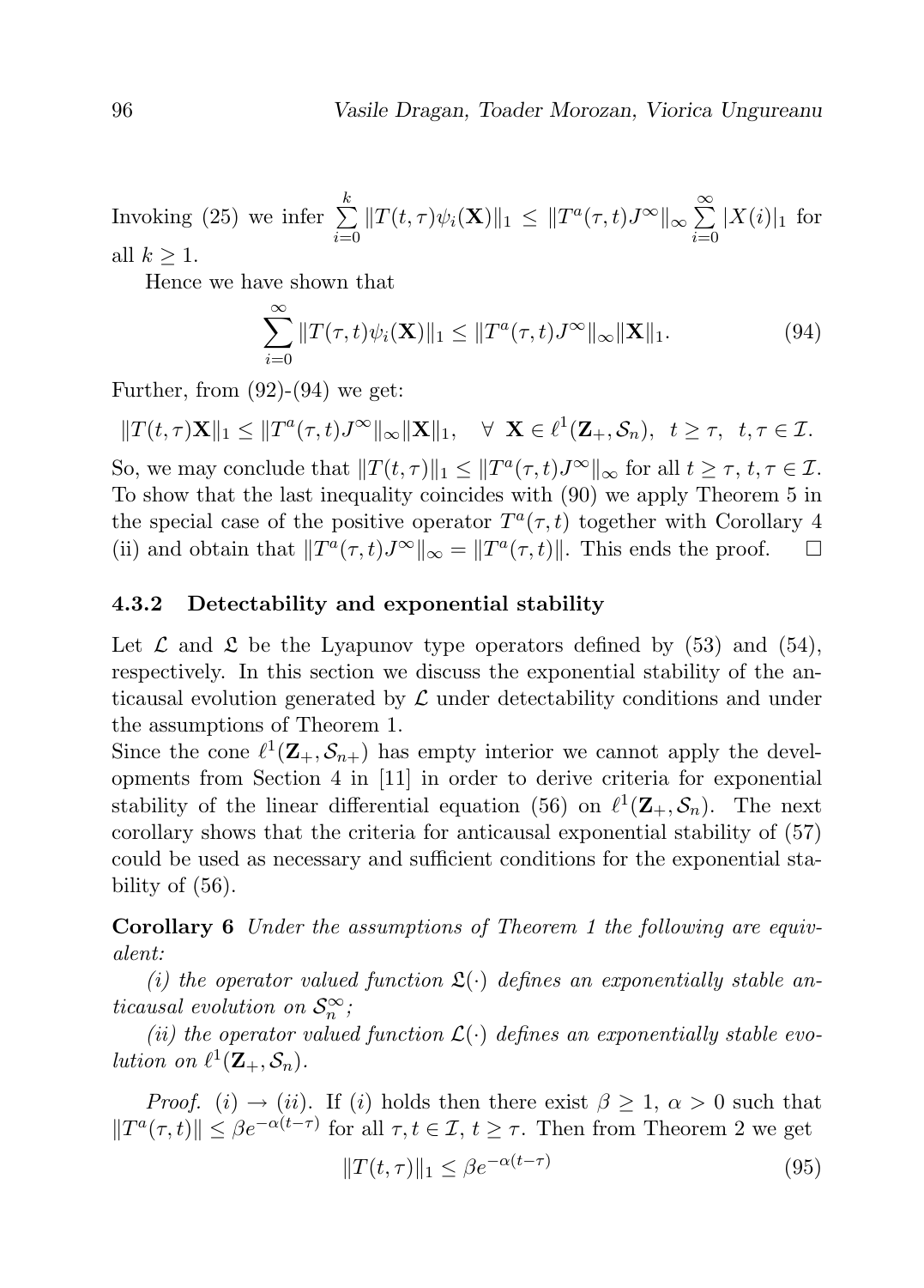Invoking (25) we infer $\sum_{i=0}^{k} \|T(t,\tau)\psi_i(\mathbf{X})\|_1 \leq \|T^a(\tau,t)J^\infty\|_\infty \sum_{i=0}^{\infty} |X(i)|_1$ for all $k \geq 1$.

Hence we have shown that

$$\sum_{i=0}^{\infty} \|T(\tau,t)\psi_i(\mathbf{X})\|_1 \leq \|T^a(\tau,t)J^\infty\|_\infty \|\mathbf{X}\|_1. \tag{94}$$

Further, from (92)-(94) we get:

$$\|T(t,\tau)\mathbf{X}\|_1 \leq \|T^a(\tau,t)J^\infty\|_\infty \|\mathbf{X}\|_1, \quad \forall \ \mathbf{X} \in \ell^1(\mathbf{Z}_+, \mathcal{S}_n), \ \ t \geq \tau, \ \ t,\tau \in \mathcal{I}.$$

So, we may conclude that $\|T(t,\tau)\|_1 \leq \|T^a(\tau,t)J^\infty\|_\infty$ for all $t \geq \tau$, $t,\tau \in \mathcal{I}$. To show that the last inequality coincides with (90) we apply Theorem 5 in the special case of the positive operator $T^a(\tau,t)$ together with Corollary 4 (ii) and obtain that $\|T^a(\tau,t)J^\infty\|_\infty = \|T^a(\tau,t)\|$. This ends the proof. $\square$

### 4.3.2 Detectability and exponential stability

Let $\mathcal{L}$ and $\mathfrak{L}$ be the Lyapunov type operators defined by (53) and (54), respectively. In this section we discuss the exponential stability of the anticausal evolution generated by $\mathcal{L}$ under detectability conditions and under the assumptions of Theorem 1.

Since the cone $\ell^1(\mathbf{Z}_+, \mathcal{S}_{n+})$ has empty interior we cannot apply the developments from Section 4 in [11] in order to derive criteria for exponential stability of the linear differential equation (56) on $\ell^1(\mathbf{Z}_+, \mathcal{S}_n)$. The next corollary shows that the criteria for anticausal exponential stability of (57) could be used as necessary and sufficient conditions for the exponential stability of (56).

**Corollary 6** *Under the assumptions of Theorem 1 the following are equivalent:*

*(i) the operator valued function $\mathfrak{L}(\cdot)$ defines an exponentially stable anticausal evolution on $\mathcal{S}_n^\infty$;*

*(ii) the operator valued function $\mathcal{L}(\cdot)$ defines an exponentially stable evolution on $\ell^1(\mathbf{Z}_+, \mathcal{S}_n)$.*

*Proof.* $(i) \to (ii)$. If $(i)$ holds then there exist $\beta \geq 1$, $\alpha > 0$ such that $\|T^a(\tau,t)\| \leq \beta e^{-\alpha(t-\tau)}$ for all $\tau, t \in \mathcal{I}$, $t \geq \tau$. Then from Theorem 2 we get

$$\|T(t,\tau)\|_1 \leq \beta e^{-\alpha(t-\tau)} \tag{95}$$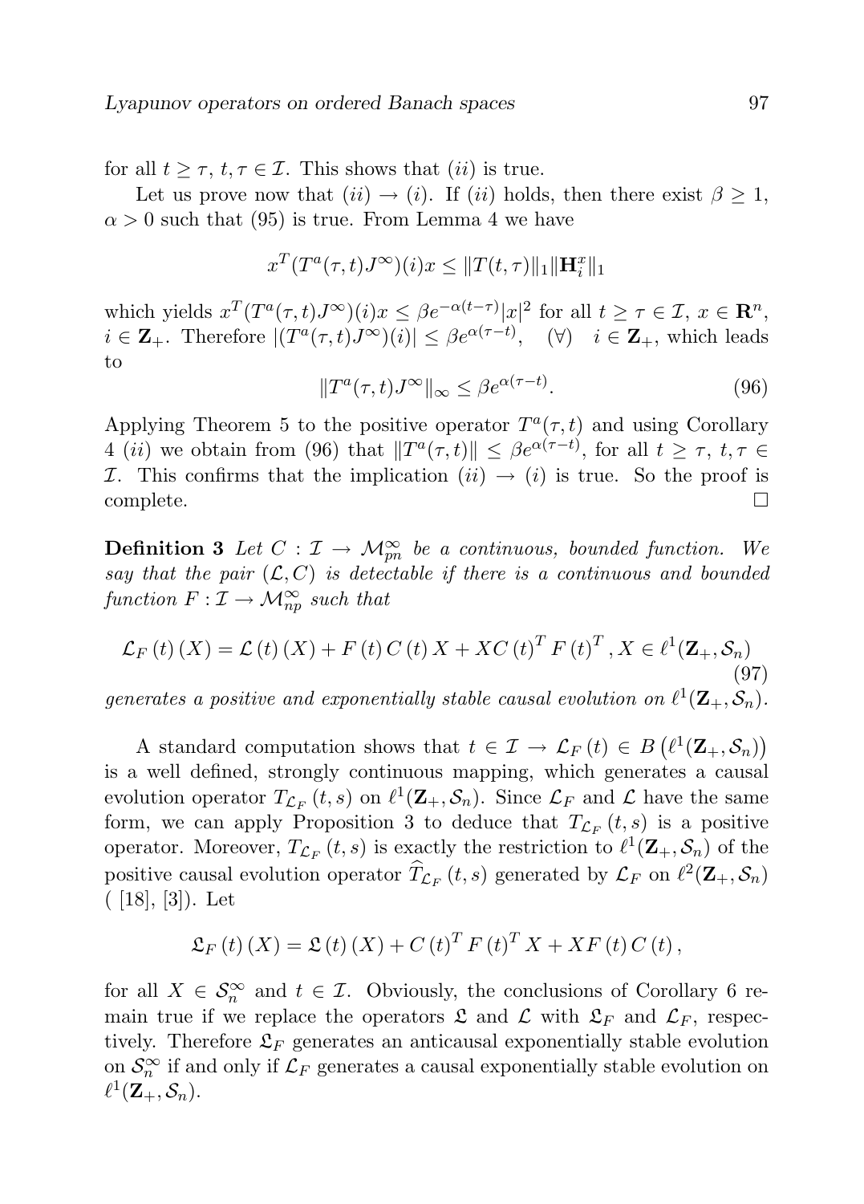for all $t \geq \tau$, $t, \tau \in \mathcal{I}$. This shows that $(ii)$ is true.

Let us prove now that $(ii) \to (i)$. If $(ii)$ holds, then there exist $\beta \geq 1$, $\alpha > 0$ such that (95) is true. From Lemma 4 we have

$$x^T (T^a(\tau,t)J^\infty)(i)x \leq \|T(t,\tau)\|_1 \|\mathbf{H}_i^x\|_1$$

which yields $x^T(T^a(\tau,t)J^\infty)(i)x \leq \beta e^{-\alpha(t-\tau)}|x|^2$ for all $t \geq \tau \in \mathcal{I}$, $x \in \mathbf{R}^n$, $i \in \mathbf{Z}_+$. Therefore $|(T^a(\tau,t)J^\infty)(i)| \leq \beta e^{\alpha(\tau - t)}$, $\quad (\forall) \quad i \in \mathbf{Z}_+$, which leads to

$$\|T^a(\tau,t)J^\infty\|_\infty \leq \beta e^{\alpha(\tau-t)}. \tag{96}$$

Applying Theorem 5 to the positive operator $T^a(\tau,t)$ and using Corollary 4 $(ii)$ we obtain from (96) that $\|T^a(\tau,t)\| \leq \beta e^{\alpha(\tau-t)}$, for all $t \geq \tau$, $t, \tau \in \mathcal{I}$. This confirms that the implication $(ii) \to (i)$ is true. So the proof is complete. $\square$

**Definition 3** *Let $C : \mathcal{I} \to \mathcal{M}_{pn}^\infty$ be a continuous, bounded function. We say that the pair $(\mathcal{L}, C)$ is detectable if there is a continuous and bounded function $F : \mathcal{I} \to \mathcal{M}_{np}^\infty$ such that*

$$\mathcal{L}_F(t)(X) = \mathcal{L}(t)(X) + F(t)C(t)X + XC(t)^T F(t)^T, X \in \ell^1(\mathbf{Z}_+, \mathcal{S}_n) \tag{97}$$

*generates a positive and exponentially stable causal evolution on $\ell^1(\mathbf{Z}_+, \mathcal{S}_n)$.*

A standard computation shows that $t \in \mathcal{I} \to \mathcal{L}_F(t) \in B\left(\ell^1(\mathbf{Z}_+, \mathcal{S}_n)\right)$ is a well defined, strongly continuous mapping, which generates a causal evolution operator $T_{\mathcal{L}_F}(t,s)$ on $\ell^1(\mathbf{Z}_+, \mathcal{S}_n)$. Since $\mathcal{L}_F$ and $\mathcal{L}$ have the same form, we can apply Proposition 3 to deduce that $T_{\mathcal{L}_F}(t,s)$ is a positive operator. Moreover, $T_{\mathcal{L}_F}(t,s)$ is exactly the restriction to $\ell^1(\mathbf{Z}_+, \mathcal{S}_n)$ of the positive causal evolution operator $\widehat{T}_{\mathcal{L}_F}(t,s)$ generated by $\mathcal{L}_F$ on $\ell^2(\mathbf{Z}_+, \mathcal{S}_n)$ ( [18], [3]). Let

$$\mathfrak{L}_F(t)(X) = \mathfrak{L}(t)(X) + C(t)^T F(t)^T X + XF(t)C(t),$$

for all $X \in \mathcal{S}_n^\infty$ and $t \in \mathcal{I}$. Obviously, the conclusions of Corollary 6 remain true if we replace the operators $\mathfrak{L}$ and $\mathcal{L}$ with $\mathfrak{L}_F$ and $\mathcal{L}_F$, respectively. Therefore $\mathfrak{L}_F$ generates an anticausal exponentially stable evolution on $\mathcal{S}_n^\infty$ if and only if $\mathcal{L}_F$ generates a causal exponentially stable evolution on $\ell^1(\mathbf{Z}_+, \mathcal{S}_n)$.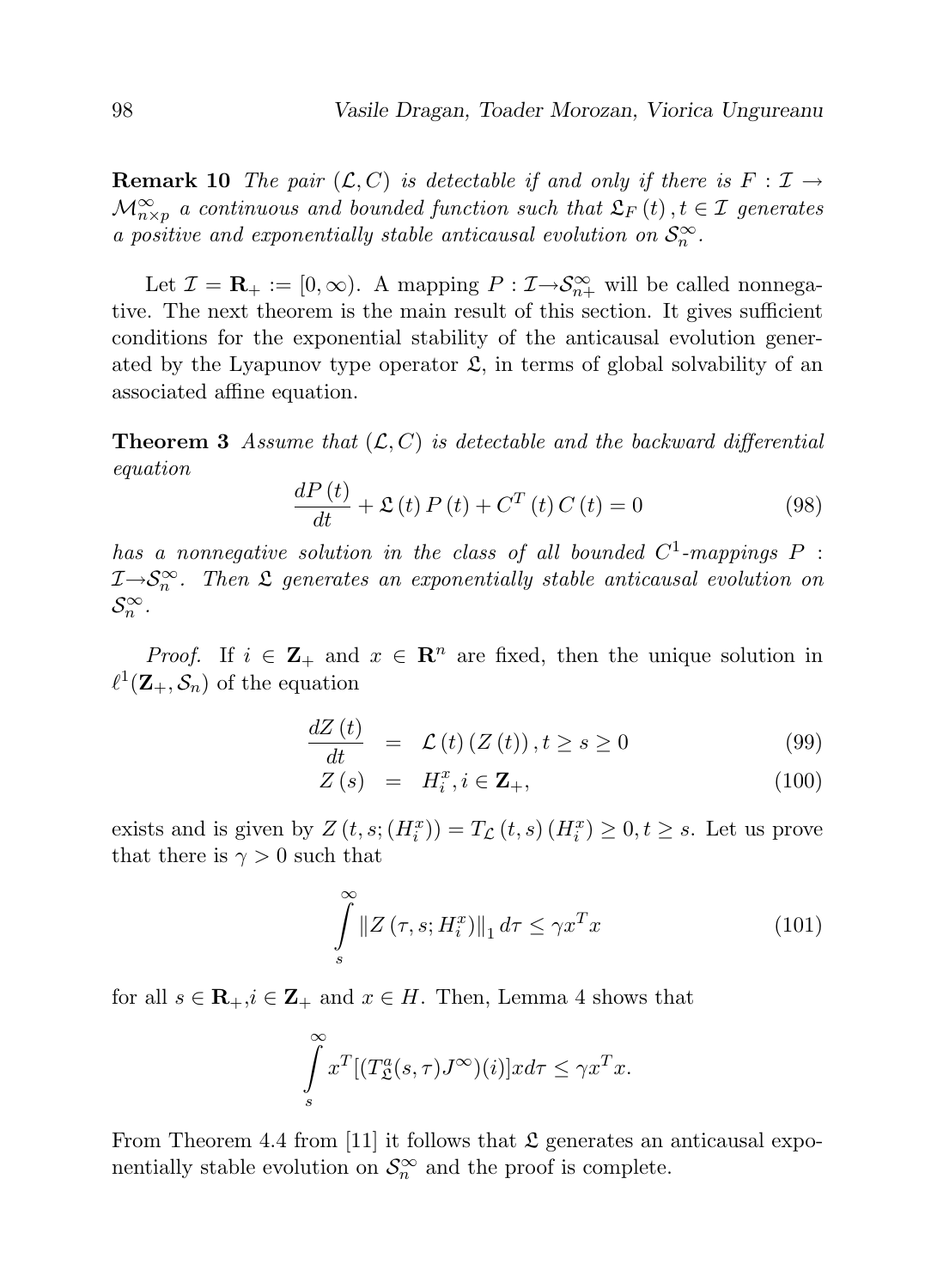**Remark 10** *The pair $(\mathcal{L}, C)$ is detectable if and only if there is $F : \mathcal{I} \rightarrow \mathcal{M}^{\infty}_{n \times p}$ a continuous and bounded function such that $\mathfrak{L}_F(t), t \in \mathcal{I}$ generates a positive and exponentially stable anticausal evolution on $\mathcal{S}^{\infty}_n$.*

Let $\mathcal{I} = \mathbf{R}_+ := [0, \infty)$. A mapping $P : \mathcal{I} \rightarrow \mathcal{S}^{\infty}_{n+}$ will be called nonnegative. The next theorem is the main result of this section. It gives sufficient conditions for the exponential stability of the anticausal evolution generated by the Lyapunov type operator $\mathfrak{L}$, in terms of global solvability of an associated affine equation.

**Theorem 3** *Assume that $(\mathcal{L}, C)$ is detectable and the backward differential equation*

$$\frac{dP(t)}{dt} + \mathfrak{L}(t) P(t) + C^T(t) C(t) = 0 \tag{98}$$

*has a nonnegative solution in the class of all bounded $C^1$-mappings $P : \mathcal{I} \rightarrow \mathcal{S}^{\infty}_n$. Then $\mathfrak{L}$ generates an exponentially stable anticausal evolution on $\mathcal{S}^{\infty}_n$.*

*Proof.* If $i \in \mathbf{Z}_+$ and $x \in \mathbf{R}^n$ are fixed, then the unique solution in $\ell^1(\mathbf{Z}_+, \mathcal{S}_n)$ of the equation

$$\begin{aligned} \frac{dZ(t)}{dt} &= \mathcal{L}(t)(Z(t)), t \geq s \geq 0 & (99) \\ Z(s) &= H^x_i, i \in \mathbf{Z}_+, & (100) \end{aligned}$$

exists and is given by $Z(t, s; (H^x_i)) = T_{\mathcal{L}}(t, s)(H^x_i) \geq 0, t \geq s$. Let us prove that there is $\gamma > 0$ such that

$$\int_s^{\infty} \|Z(\tau, s; H^x_i)\|_1 \, d\tau \leq \gamma x^T x \tag{101}$$

for all $s \in \mathbf{R}_+, i \in \mathbf{Z}_+$ and $x \in H$. Then, Lemma 4 shows that

$$\int_s^{\infty} x^T [(T^a_{\mathfrak{L}}(s, \tau) J^{\infty})(i)] x d\tau \leq \gamma x^T x.$$

From Theorem 4.4 from [11] it follows that $\mathfrak{L}$ generates an anticausal exponentially stable evolution on $\mathcal{S}^{\infty}_n$ and the proof is complete.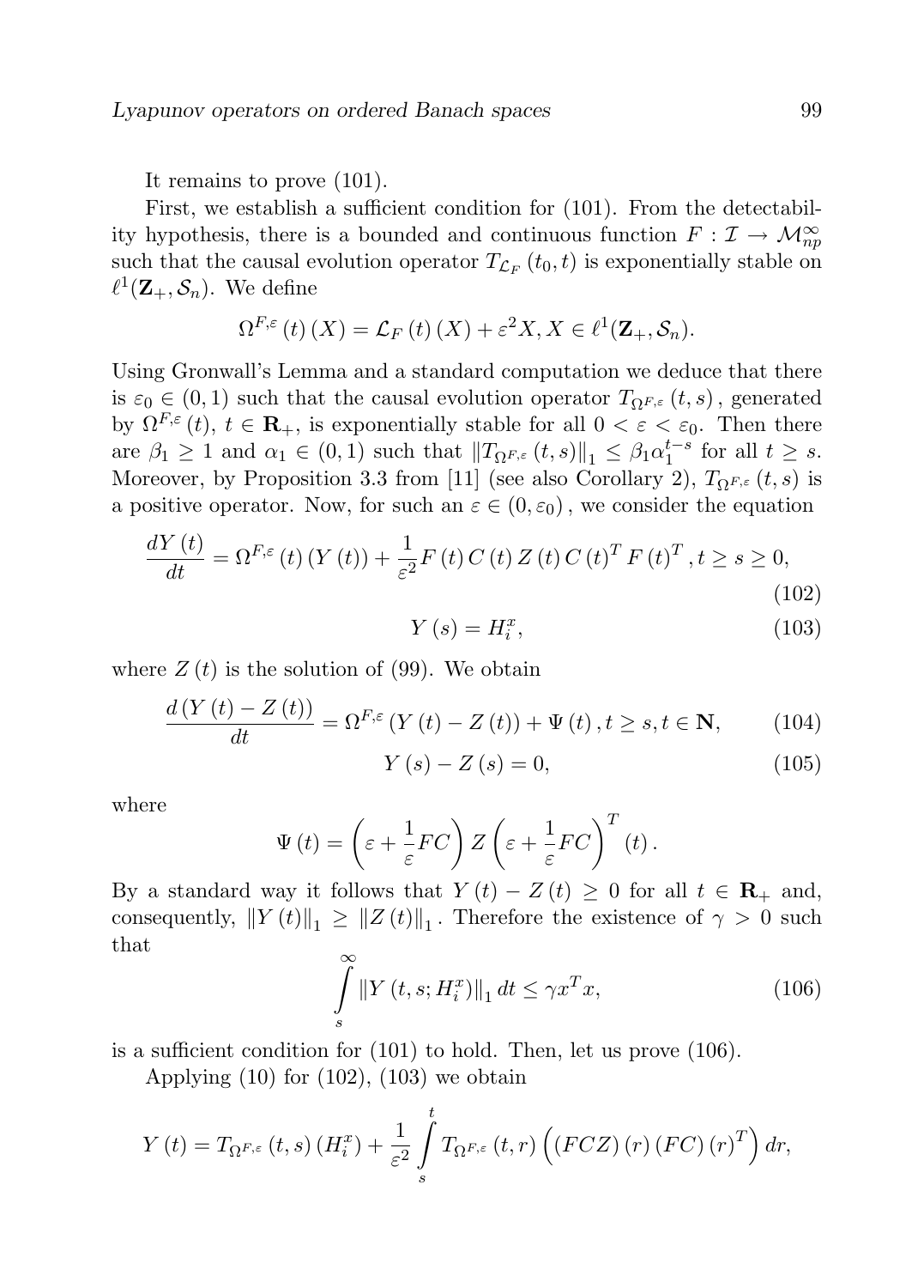It remains to prove (101).

First, we establish a sufficient condition for (101). From the detectability hypothesis, there is a bounded and continuous function $F : \mathcal{I} \to \mathcal{M}_{np}^{\infty}$ such that the causal evolution operator $T_{\mathcal{L}_F}(t_0, t)$ is exponentially stable on $\ell^1(\mathbf{Z}_+, \mathcal{S}_n)$. We define

$$\Omega^{F,\varepsilon}(t)(X) = \mathcal{L}_F(t)(X) + \varepsilon^2 X, X \in \ell^1(\mathbf{Z}_+, \mathcal{S}_n).$$

Using Gronwall's Lemma and a standard computation we deduce that there is $\varepsilon_0 \in (0,1)$ such that the causal evolution operator $T_{\Omega^{F,\varepsilon}}(t,s)$, generated by $\Omega^{F,\varepsilon}(t)$, $t \in \mathbf{R}_+$, is exponentially stable for all $0 < \varepsilon < \varepsilon_0$. Then there are $\beta_1 \geq 1$ and $\alpha_1 \in (0,1)$ such that $\|T_{\Omega^{F,\varepsilon}}(t,s)\|_1 \leq \beta_1 \alpha_1^{t-s}$ for all $t \geq s$. Moreover, by Proposition 3.3 from [11] (see also Corollary 2), $T_{\Omega^{F,\varepsilon}}(t,s)$ is a positive operator. Now, for such an $\varepsilon \in (0, \varepsilon_0)$, we consider the equation

$$\frac{dY(t)}{dt} = \Omega^{F,\varepsilon}(t)(Y(t)) + \frac{1}{\varepsilon^2} F(t) C(t) Z(t) C(t)^T F(t)^T, t \geq s \geq 0, \tag{102}$$

$$Y(s) = H_i^x, \tag{103}$$

where $Z(t)$ is the solution of (99). We obtain

$$\frac{d(Y(t) - Z(t))}{dt} = \Omega^{F,\varepsilon}(Y(t) - Z(t)) + \Psi(t), t \geq s, t \in \mathbf{N}, \tag{104}$$

$$Y(s) - Z(s) = 0, \tag{105}$$

where

$$\Psi(t) = \left(\varepsilon + \frac{1}{\varepsilon} FC\right) Z \left(\varepsilon + \frac{1}{\varepsilon} FC\right)^T (t).$$

By a standard way it follows that $Y(t) - Z(t) \geq 0$ for all $t \in \mathbf{R}_+$ and, consequently, $\|Y(t)\|_1 \geq \|Z(t)\|_1$. Therefore the existence of $\gamma > 0$ such that

$$\int_s^{\infty} \|Y(t,s;H_i^x)\|_1 \, dt \leq \gamma x^T x, \tag{106}$$

is a sufficient condition for (101) to hold. Then, let us prove (106).

Applying (10) for (102), (103) we obtain

$$Y(t) = T_{\Omega^{F,\varepsilon}}(t,s)(H_i^x) + \frac{1}{\varepsilon^2} \int_s^t T_{\Omega^{F,\varepsilon}}(t,r)\left((FCZ)(r)(FC)(r)^T\right) dr,$$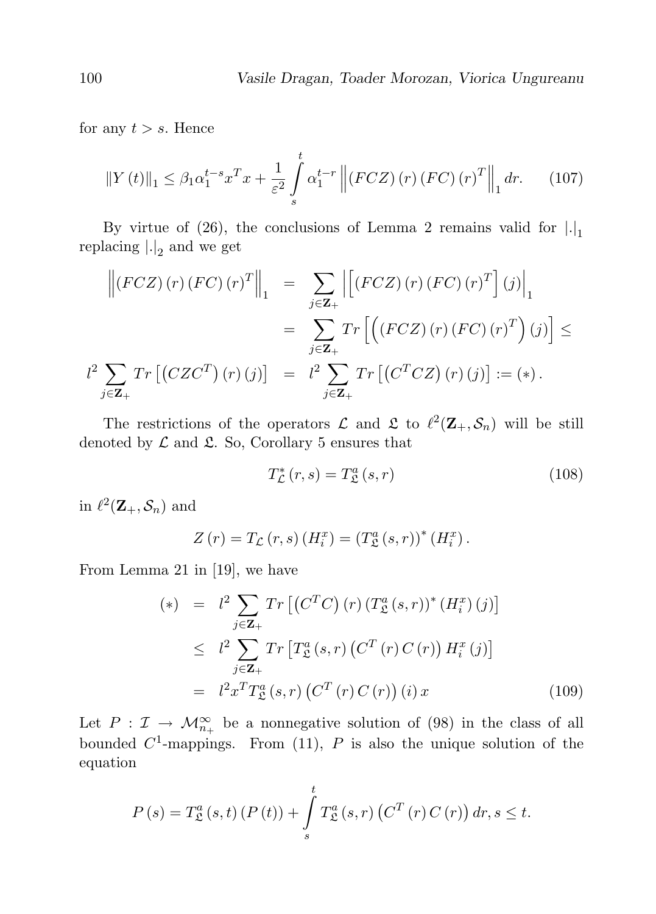for any $t > s$. Hence

$$\|Y(t)\|_1 \leq \beta_1 \alpha_1^{t-s} x^T x + \frac{1}{\varepsilon^2} \int_s^t \alpha_1^{t-r} \left\| (FCZ)(r)(FC)(r)^T \right\|_1 dr. \tag{107}$$

By virtue of (26), the conclusions of Lemma 2 remains valid for $|.|_1$ replacing $|.|_2$ and we get

$$\begin{aligned}
\left\| (FCZ)(r)(FC)(r)^T \right\|_1 &= \sum_{j \in \mathbf{Z}_+} \left| \left[ (FCZ)(r)(FC)(r)^T \right](j) \right|_1 \\
&= \sum_{j \in \mathbf{Z}_+} Tr \left[ \left( (FCZ)(r)(FC)(r)^T \right)(j) \right] \leq \\
l^2 \sum_{j \in \mathbf{Z}_+} Tr \left[ \left( CZC^T \right)(r)(j) \right] &= l^2 \sum_{j \in \mathbf{Z}_+} Tr \left[ \left( C^T CZ \right)(r)(j) \right] := (*).
\end{aligned}$$

The restrictions of the operators $\mathcal{L}$ and $\mathfrak{L}$ to $\ell^2(\mathbf{Z}_+, \mathcal{S}_n)$ will be still denoted by $\mathcal{L}$ and $\mathfrak{L}$. So, Corollary 5 ensures that

$$T_{\mathcal{L}}^*(r,s) = T_{\mathfrak{L}}^a(s,r) \tag{108}$$

in $\ell^2(\mathbf{Z}_+, \mathcal{S}_n)$ and

$$Z(r) = T_{\mathcal{L}}(r,s)(H_i^x) = (T_{\mathfrak{L}}^a(s,r))^*(H_i^x).$$

From Lemma 21 in [19], we have

$$\begin{aligned}
(*) &= l^2 \sum_{j \in \mathbf{Z}_+} Tr \left[ \left( C^T C \right)(r) \left( T_{\mathfrak{L}}^a(s,r) \right)^* (H_i^x)(j) \right] \\
&\leq l^2 \sum_{j \in \mathbf{Z}_+} Tr \left[ T_{\mathfrak{L}}^a(s,r) \left( C^T(r) C(r) \right) H_i^x(j) \right] \\
&= l^2 x^T T_{\mathfrak{L}}^a(s,r) \left( C^T(r) C(r) \right)(i) x
\end{aligned} \tag{109}$$

Let $P : \mathcal{I} \to \mathcal{M}_{n_+}^{\infty}$ be a nonnegative solution of (98) in the class of all bounded $C^1$-mappings. From (11), $P$ is also the unique solution of the equation

$$P(s) = T_{\mathfrak{L}}^a(s,t)(P(t)) + \int_s^t T_{\mathfrak{L}}^a(s,r) \left( C^T(r) C(r) \right) dr, s \leq t.$$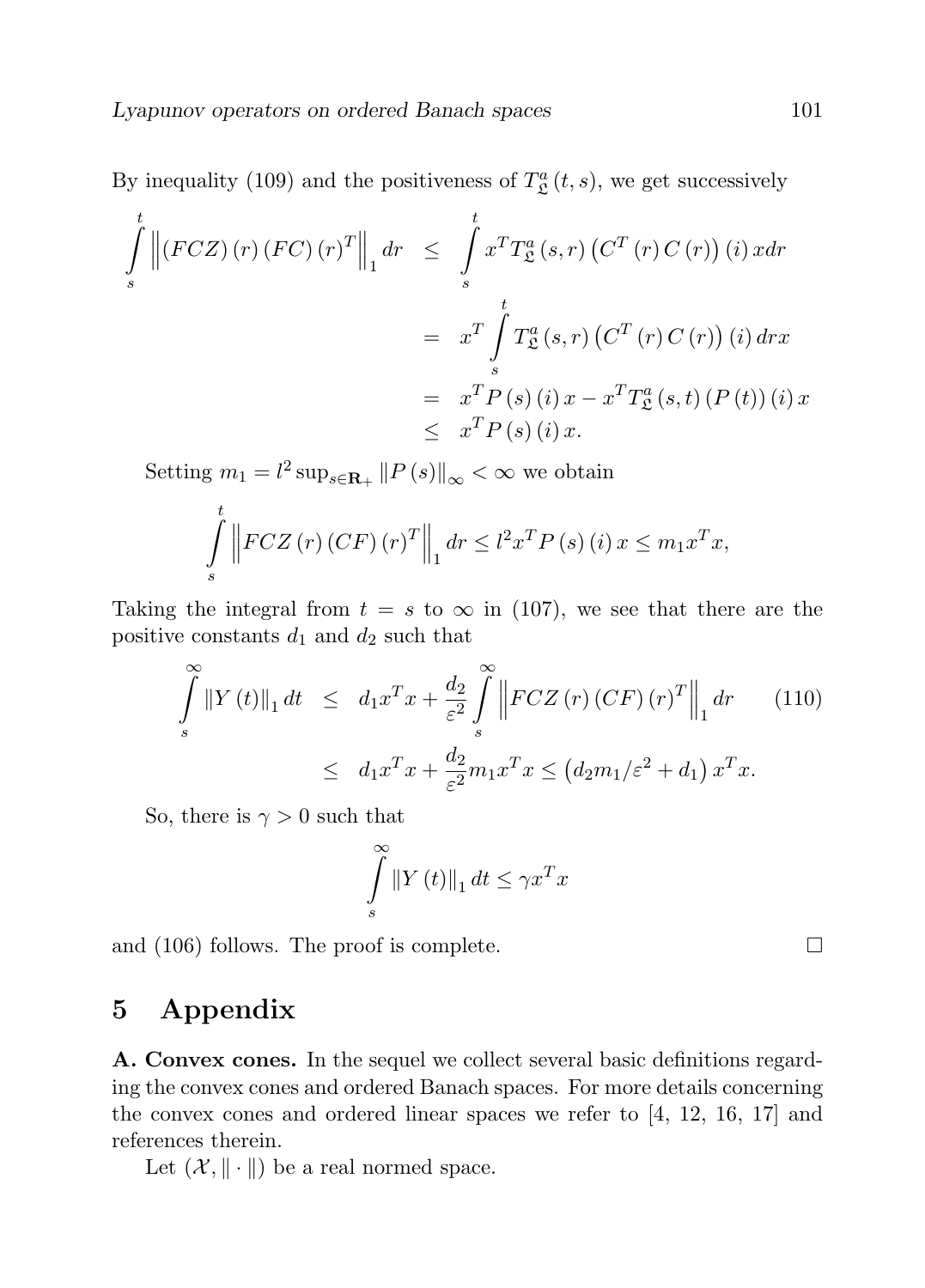By inequality (109) and the positiveness of $T_{\mathfrak{L}}^{a}(t,s)$, we get successively

$$
\begin{aligned}
\int_s^t \left\| (FCZ)(r)(FC)(r)^T \right\|_1 dr &\leq \int_s^t x^T T_{\mathfrak{L}}^{a}(s,r)\left(C^T(r)C(r)\right)(i)\,x dr \\
&= x^T \int_s^t T_{\mathfrak{L}}^{a}(s,r)\left(C^T(r)C(r)\right)(i)\,dr x \\
&= x^T P(s)(i)\,x - x^T T_{\mathfrak{L}}^{a}(s,t)(P(t))(i)\,x \\
&\leq x^T P(s)(i)\,x.
\end{aligned}
$$

Setting $m_1 = l^2 \sup_{s\in\mathbf{R}_+} \|P(s)\|_\infty < \infty$ we obtain

$$
\int_s^t \left\| FCZ(r)(CF)(r)^T \right\|_1 dr \leq l^2 x^T P(s)(i)\,x \leq m_1 x^T x,
$$

Taking the integral from $t = s$ to $\infty$ in (107), we see that there are the positive constants $d_1$ and $d_2$ such that

$$
\begin{aligned}
\int_s^\infty \|Y(t)\|_1 dt &\leq d_1 x^T x + \frac{d_2}{\varepsilon^2}\int_s^\infty \left\| FCZ(r)(CF)(r)^T \right\|_1 dr \qquad (110) \\
&\leq d_1 x^T x + \frac{d_2}{\varepsilon^2} m_1 x^T x \leq \left(d_2 m_1/\varepsilon^2 + d_1\right) x^T x.
\end{aligned}
$$

So, there is $\gamma > 0$ such that

$$
\int_s^\infty \|Y(t)\|_1 dt \leq \gamma x^T x
$$

and (106) follows. The proof is complete. □

# 5 Appendix

**A. Convex cones.** In the sequel we collect several basic definitions regarding the convex cones and ordered Banach spaces. For more details concerning the convex cones and ordered linear spaces we refer to [4, 12, 16, 17] and references therein.

Let $(\mathcal{X}, \|\cdot\|)$ be a real normed space.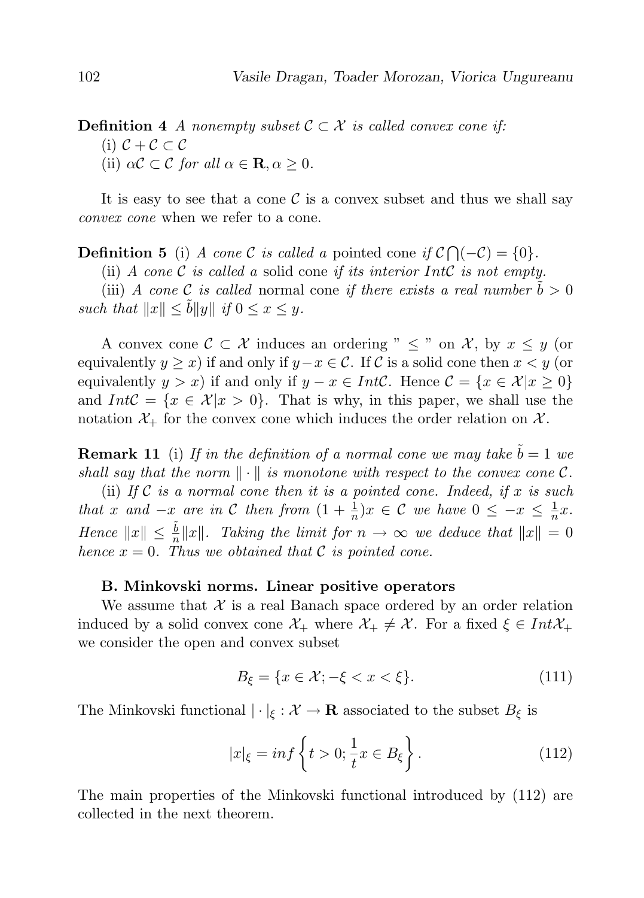**Definition 4** *A nonempty subset $\mathcal{C} \subset \mathcal{X}$ is called convex cone if:*

(i) $\mathcal{C} + \mathcal{C} \subset \mathcal{C}$

(ii) $\alpha\mathcal{C} \subset \mathcal{C}$ *for all* $\alpha \in \mathbf{R}, \alpha \geq 0$.

It is easy to see that a cone $\mathcal{C}$ is a convex subset and thus we shall say *convex cone* when we refer to a cone.

**Definition 5** (i) *A cone $\mathcal{C}$ is called a* pointed cone *if* $\mathcal{C} \bigcap (-\mathcal{C}) = \{0\}$.

(ii) *A cone $\mathcal{C}$ is called a* solid cone *if its interior $Int\mathcal{C}$ is not empty.*

(iii) *A cone $\mathcal{C}$ is called* normal cone *if there exists a real number $\tilde{b} > 0$ such that $\|x\| \leq \tilde{b}\|y\|$ if $0 \leq x \leq y$.*

A convex cone $\mathcal{C} \subset \mathcal{X}$ induces an ordering " $\leq$ " on $\mathcal{X}$, by $x \leq y$ (or equivalently $y \geq x$) if and only if $y - x \in \mathcal{C}$. If $\mathcal{C}$ is a solid cone then $x < y$ (or equivalently $y > x$) if and only if $y - x \in Int\mathcal{C}$. Hence $\mathcal{C} = \{x \in \mathcal{X} | x \geq 0\}$ and $Int\mathcal{C} = \{x \in \mathcal{X} | x > 0\}$. That is why, in this paper, we shall use the notation $\mathcal{X}_+$ for the convex cone which induces the order relation on $\mathcal{X}$.

**Remark 11** (i) *If in the definition of a normal cone we may take $\tilde{b} = 1$ we shall say that the norm $\|\cdot\|$ is monotone with respect to the convex cone $\mathcal{C}$.*

(ii) *If $\mathcal{C}$ is a normal cone then it is a pointed cone. Indeed, if $x$ is such that $x$ and $-x$ are in $\mathcal{C}$ then from $(1 + \frac{1}{n})x \in \mathcal{C}$ we have $0 \leq -x \leq \frac{1}{n}x$. Hence $\|x\| \leq \frac{\tilde{b}}{n}\|x\|$. Taking the limit for $n \to \infty$ we deduce that $\|x\| = 0$ hence $x = 0$. Thus we obtained that $\mathcal{C}$ is pointed cone.*

### B. Minkovski norms. Linear positive operators

We assume that $\mathcal{X}$ is a real Banach space ordered by an order relation induced by a solid convex cone $\mathcal{X}_+$ where $\mathcal{X}_+ \neq \mathcal{X}$. For a fixed $\xi \in Int\mathcal{X}_+$ we consider the open and convex subset

$$B_\xi = \{x \in \mathcal{X}; -\xi < x < \xi\}. \tag{111}$$

The Minkovski functional $|\cdot|_\xi : \mathcal{X} \to \mathbf{R}$ associated to the subset $B_\xi$ is

$$|x|_\xi = inf\left\{t > 0; \frac{1}{t}x \in B_\xi\right\}. \tag{112}$$

The main properties of the Minkovski functional introduced by (112) are collected in the next theorem.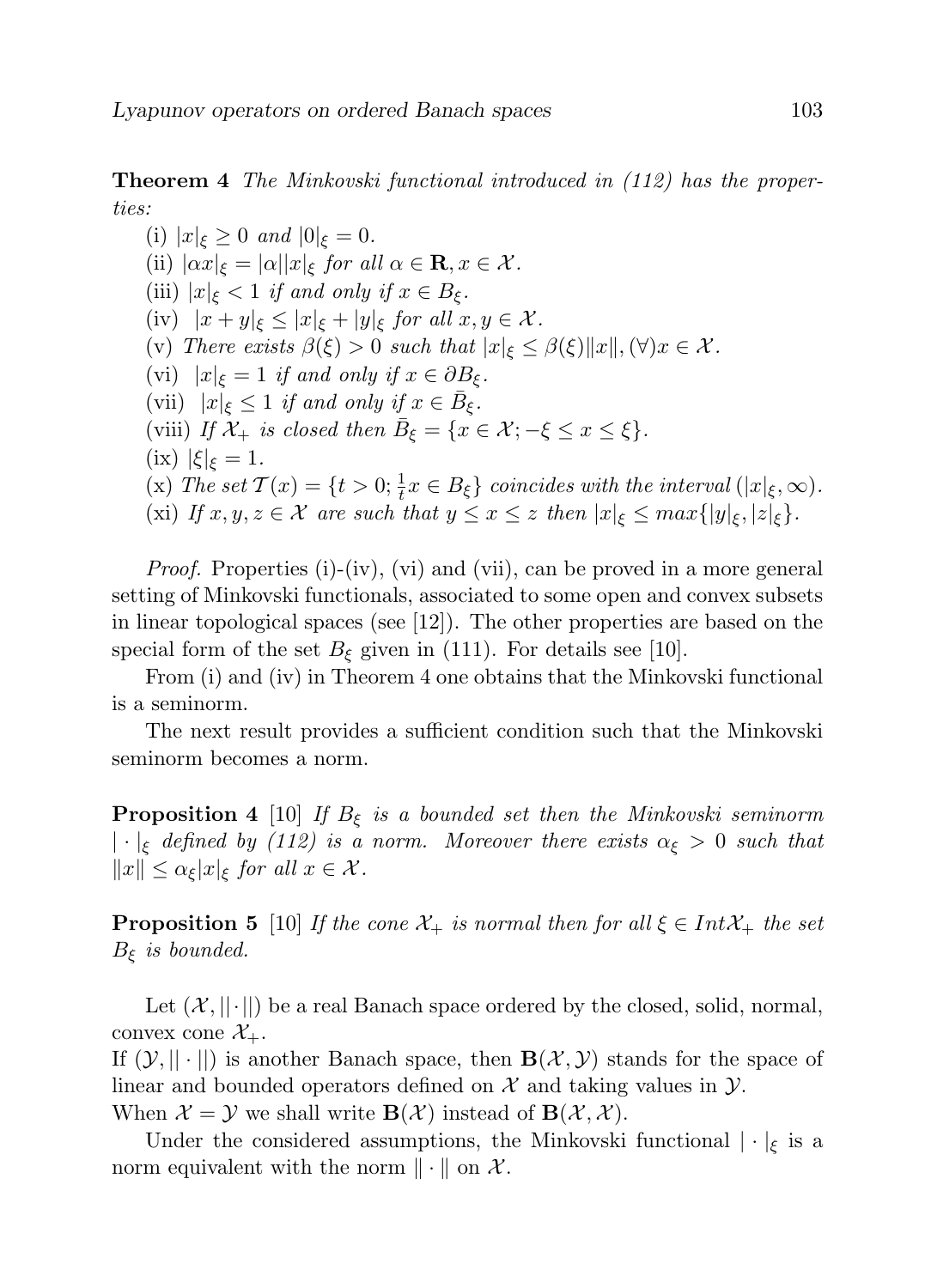**Theorem 4** *The Minkovski functional introduced in (112) has the properties:*

(i) $|x|_\xi \geq 0$ *and* $|0|_\xi = 0$.

(ii) $|\alpha x|_\xi = |\alpha||x|_\xi$ *for all* $\alpha \in \mathbf{R}, x \in \mathcal{X}$.

(iii) $|x|_\xi < 1$ *if and only if* $x \in B_\xi$.

(iv) $|x + y|_\xi \leq |x|_\xi + |y|_\xi$ *for all* $x, y \in \mathcal{X}$.

(v) *There exists* $\beta(\xi) > 0$ *such that* $|x|_\xi \leq \beta(\xi)\|x\|, (\forall) x \in \mathcal{X}$.

(vi) $|x|_\xi = 1$ *if and only if* $x \in \partial B_\xi$.

(vii) $|x|_\xi \leq 1$ *if and only if* $x \in \bar{B}_\xi$.

(viii) *If* $\mathcal{X}_+$ *is closed then* $\bar{B}_\xi = \{x \in \mathcal{X}; -\xi \leq x \leq \xi\}$.

(ix) $|\xi|_\xi = 1$.

(x) *The set* $\mathcal{T}(x) = \{t > 0; \frac{1}{t}x \in B_\xi\}$ *coincides with the interval* $(|x|_\xi, \infty)$.

(xi) *If* $x, y, z \in \mathcal{X}$ *are such that* $y \leq x \leq z$ *then* $|x|_\xi \leq max\{|y|_\xi, |z|_\xi\}$.

*Proof.* Properties (i)-(iv), (vi) and (vii), can be proved in a more general setting of Minkovski functionals, associated to some open and convex subsets in linear topological spaces (see [12]). The other properties are based on the special form of the set $B_\xi$ given in (111). For details see [10].

From (i) and (iv) in Theorem 4 one obtains that the Minkovski functional is a seminorm.

The next result provides a sufficient condition such that the Minkovski seminorm becomes a norm.

**Proposition 4** [10] *If* $B_\xi$ *is a bounded set then the Minkovski seminorm* $|\cdot|_\xi$ *defined by (112) is a norm. Moreover there exists* $\alpha_\xi > 0$ *such that* $\|x\| \leq \alpha_\xi |x|_\xi$ *for all* $x \in \mathcal{X}$.

**Proposition 5** [10] *If the cone* $\mathcal{X}_+$ *is normal then for all* $\xi \in Int\mathcal{X}_+$ *the set* $B_\xi$ *is bounded.*

Let $(\mathcal{X}, ||\cdot||)$ be a real Banach space ordered by the closed, solid, normal, convex cone $\mathcal{X}_+$.

If $(\mathcal{Y}, ||\cdot||)$ is another Banach space, then $\mathbf{B}(\mathcal{X}, \mathcal{Y})$ stands for the space of linear and bounded operators defined on $\mathcal{X}$ and taking values in $\mathcal{Y}$.

When $\mathcal{X} = \mathcal{Y}$ we shall write $\mathbf{B}(\mathcal{X})$ instead of $\mathbf{B}(\mathcal{X}, \mathcal{X})$.

Under the considered assumptions, the Minkovski functional $|\cdot|_\xi$ is a norm equivalent with the norm $\|\cdot\|$ on $\mathcal{X}$.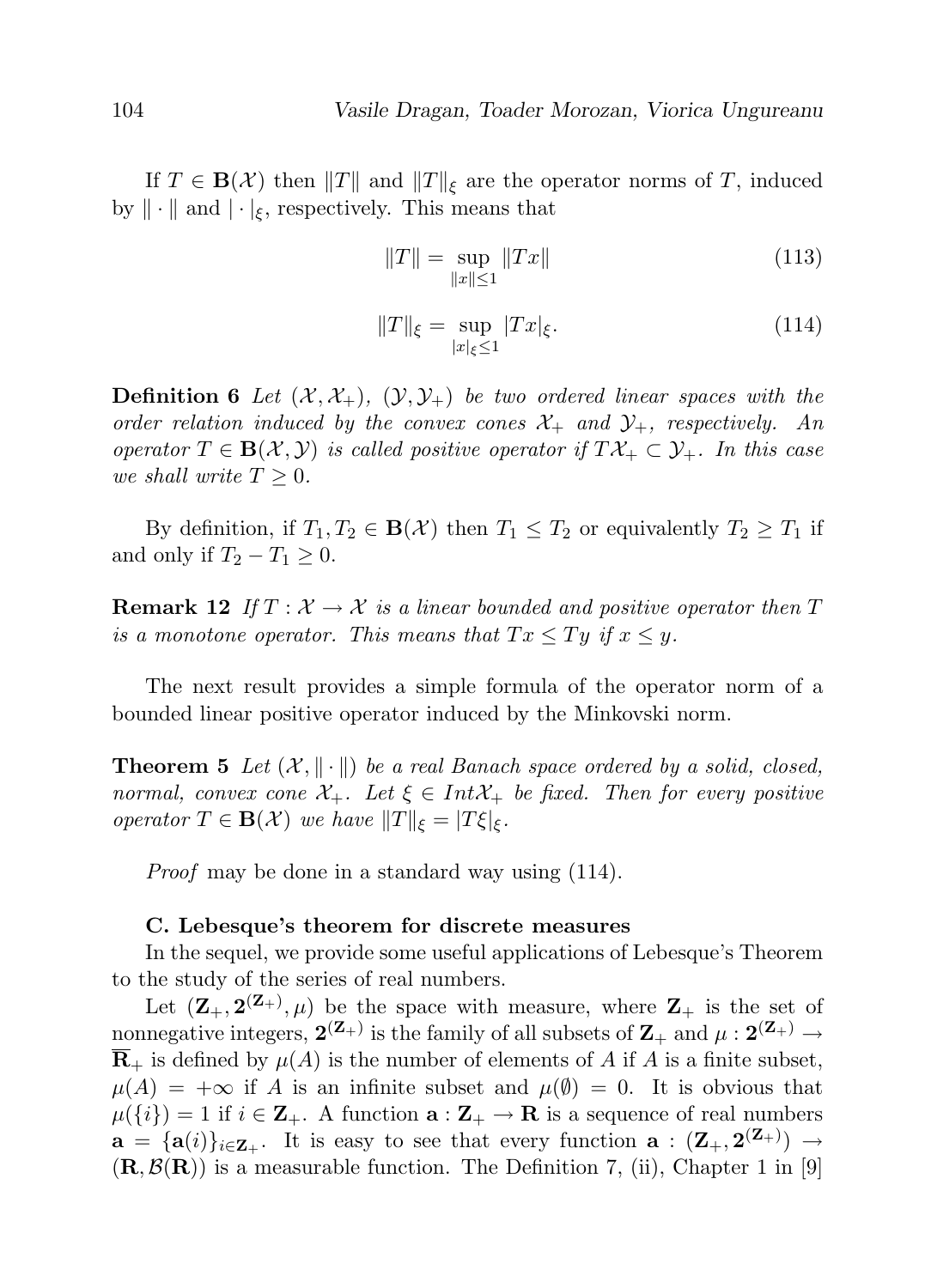If $T \in \mathbf{B}(\mathcal{X})$ then $\|T\|$ and $\|T\|_\xi$ are the operator norms of $T$, induced by $\|\cdot\|$ and $|\cdot|_\xi$, respectively. This means that

$$\|T\| = \sup_{\|x\| \leq 1} \|Tx\| \tag{113}$$

$$\|T\|_\xi = \sup_{|x|_\xi \leq 1} |Tx|_\xi. \tag{114}$$

**Definition 6** *Let $(\mathcal{X}, \mathcal{X}_+)$, $(\mathcal{Y}, \mathcal{Y}_+)$ be two ordered linear spaces with the order relation induced by the convex cones $\mathcal{X}_+$ and $\mathcal{Y}_+$, respectively. An operator $T \in \mathbf{B}(\mathcal{X}, \mathcal{Y})$ is called positive operator if $T\mathcal{X}_+ \subset \mathcal{Y}_+$. In this case we shall write $T \geq 0$.*

By definition, if $T_1, T_2 \in \mathbf{B}(\mathcal{X})$ then $T_1 \leq T_2$ or equivalently $T_2 \geq T_1$ if and only if $T_2 - T_1 \geq 0$.

**Remark 12** *If $T : \mathcal{X} \to \mathcal{X}$ is a linear bounded and positive operator then $T$ is a monotone operator. This means that $Tx \leq Ty$ if $x \leq y$.*

The next result provides a simple formula of the operator norm of a bounded linear positive operator induced by the Minkovski norm.

**Theorem 5** *Let $(\mathcal{X}, \|\cdot\|)$ be a real Banach space ordered by a solid, closed, normal, convex cone $\mathcal{X}_+$. Let $\xi \in Int\mathcal{X}_+$ be fixed. Then for every positive operator $T \in \mathbf{B}(\mathcal{X})$ we have $\|T\|_\xi = |T\xi|_\xi$.*

*Proof* may be done in a standard way using (114).

**C. Lebesque's theorem for discrete measures**

In the sequel, we provide some useful applications of Lebesque's Theorem to the study of the series of real numbers.

Let $(\mathbf{Z}_+, \mathbf{2}^{(\mathbf{Z}_+)}, \mu)$ be the space with measure, where $\mathbf{Z}_+$ is the set of nonnegative integers, $\mathbf{2}^{(\mathbf{Z}_+)}$ is the family of all subsets of $\mathbf{Z}_+$ and $\mu : \mathbf{2}^{(\mathbf{Z}_+)} \to \overline{\mathbf{R}}_+$ is defined by $\mu(A)$ is the number of elements of $A$ if $A$ is a finite subset, $\mu(A) = +\infty$ if $A$ is an infinite subset and $\mu(\emptyset) = 0$. It is obvious that $\mu(\{i\}) = 1$ if $i \in \mathbf{Z}_+$. A function $\mathbf{a} : \mathbf{Z}_+ \to \mathbf{R}$ is a sequence of real numbers $\mathbf{a} = \{\mathbf{a}(i)\}_{i \in \mathbf{Z}_+}$. It is easy to see that every function $\mathbf{a} : (\mathbf{Z}_+, \mathbf{2}^{(\mathbf{Z}_+)}) \to (\mathbf{R}, \mathcal{B}(\mathbf{R}))$ is a measurable function. The Definition 7, (ii), Chapter 1 in [9]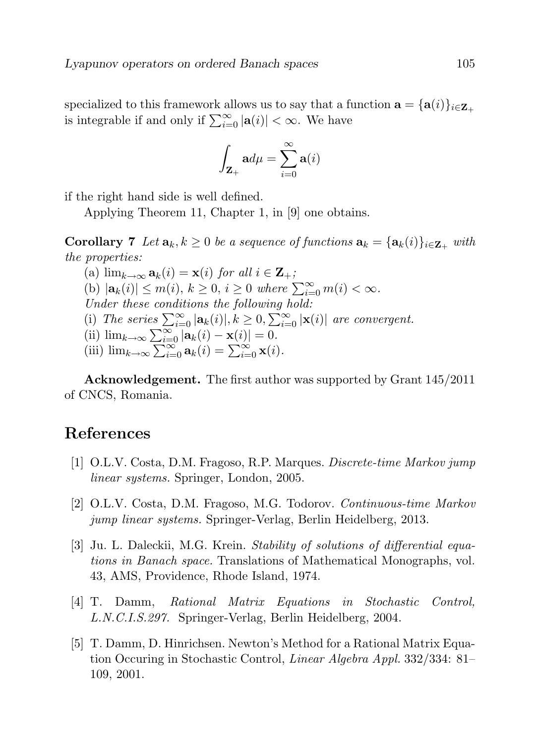specialized to this framework allows us to say that a function $\mathbf{a} = \{\mathbf{a}(i)\}_{i\in\mathbf{Z}_+}$ is integrable if and only if $\sum_{i=0}^{\infty} |\mathbf{a}(i)| < \infty$. We have

$$\int_{\mathbf{Z}_+} \mathbf{a} d\mu = \sum_{i=0}^{\infty} \mathbf{a}(i)$$

if the right hand side is well defined.

Applying Theorem 11, Chapter 1, in [9] one obtains.

**Corollary 7** *Let $\mathbf{a}_k, k \geq 0$ be a sequence of functions $\mathbf{a}_k = \{\mathbf{a}_k(i)\}_{i\in\mathbf{Z}_+}$ with the properties:*

(a) $\lim_{k\to\infty} \mathbf{a}_k(i) = \mathbf{x}(i)$ *for all* $i \in \mathbf{Z}_+$*;*

(b) $|\mathbf{a}_k(i)| \leq m(i)$, $k \geq 0$, $i \geq 0$ *where* $\sum_{i=0}^{\infty} m(i) < \infty$.

*Under these conditions the following hold:*

(i) *The series* $\sum_{i=0}^{\infty} |\mathbf{a}_k(i)|, k \geq 0, \sum_{i=0}^{\infty} |\mathbf{x}(i)|$ *are convergent.*

(ii) $\lim_{k\to\infty} \sum_{i=0}^{\infty} |\mathbf{a}_k(i) - \mathbf{x}(i)| = 0$.

(iii) $\lim_{k\to\infty} \sum_{i=0}^{\infty} \mathbf{a}_k(i) = \sum_{i=0}^{\infty} \mathbf{x}(i)$.

**Acknowledgement.** The first author was supported by Grant 145/2011 of CNCS, Romania.

## References

[1] O.L.V. Costa, D.M. Fragoso, R.P. Marques. *Discrete-time Markov jump linear systems.* Springer, London, 2005.

[2] O.L.V. Costa, D.M. Fragoso, M.G. Todorov. *Continuous-time Markov jump linear systems.* Springer-Verlag, Berlin Heidelberg, 2013.

[3] Ju. L. Daleckii, M.G. Krein. *Stability of solutions of differential equations in Banach space.* Translations of Mathematical Monographs, vol. 43, AMS, Providence, Rhode Island, 1974.

[4] T. Damm, *Rational Matrix Equations in Stochastic Control, L.N.C.I.S.297.* Springer-Verlag, Berlin Heidelberg, 2004.

[5] T. Damm, D. Hinrichsen. Newton's Method for a Rational Matrix Equation Occuring in Stochastic Control, *Linear Algebra Appl.* 332/334: 81–109, 2001.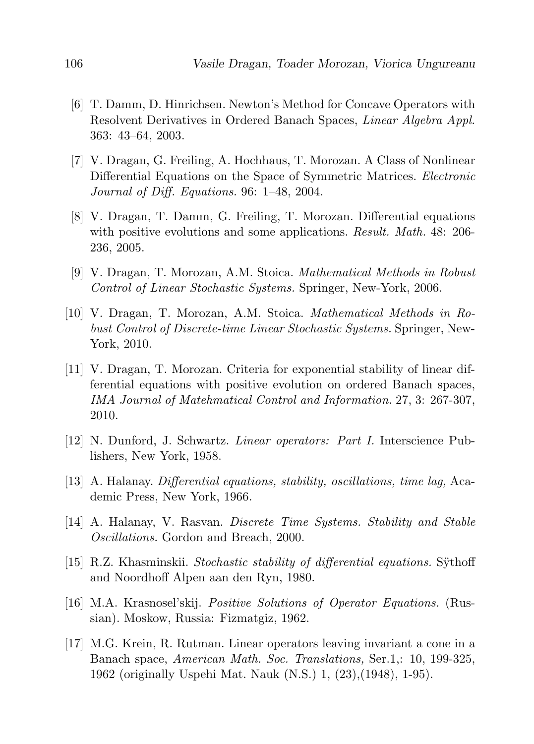[6] T. Damm, D. Hinrichsen. Newton's Method for Concave Operators with Resolvent Derivatives in Ordered Banach Spaces, *Linear Algebra Appl.* 363: 43–64, 2003.

[7] V. Dragan, G. Freiling, A. Hochhaus, T. Morozan. A Class of Nonlinear Differential Equations on the Space of Symmetric Matrices. *Electronic Journal of Diff. Equations.* 96: 1–48, 2004.

[8] V. Dragan, T. Damm, G. Freiling, T. Morozan. Differential equations with positive evolutions and some applications. *Result. Math.* 48: 206-236, 2005.

[9] V. Dragan, T. Morozan, A.M. Stoica. *Mathematical Methods in Robust Control of Linear Stochastic Systems.* Springer, New-York, 2006.

[10] V. Dragan, T. Morozan, A.M. Stoica. *Mathematical Methods in Robust Control of Discrete-time Linear Stochastic Systems.* Springer, New-York, 2010.

[11] V. Dragan, T. Morozan. Criteria for exponential stability of linear differential equations with positive evolution on ordered Banach spaces, *IMA Journal of Matehmatical Control and Information.* 27, 3: 267-307, 2010.

[12] N. Dunford, J. Schwartz. *Linear operators: Part I.* Interscience Publishers, New York, 1958.

[13] A. Halanay. *Differential equations, stability, oscillations, time lag,* Academic Press, New York, 1966.

[14] A. Halanay, V. Rasvan. *Discrete Time Systems. Stability and Stable Oscillations.* Gordon and Breach, 2000.

[15] R.Z. Khasminskii. *Stochastic stability of differential equations.* Sÿthoff and Noordhoff Alpen aan den Ryn, 1980.

[16] M.A. Krasnosel'skij. *Positive Solutions of Operator Equations.* (Russian). Moskow, Russia: Fizmatgiz, 1962.

[17] M.G. Krein, R. Rutman. Linear operators leaving invariant a cone in a Banach space, *American Math. Soc. Translations,* Ser.1,: 10, 199-325, 1962 (originally Uspehi Mat. Nauk (N.S.) 1, (23),(1948), 1-95).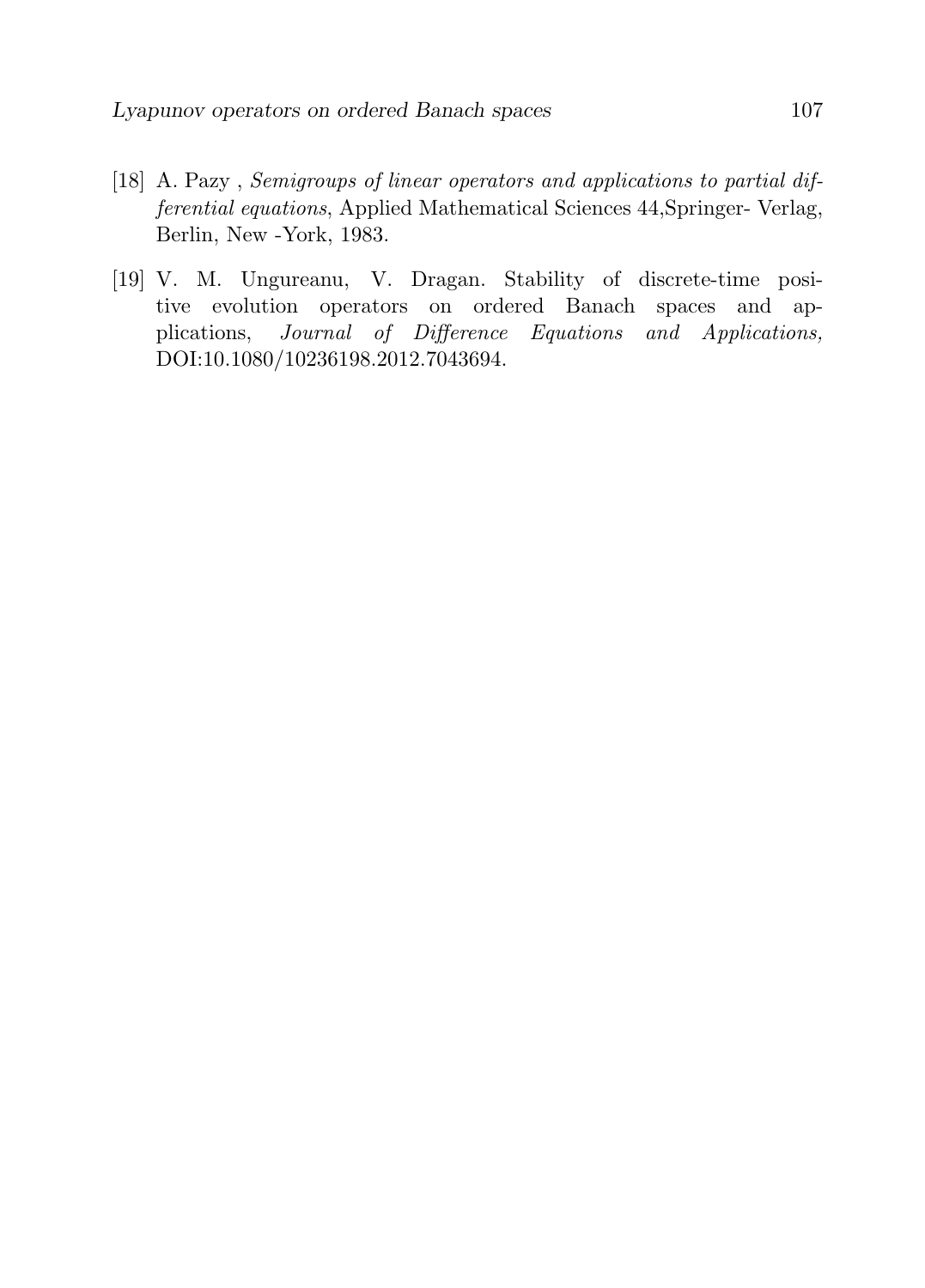[18] A. Pazy , *Semigroups of linear operators and applications to partial differential equations*, Applied Mathematical Sciences 44,Springer- Verlag, Berlin, New -York, 1983.

[19] V. M. Ungureanu, V. Dragan. Stability of discrete-time positive evolution operators on ordered Banach spaces and applications, *Journal of Difference Equations and Applications,* DOI:10.1080/10236198.2012.7043694.